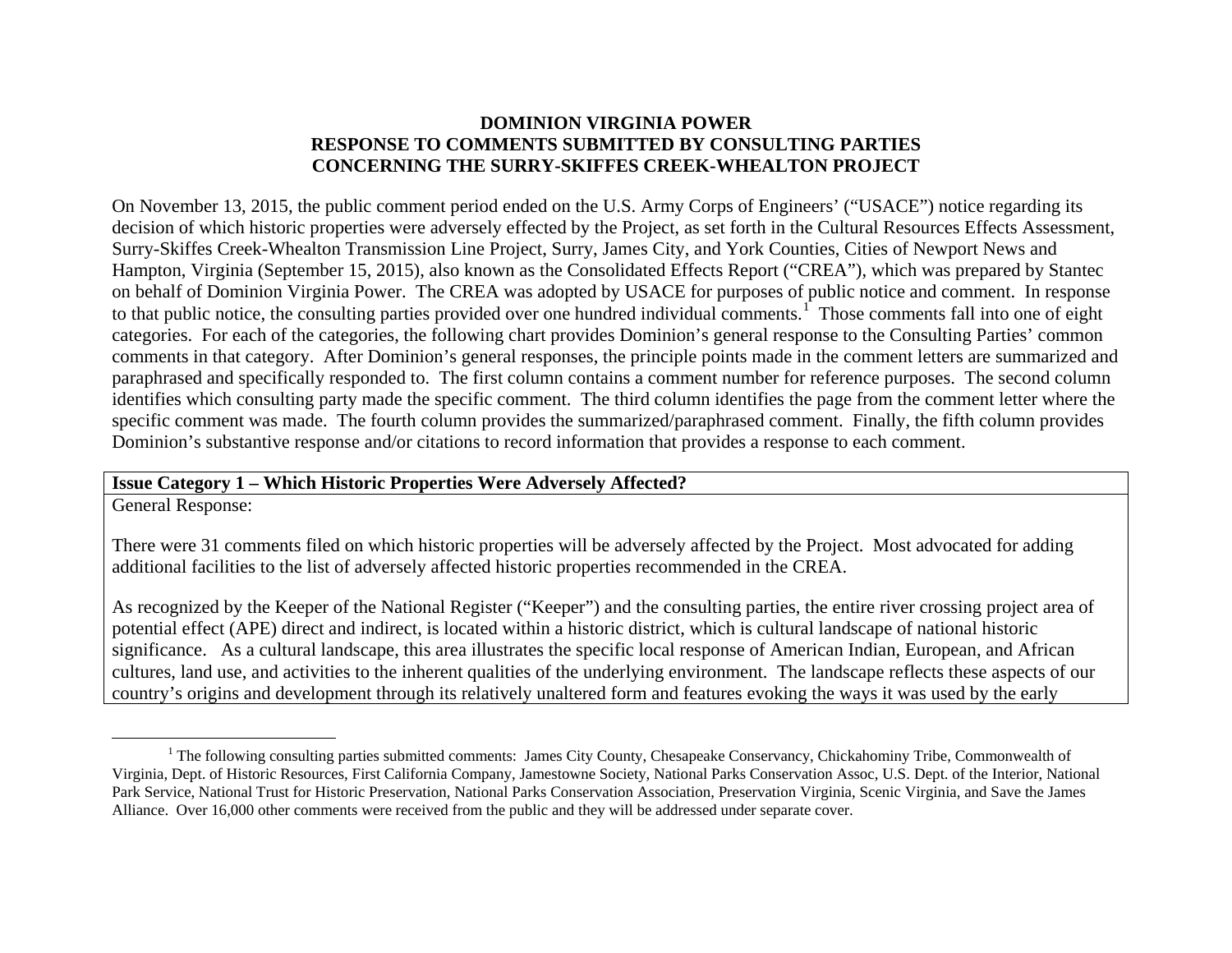# DOMINION VIRGINIA POWER
# RESPONSE TO COMMENTS SUBMITTED BY CONSULTING PARTIES
# CONCERNING THE SURRY-SKIFFES CREEK-WHEALTON PROJECT

On November 13, 2015, the public comment period ended on the U.S. Army Corps of Engineers' ("USACE") notice regarding its decision of which historic properties were adversely effected by the Project, as set forth in the Cultural Resources Effects Assessment, Surry-Skiffes Creek-Whealton Transmission Line Project, Surry, James City, and York Counties, Cities of Newport News and Hampton, Virginia (September 15, 2015), also known as the Consolidated Effects Report ("CREA"), which was prepared by Stantec on behalf of Dominion Virginia Power. The CREA was adopted by USACE for purposes of public notice and comment. In response to that public notice, the consulting parties provided over one hundred individual comments.[1] Those comments fall into one of eight categories. For each of the categories, the following chart provides Dominion's general response to the Consulting Parties' common comments in that category. After Dominion's general responses, the principle points made in the comment letters are summarized and paraphrased and specifically responded to. The first column contains a comment number for reference purposes. The second column identifies which consulting party made the specific comment. The third column identifies the page from the comment letter where the specific comment was made. The fourth column provides the summarized/paraphrased comment. Finally, the fifth column provides Dominion's substantive response and/or citations to record information that provides a response to each comment.

| **Issue Category 1 – Which Historic Properties Were Adversely Affected?** |
|---|
| General Response:<br><br>There were 31 comments filed on which historic properties will be adversely affected by the Project. Most advocated for adding additional facilities to the list of adversely affected historic properties recommended in the CREA.<br><br>As recognized by the Keeper of the National Register ("Keeper") and the consulting parties, the entire river crossing project area of potential effect (APE) direct and indirect, is located within a historic district, which is cultural landscape of national historic significance. As a cultural landscape, this area illustrates the specific local response of American Indian, European, and African cultures, land use, and activities to the inherent qualities of the underlying environment. The landscape reflects these aspects of our country's origins and development through its relatively unaltered form and features evoking the ways it was used by the early |

[1] The following consulting parties submitted comments: James City County, Chesapeake Conservancy, Chickahominy Tribe, Commonwealth of Virginia, Dept. of Historic Resources, First California Company, Jamestowne Society, National Parks Conservation Assoc, U.S. Dept. of the Interior, National Park Service, National Trust for Historic Preservation, National Parks Conservation Association, Preservation Virginia, Scenic Virginia, and Save the James Alliance. Over 16,000 other comments were received from the public and they will be addressed under separate cover.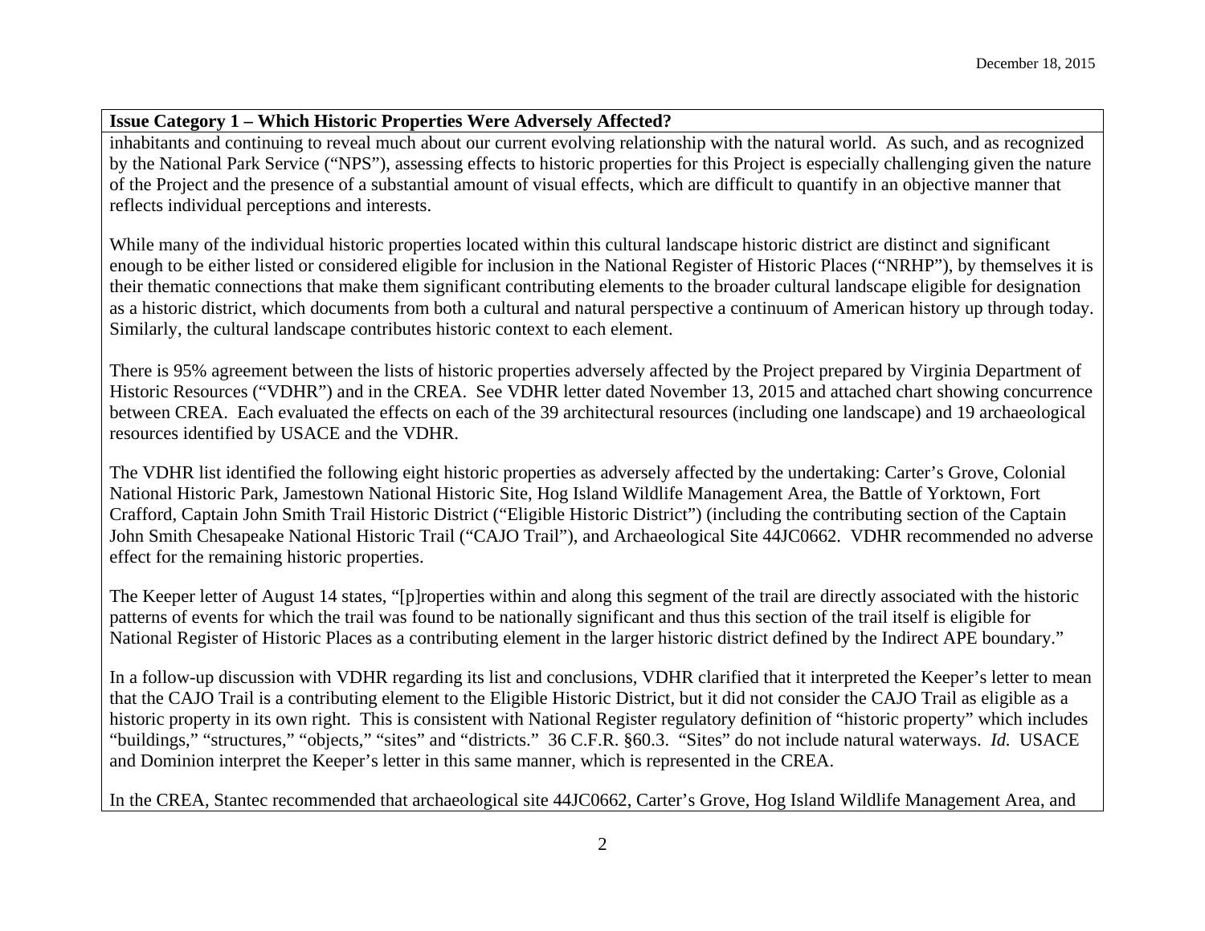**Issue Category 1 – Which Historic Properties Were Adversely Affected?**

inhabitants and continuing to reveal much about our current evolving relationship with the natural world. As such, and as recognized by the National Park Service ("NPS"), assessing effects to historic properties for this Project is especially challenging given the nature of the Project and the presence of a substantial amount of visual effects, which are difficult to quantify in an objective manner that reflects individual perceptions and interests.

While many of the individual historic properties located within this cultural landscape historic district are distinct and significant enough to be either listed or considered eligible for inclusion in the National Register of Historic Places ("NRHP"), by themselves it is their thematic connections that make them significant contributing elements to the broader cultural landscape eligible for designation as a historic district, which documents from both a cultural and natural perspective a continuum of American history up through today. Similarly, the cultural landscape contributes historic context to each element.

There is 95% agreement between the lists of historic properties adversely affected by the Project prepared by Virginia Department of Historic Resources ("VDHR") and in the CREA. See VDHR letter dated November 13, 2015 and attached chart showing concurrence between CREA. Each evaluated the effects on each of the 39 architectural resources (including one landscape) and 19 archaeological resources identified by USACE and the VDHR.

The VDHR list identified the following eight historic properties as adversely affected by the undertaking: Carter's Grove, Colonial National Historic Park, Jamestown National Historic Site, Hog Island Wildlife Management Area, the Battle of Yorktown, Fort Crafford, Captain John Smith Trail Historic District ("Eligible Historic District") (including the contributing section of the Captain John Smith Chesapeake National Historic Trail ("CAJO Trail"), and Archaeological Site 44JC0662. VDHR recommended no adverse effect for the remaining historic properties.

The Keeper letter of August 14 states, "[p]roperties within and along this segment of the trail are directly associated with the historic patterns of events for which the trail was found to be nationally significant and thus this section of the trail itself is eligible for National Register of Historic Places as a contributing element in the larger historic district defined by the Indirect APE boundary."

In a follow-up discussion with VDHR regarding its list and conclusions, VDHR clarified that it interpreted the Keeper's letter to mean that the CAJO Trail is a contributing element to the Eligible Historic District, but it did not consider the CAJO Trail as eligible as a historic property in its own right. This is consistent with National Register regulatory definition of "historic property" which includes "buildings," "structures," "objects," "sites" and "districts." 36 C.F.R. §60.3. "Sites" do not include natural waterways. *Id.* USACE and Dominion interpret the Keeper's letter in this same manner, which is represented in the CREA.

In the CREA, Stantec recommended that archaeological site 44JC0662, Carter's Grove, Hog Island Wildlife Management Area, and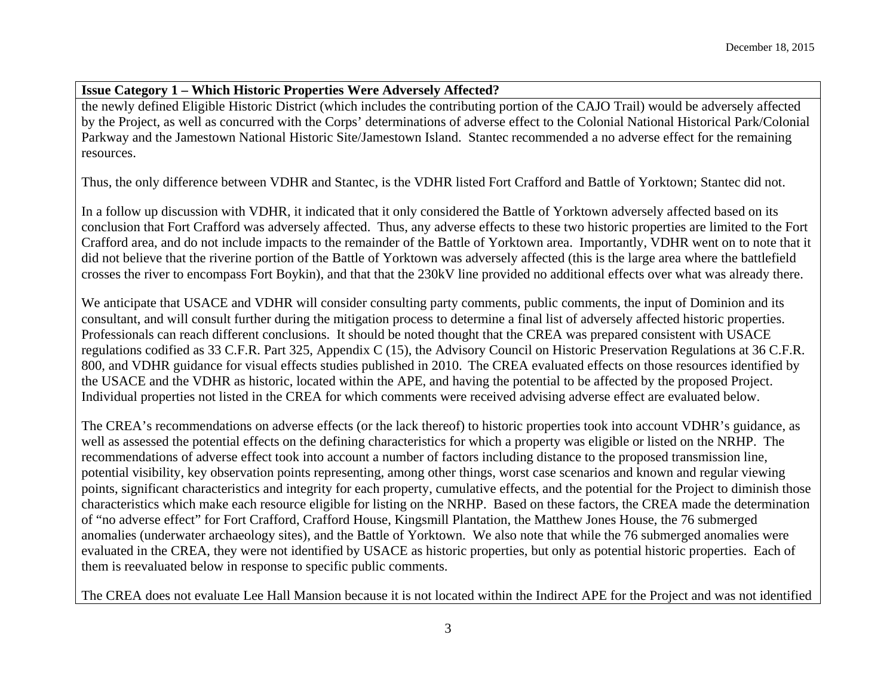**Issue Category 1 – Which Historic Properties Were Adversely Affected?**

the newly defined Eligible Historic District (which includes the contributing portion of the CAJO Trail) would be adversely affected by the Project, as well as concurred with the Corps' determinations of adverse effect to the Colonial National Historical Park/Colonial Parkway and the Jamestown National Historic Site/Jamestown Island. Stantec recommended a no adverse effect for the remaining resources.

Thus, the only difference between VDHR and Stantec, is the VDHR listed Fort Crafford and Battle of Yorktown; Stantec did not.

In a follow up discussion with VDHR, it indicated that it only considered the Battle of Yorktown adversely affected based on its conclusion that Fort Crafford was adversely affected. Thus, any adverse effects to these two historic properties are limited to the Fort Crafford area, and do not include impacts to the remainder of the Battle of Yorktown area. Importantly, VDHR went on to note that it did not believe that the riverine portion of the Battle of Yorktown was adversely affected (this is the large area where the battlefield crosses the river to encompass Fort Boykin), and that that the 230kV line provided no additional effects over what was already there.

We anticipate that USACE and VDHR will consider consulting party comments, public comments, the input of Dominion and its consultant, and will consult further during the mitigation process to determine a final list of adversely affected historic properties. Professionals can reach different conclusions. It should be noted thought that the CREA was prepared consistent with USACE regulations codified as 33 C.F.R. Part 325, Appendix C (15), the Advisory Council on Historic Preservation Regulations at 36 C.F.R. 800, and VDHR guidance for visual effects studies published in 2010. The CREA evaluated effects on those resources identified by the USACE and the VDHR as historic, located within the APE, and having the potential to be affected by the proposed Project. Individual properties not listed in the CREA for which comments were received advising adverse effect are evaluated below.

The CREA's recommendations on adverse effects (or the lack thereof) to historic properties took into account VDHR's guidance, as well as assessed the potential effects on the defining characteristics for which a property was eligible or listed on the NRHP. The recommendations of adverse effect took into account a number of factors including distance to the proposed transmission line, potential visibility, key observation points representing, among other things, worst case scenarios and known and regular viewing points, significant characteristics and integrity for each property, cumulative effects, and the potential for the Project to diminish those characteristics which make each resource eligible for listing on the NRHP. Based on these factors, the CREA made the determination of "no adverse effect" for Fort Crafford, Crafford House, Kingsmill Plantation, the Matthew Jones House, the 76 submerged anomalies (underwater archaeology sites), and the Battle of Yorktown. We also note that while the 76 submerged anomalies were evaluated in the CREA, they were not identified by USACE as historic properties, but only as potential historic properties. Each of them is reevaluated below in response to specific public comments.

The CREA does not evaluate Lee Hall Mansion because it is not located within the Indirect APE for the Project and was not identified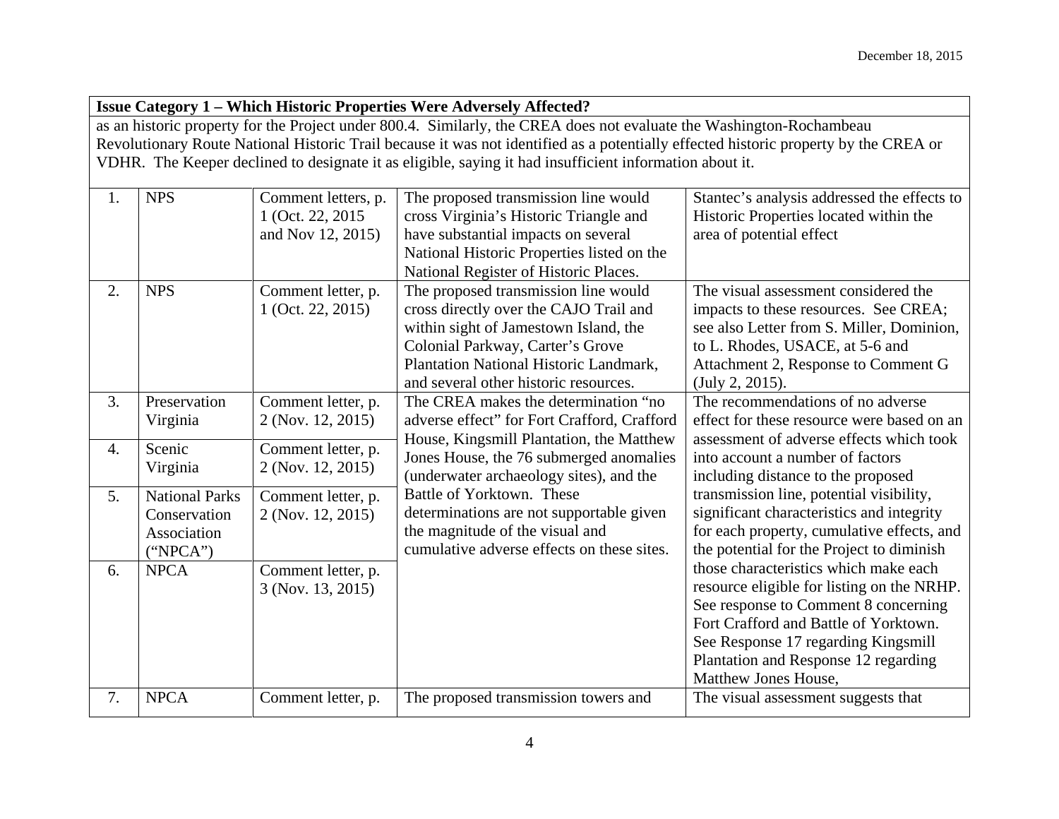| Issue Category 1 – Which Historic Properties Were Adversely Affected? | | | | |
|---|---|---|---|---|
| as an historic property for the Project under 800.4. Similarly, the CREA does not evaluate the Washington-Rochambeau Revolutionary Route National Historic Trail because it was not identified as a potentially effected historic property by the CREA or VDHR. The Keeper declined to designate it as eligible, saying it had insufficient information about it. | | | | |
| 1. | NPS | Comment letters, p. 1 (Oct. 22, 2015 and Nov 12, 2015) | The proposed transmission line would cross Virginia's Historic Triangle and have substantial impacts on several National Historic Properties listed on the National Register of Historic Places. | Stantec's analysis addressed the effects to Historic Properties located within the area of potential effect |
| 2. | NPS | Comment letter, p. 1 (Oct. 22, 2015) | The proposed transmission line would cross directly over the CAJO Trail and within sight of Jamestown Island, the Colonial Parkway, Carter's Grove Plantation National Historic Landmark, and several other historic resources. | The visual assessment considered the impacts to these resources. See CREA; see also Letter from S. Miller, Dominion, to L. Rhodes, USACE, at 5-6 and Attachment 2, Response to Comment G (July 2, 2015). |
| 3. | Preservation Virginia | Comment letter, p. 2 (Nov. 12, 2015) | The CREA makes the determination "no adverse effect" for Fort Crafford, Crafford House, Kingsmill Plantation, the Matthew Jones House, the 76 submerged anomalies (underwater archaeology sites), and the Battle of Yorktown. These determinations are not supportable given the magnitude of the visual and cumulative adverse effects on these sites. | The recommendations of no adverse effect for these resource were based on an assessment of adverse effects which took into account a number of factors including distance to the proposed transmission line, potential visibility, significant characteristics and integrity for each property, cumulative effects, and the potential for the Project to diminish those characteristics which make each resource eligible for listing on the NRHP. See response to Comment 8 concerning Fort Crafford and Battle of Yorktown. See Response 17 regarding Kingsmill Plantation and Response 12 regarding Matthew Jones House, |
| 4. | Scenic Virginia | Comment letter, p. 2 (Nov. 12, 2015) | | |
| 5. | National Parks Conservation Association ("NPCA") | Comment letter, p. 2 (Nov. 12, 2015) | | |
| 6. | NPCA | Comment letter, p. 3 (Nov. 13, 2015) | | |
| 7. | NPCA | Comment letter, p. | The proposed transmission towers and | The visual assessment suggests that |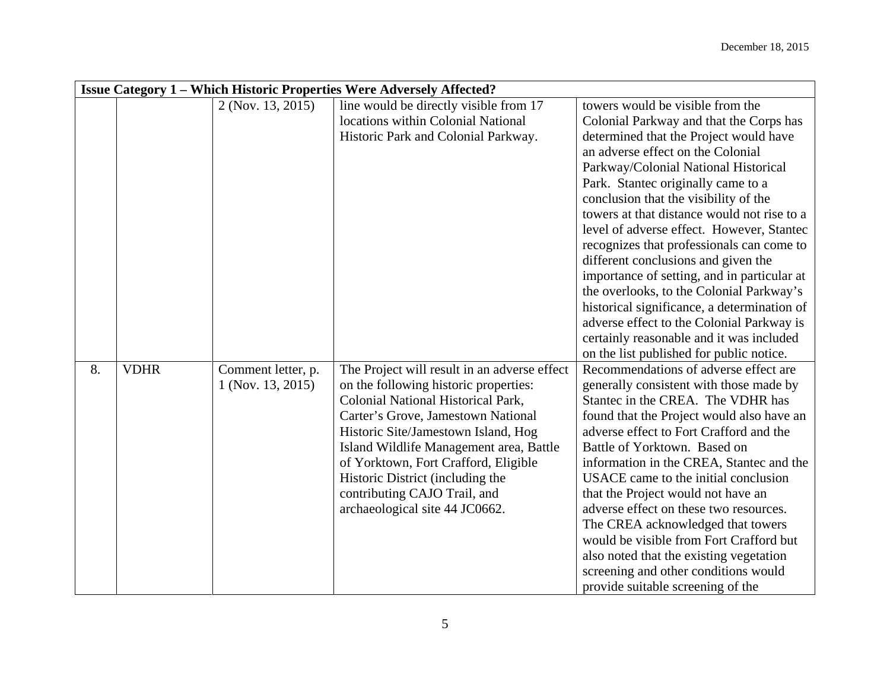| Issue Category 1 – Which Historic Properties Were Adversely Affected? | | | | |
|---|---|---|---|---|
| | | 2 (Nov. 13, 2015) | line would be directly visible from 17 locations within Colonial National Historic Park and Colonial Parkway. | towers would be visible from the Colonial Parkway and that the Corps has determined that the Project would have an adverse effect on the Colonial Parkway/Colonial National Historical Park. Stantec originally came to a conclusion that the visibility of the towers at that distance would not rise to a level of adverse effect. However, Stantec recognizes that professionals can come to different conclusions and given the importance of setting, and in particular at the overlooks, to the Colonial Parkway's historical significance, a determination of adverse effect to the Colonial Parkway is certainly reasonable and it was included on the list published for public notice. |
| 8. | VDHR | Comment letter, p. 1 (Nov. 13, 2015) | The Project will result in an adverse effect on the following historic properties: Colonial National Historical Park, Carter's Grove, Jamestown National Historic Site/Jamestown Island, Hog Island Wildlife Management area, Battle of Yorktown, Fort Crafford, Eligible Historic District (including the contributing CAJO Trail, and archaeological site 44 JC0662. | Recommendations of adverse effect are generally consistent with those made by Stantec in the CREA. The VDHR has found that the Project would also have an adverse effect to Fort Crafford and the Battle of Yorktown. Based on information in the CREA, Stantec and the USACE came to the initial conclusion that the Project would not have an adverse effect on these two resources. The CREA acknowledged that towers would be visible from Fort Crafford but also noted that the existing vegetation screening and other conditions would provide suitable screening of the |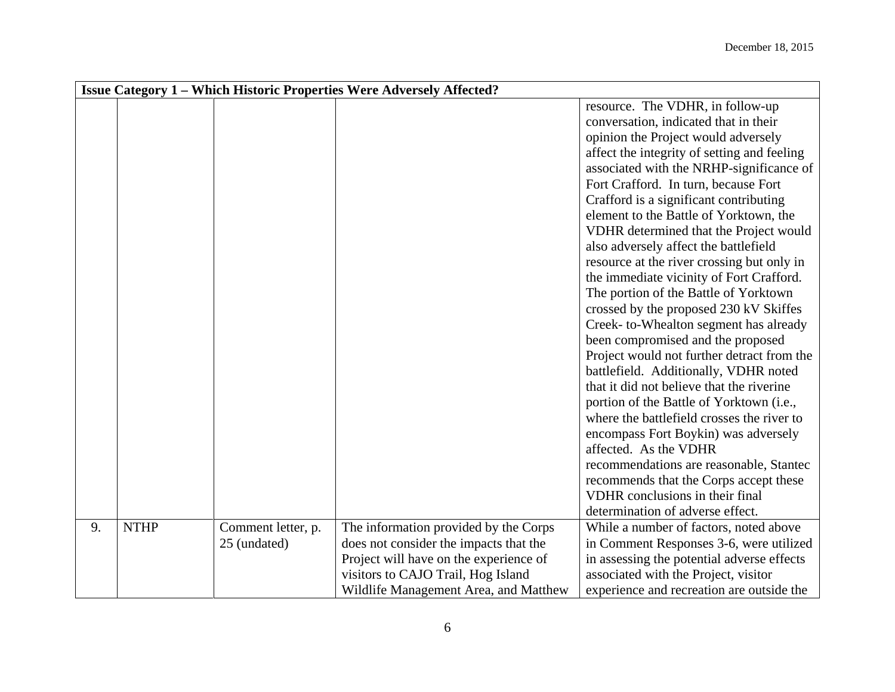| Issue Category 1 – Which Historic Properties Were Adversely Affected? | | | | |
|---|---|---|---|---|
| | | | | resource. The VDHR, in follow-up conversation, indicated that in their opinion the Project would adversely affect the integrity of setting and feeling associated with the NRHP-significance of Fort Crafford. In turn, because Fort Crafford is a significant contributing element to the Battle of Yorktown, the VDHR determined that the Project would also adversely affect the battlefield resource at the river crossing but only in the immediate vicinity of Fort Crafford. The portion of the Battle of Yorktown crossed by the proposed 230 kV Skiffes Creek- to-Whealton segment has already been compromised and the proposed Project would not further detract from the battlefield. Additionally, VDHR noted that it did not believe that the riverine portion of the Battle of Yorktown (i.e., where the battlefield crosses the river to encompass Fort Boykin) was adversely affected. As the VDHR recommendations are reasonable, Stantec recommends that the Corps accept these VDHR conclusions in their final determination of adverse effect. |
| 9. | NTHP | Comment letter, p. 25 (undated) | The information provided by the Corps does not consider the impacts that the Project will have on the experience of visitors to CAJO Trail, Hog Island Wildlife Management Area, and Matthew | While a number of factors, noted above in Comment Responses 3-6, were utilized in assessing the potential adverse effects associated with the Project, visitor experience and recreation are outside the |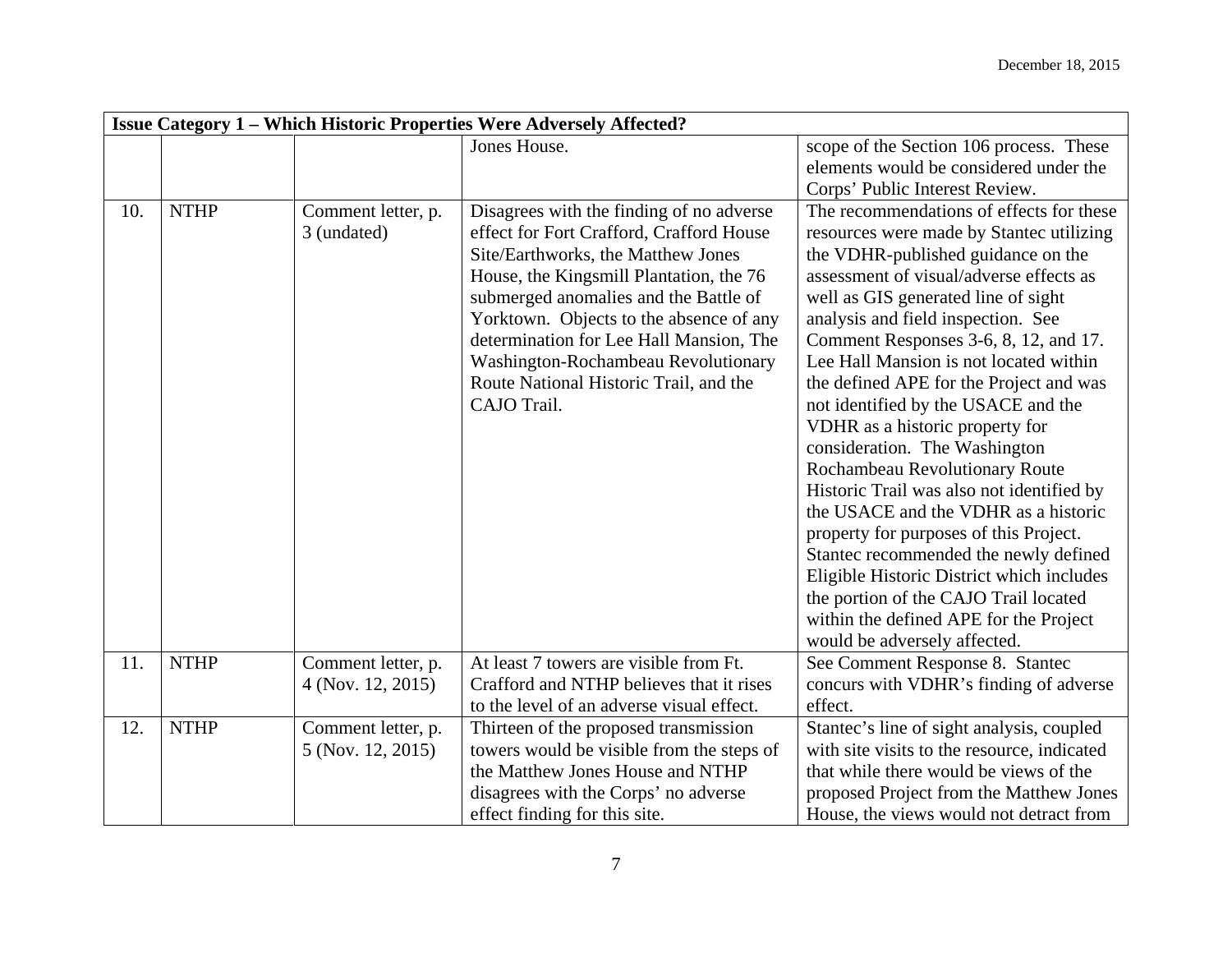| Issue Category 1 – Which Historic Properties Were Adversely Affected? | | | | |
|---|---|---|---|---|
| | | | Jones House. | scope of the Section 106 process. These elements would be considered under the Corps' Public Interest Review. |
| 10. | NTHP | Comment letter, p. 3 (undated) | Disagrees with the finding of no adverse effect for Fort Crafford, Crafford House Site/Earthworks, the Matthew Jones House, the Kingsmill Plantation, the 76 submerged anomalies and the Battle of Yorktown. Objects to the absence of any determination for Lee Hall Mansion, The Washington-Rochambeau Revolutionary Route National Historic Trail, and the CAJO Trail. | The recommendations of effects for these resources were made by Stantec utilizing the VDHR-published guidance on the assessment of visual/adverse effects as well as GIS generated line of sight analysis and field inspection. See Comment Responses 3-6, 8, 12, and 17. Lee Hall Mansion is not located within the defined APE for the Project and was not identified by the USACE and the VDHR as a historic property for consideration. The Washington Rochambeau Revolutionary Route Historic Trail was also not identified by the USACE and the VDHR as a historic property for purposes of this Project. Stantec recommended the newly defined Eligible Historic District which includes the portion of the CAJO Trail located within the defined APE for the Project would be adversely affected. |
| 11. | NTHP | Comment letter, p. 4 (Nov. 12, 2015) | At least 7 towers are visible from Ft. Crafford and NTHP believes that it rises to the level of an adverse visual effect. | See Comment Response 8. Stantec concurs with VDHR's finding of adverse effect. |
| 12. | NTHP | Comment letter, p. 5 (Nov. 12, 2015) | Thirteen of the proposed transmission towers would be visible from the steps of the Matthew Jones House and NTHP disagrees with the Corps' no adverse effect finding for this site. | Stantec's line of sight analysis, coupled with site visits to the resource, indicated that while there would be views of the proposed Project from the Matthew Jones House, the views would not detract from |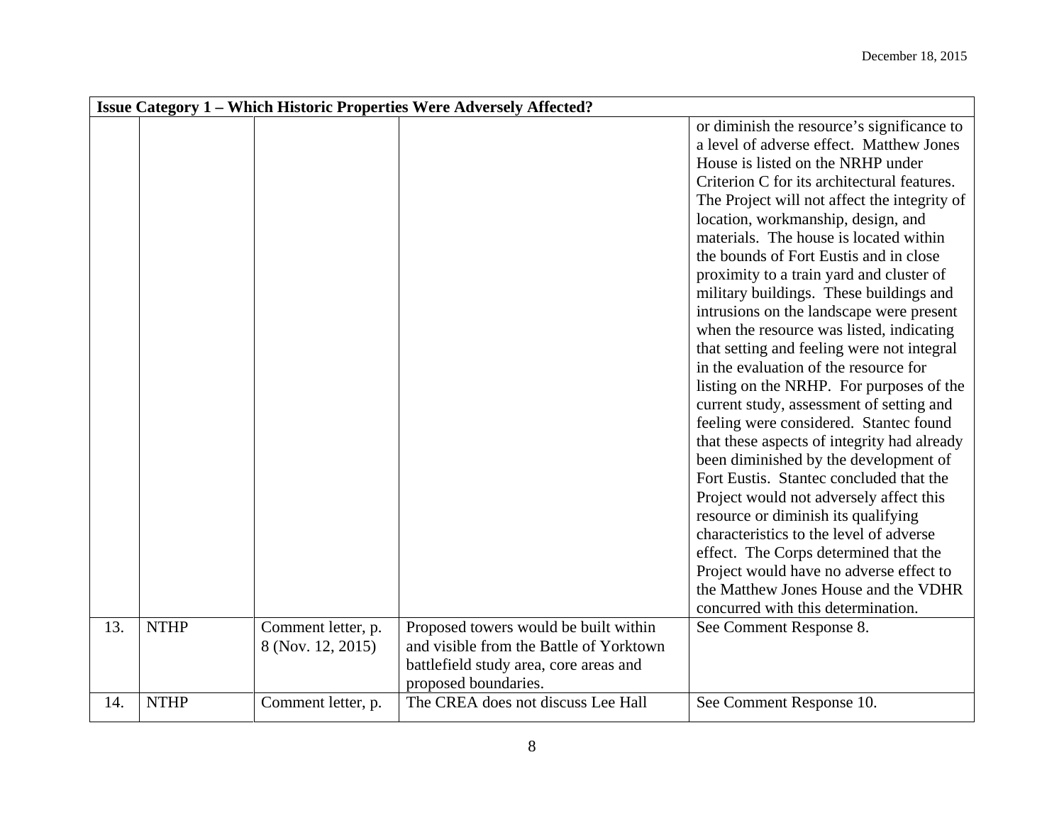| Issue Category 1 – Which Historic Properties Were Adversely Affected? | | | | |
|---|---|---|---|---|
| | | | | or diminish the resource's significance to a level of adverse effect. Matthew Jones House is listed on the NRHP under Criterion C for its architectural features. The Project will not affect the integrity of location, workmanship, design, and materials. The house is located within the bounds of Fort Eustis and in close proximity to a train yard and cluster of military buildings. These buildings and intrusions on the landscape were present when the resource was listed, indicating that setting and feeling were not integral in the evaluation of the resource for listing on the NRHP. For purposes of the current study, assessment of setting and feeling were considered. Stantec found that these aspects of integrity had already been diminished by the development of Fort Eustis. Stantec concluded that the Project would not adversely affect this resource or diminish its qualifying characteristics to the level of adverse effect. The Corps determined that the Project would have no adverse effect to the Matthew Jones House and the VDHR concurred with this determination. |
| 13. | NTHP | Comment letter, p. 8 (Nov. 12, 2015) | Proposed towers would be built within and visible from the Battle of Yorktown battlefield study area, core areas and proposed boundaries. | See Comment Response 8. |
| 14. | NTHP | Comment letter, p. | The CREA does not discuss Lee Hall | See Comment Response 10. |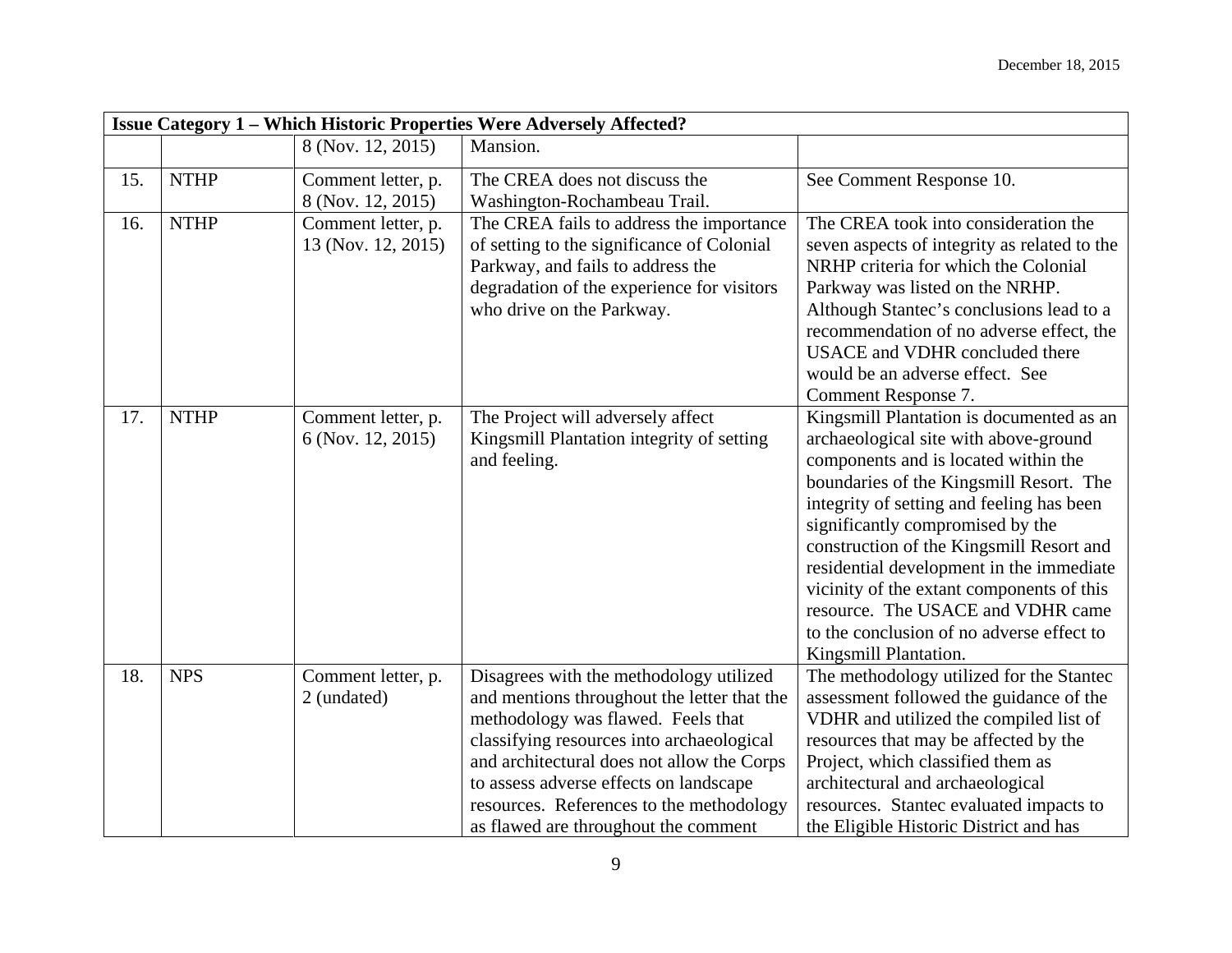| Issue Category 1 – Which Historic Properties Were Adversely Affected? | | | | |
|---|---|---|---|---|
| | | 8 (Nov. 12, 2015) | Mansion. | |
| 15. | NTHP | Comment letter, p. 8 (Nov. 12, 2015) | The CREA does not discuss the Washington-Rochambeau Trail. | See Comment Response 10. |
| 16. | NTHP | Comment letter, p. 13 (Nov. 12, 2015) | The CREA fails to address the importance of setting to the significance of Colonial Parkway, and fails to address the degradation of the experience for visitors who drive on the Parkway. | The CREA took into consideration the seven aspects of integrity as related to the NRHP criteria for which the Colonial Parkway was listed on the NRHP. Although Stantec's conclusions lead to a recommendation of no adverse effect, the USACE and VDHR concluded there would be an adverse effect. See Comment Response 7. |
| 17. | NTHP | Comment letter, p. 6 (Nov. 12, 2015) | The Project will adversely affect Kingsmill Plantation integrity of setting and feeling. | Kingsmill Plantation is documented as an archaeological site with above-ground components and is located within the boundaries of the Kingsmill Resort. The integrity of setting and feeling has been significantly compromised by the construction of the Kingsmill Resort and residential development in the immediate vicinity of the extant components of this resource. The USACE and VDHR came to the conclusion of no adverse effect to Kingsmill Plantation. |
| 18. | NPS | Comment letter, p. 2 (undated) | Disagrees with the methodology utilized and mentions throughout the letter that the methodology was flawed. Feels that classifying resources into archaeological and architectural does not allow the Corps to assess adverse effects on landscape resources. References to the methodology as flawed are throughout the comment | The methodology utilized for the Stantec assessment followed the guidance of the VDHR and utilized the compiled list of resources that may be affected by the Project, which classified them as architectural and archaeological resources. Stantec evaluated impacts to the Eligible Historic District and has |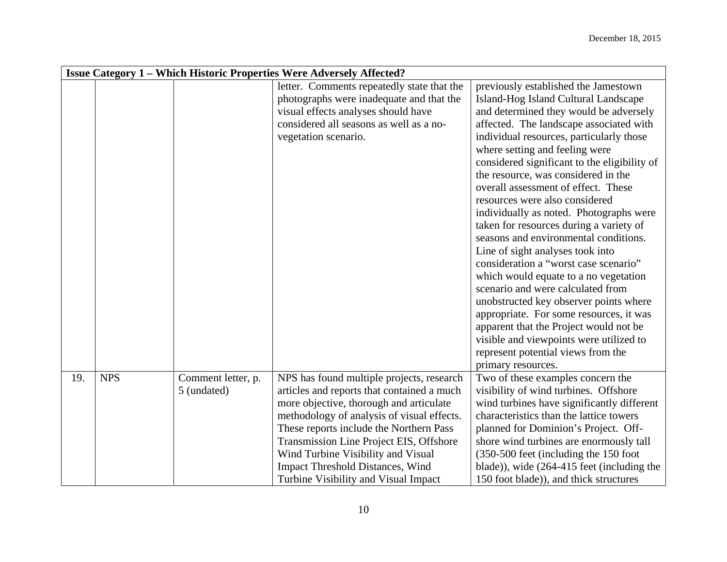| Issue Category 1 – Which Historic Properties Were Adversely Affected? | | | | |
|---|---|---|---|---|
| | | | letter. Comments repeatedly state that the photographs were inadequate and that the visual effects analyses should have considered all seasons as well as a no-vegetation scenario. | previously established the Jamestown Island-Hog Island Cultural Landscape and determined they would be adversely affected. The landscape associated with individual resources, particularly those where setting and feeling were considered significant to the eligibility of the resource, was considered in the overall assessment of effect. These resources were also considered individually as noted. Photographs were taken for resources during a variety of seasons and environmental conditions. Line of sight analyses took into consideration a "worst case scenario" which would equate to a no vegetation scenario and were calculated from unobstructed key observer points where appropriate. For some resources, it was apparent that the Project would not be visible and viewpoints were utilized to represent potential views from the primary resources. |
| 19. | NPS | Comment letter, p. 5 (undated) | NPS has found multiple projects, research articles and reports that contained a much more objective, thorough and articulate methodology of analysis of visual effects. These reports include the Northern Pass Transmission Line Project EIS, Offshore Wind Turbine Visibility and Visual Impact Threshold Distances, Wind Turbine Visibility and Visual Impact | Two of these examples concern the visibility of wind turbines. Offshore wind turbines have significantly different characteristics than the lattice towers planned for Dominion's Project. Off-shore wind turbines are enormously tall (350-500 feet (including the 150 foot blade)), wide (264-415 feet (including the 150 foot blade)), and thick structures |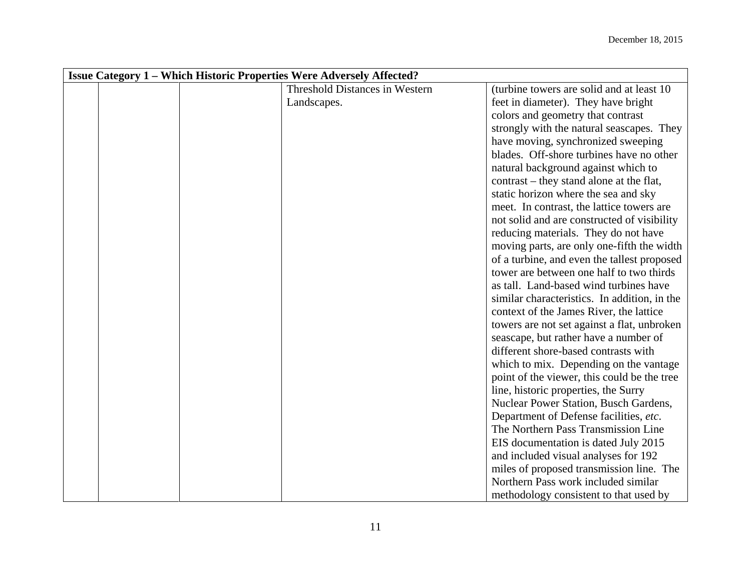| Issue Category 1 – Which Historic Properties Were Adversely Affected? | | | | |
|---|---|---|---|---|
| | | | Threshold Distances in Western Landscapes. | (turbine towers are solid and at least 10 feet in diameter). They have bright colors and geometry that contrast strongly with the natural seascapes. They have moving, synchronized sweeping blades. Off-shore turbines have no other natural background against which to contrast – they stand alone at the flat, static horizon where the sea and sky meet. In contrast, the lattice towers are not solid and are constructed of visibility reducing materials. They do not have moving parts, are only one-fifth the width of a turbine, and even the tallest proposed tower are between one half to two thirds as tall. Land-based wind turbines have similar characteristics. In addition, in the context of the James River, the lattice towers are not set against a flat, unbroken seascape, but rather have a number of different shore-based contrasts with which to mix. Depending on the vantage point of the viewer, this could be the tree line, historic properties, the Surry Nuclear Power Station, Busch Gardens, Department of Defense facilities, *etc*. The Northern Pass Transmission Line EIS documentation is dated July 2015 and included visual analyses for 192 miles of proposed transmission line. The Northern Pass work included similar methodology consistent to that used by |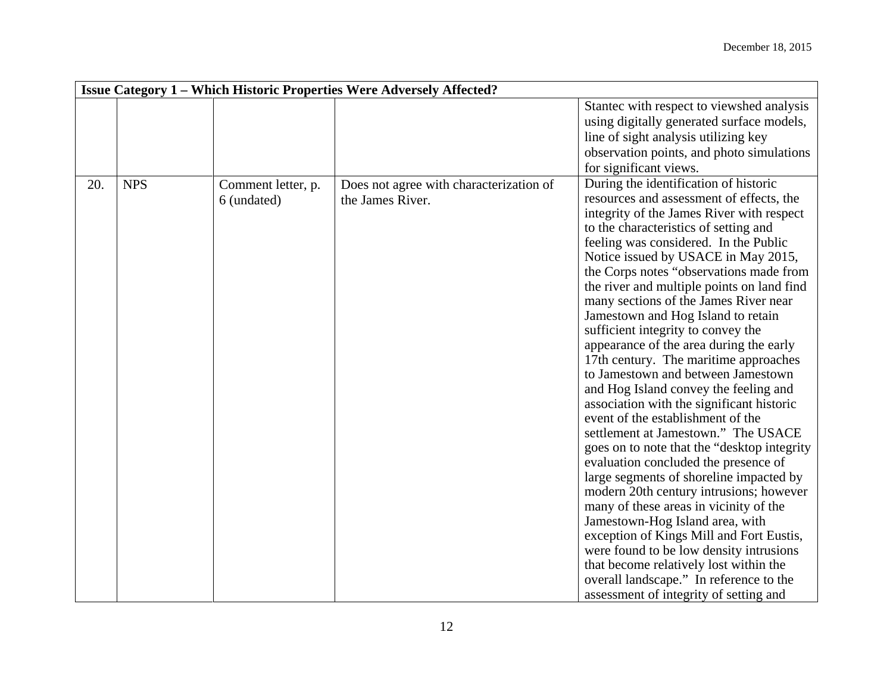| Issue Category 1 – Which Historic Properties Were Adversely Affected? | | | | |
|---|---|---|---|---|
| | | | | Stantec with respect to viewshed analysis using digitally generated surface models, line of sight analysis utilizing key observation points, and photo simulations for significant views. |
| 20. | NPS | Comment letter, p. 6 (undated) | Does not agree with characterization of the James River. | During the identification of historic resources and assessment of effects, the integrity of the James River with respect to the characteristics of setting and feeling was considered. In the Public Notice issued by USACE in May 2015, the Corps notes "observations made from the river and multiple points on land find many sections of the James River near Jamestown and Hog Island to retain sufficient integrity to convey the appearance of the area during the early 17th century. The maritime approaches to Jamestown and between Jamestown and Hog Island convey the feeling and association with the significant historic event of the establishment of the settlement at Jamestown." The USACE goes on to note that the "desktop integrity evaluation concluded the presence of large segments of shoreline impacted by modern 20th century intrusions; however many of these areas in vicinity of the Jamestown-Hog Island area, with exception of Kings Mill and Fort Eustis, were found to be low density intrusions that become relatively lost within the overall landscape." In reference to the assessment of integrity of setting and |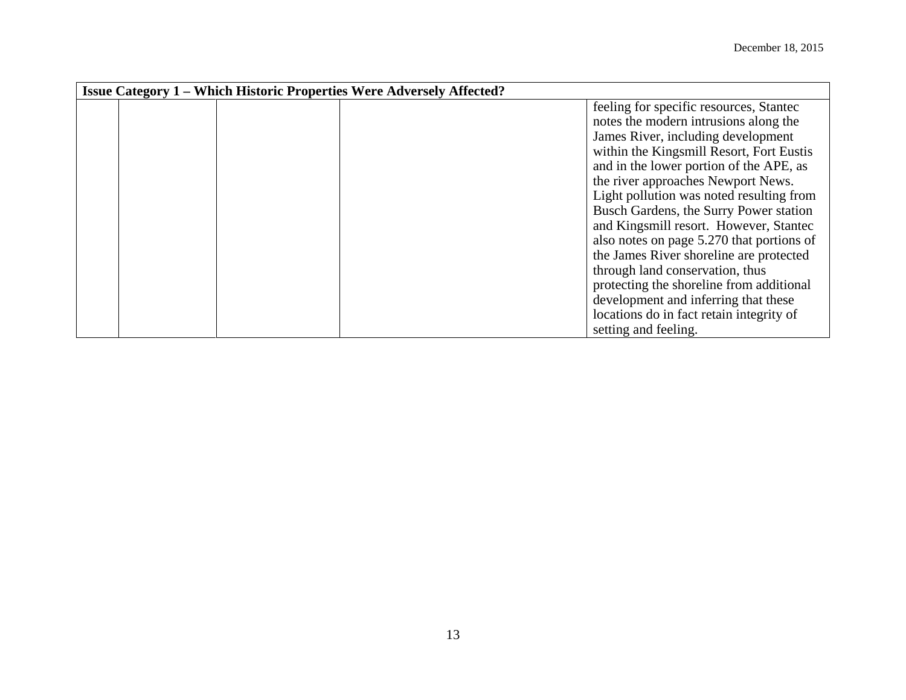| Issue Category 1 – Which Historic Properties Were Adversely Affected? | | | | |
|---|---|---|---|---|
| | | | | feeling for specific resources, Stantec notes the modern intrusions along the James River, including development within the Kingsmill Resort, Fort Eustis and in the lower portion of the APE, as the river approaches Newport News. Light pollution was noted resulting from Busch Gardens, the Surry Power station and Kingsmill resort. However, Stantec also notes on page 5.270 that portions of the James River shoreline are protected through land conservation, thus protecting the shoreline from additional development and inferring that these locations do in fact retain integrity of setting and feeling. |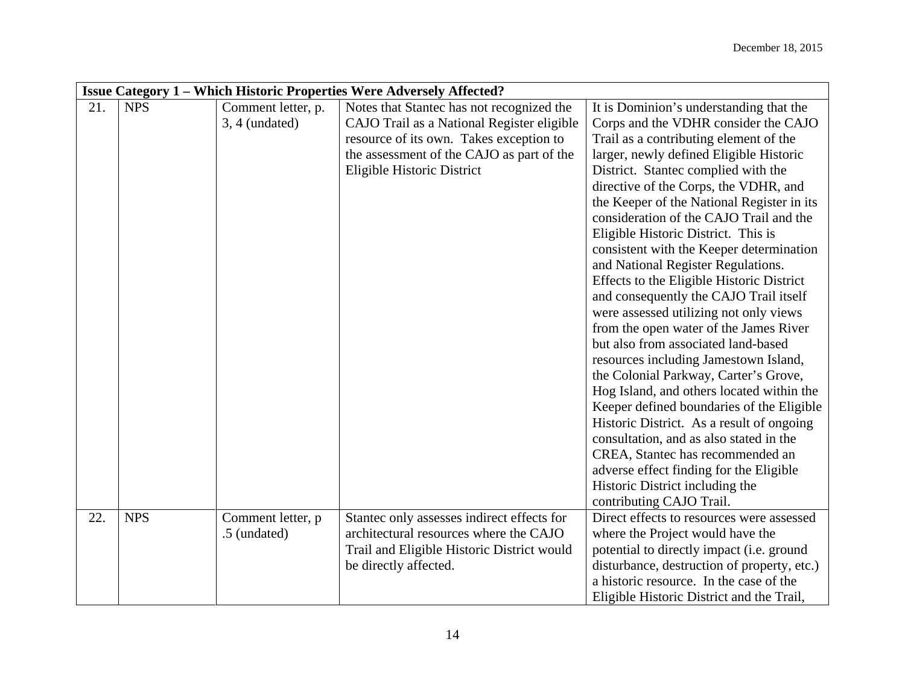December 18, 2015

| Issue Category 1 – Which Historic Properties Were Adversely Affected? | | | | |
|---|---|---|---|---|
| 21. | NPS | Comment letter, p. 3, 4 (undated) | Notes that Stantec has not recognized the CAJO Trail as a National Register eligible resource of its own. Takes exception to the assessment of the CAJO as part of the Eligible Historic District | It is Dominion's understanding that the Corps and the VDHR consider the CAJO Trail as a contributing element of the larger, newly defined Eligible Historic District. Stantec complied with the directive of the Corps, the VDHR, and the Keeper of the National Register in its consideration of the CAJO Trail and the Eligible Historic District. This is consistent with the Keeper determination and National Register Regulations. Effects to the Eligible Historic District and consequently the CAJO Trail itself were assessed utilizing not only views from the open water of the James River but also from associated land-based resources including Jamestown Island, the Colonial Parkway, Carter's Grove, Hog Island, and others located within the Keeper defined boundaries of the Eligible Historic District. As a result of ongoing consultation, and as also stated in the CREA, Stantec has recommended an adverse effect finding for the Eligible Historic District including the contributing CAJO Trail. |
| 22. | NPS | Comment letter, p .5 (undated) | Stantec only assesses indirect effects for architectural resources where the CAJO Trail and Eligible Historic District would be directly affected. | Direct effects to resources were assessed where the Project would have the potential to directly impact (i.e. ground disturbance, destruction of property, etc.) a historic resource. In the case of the Eligible Historic District and the Trail, |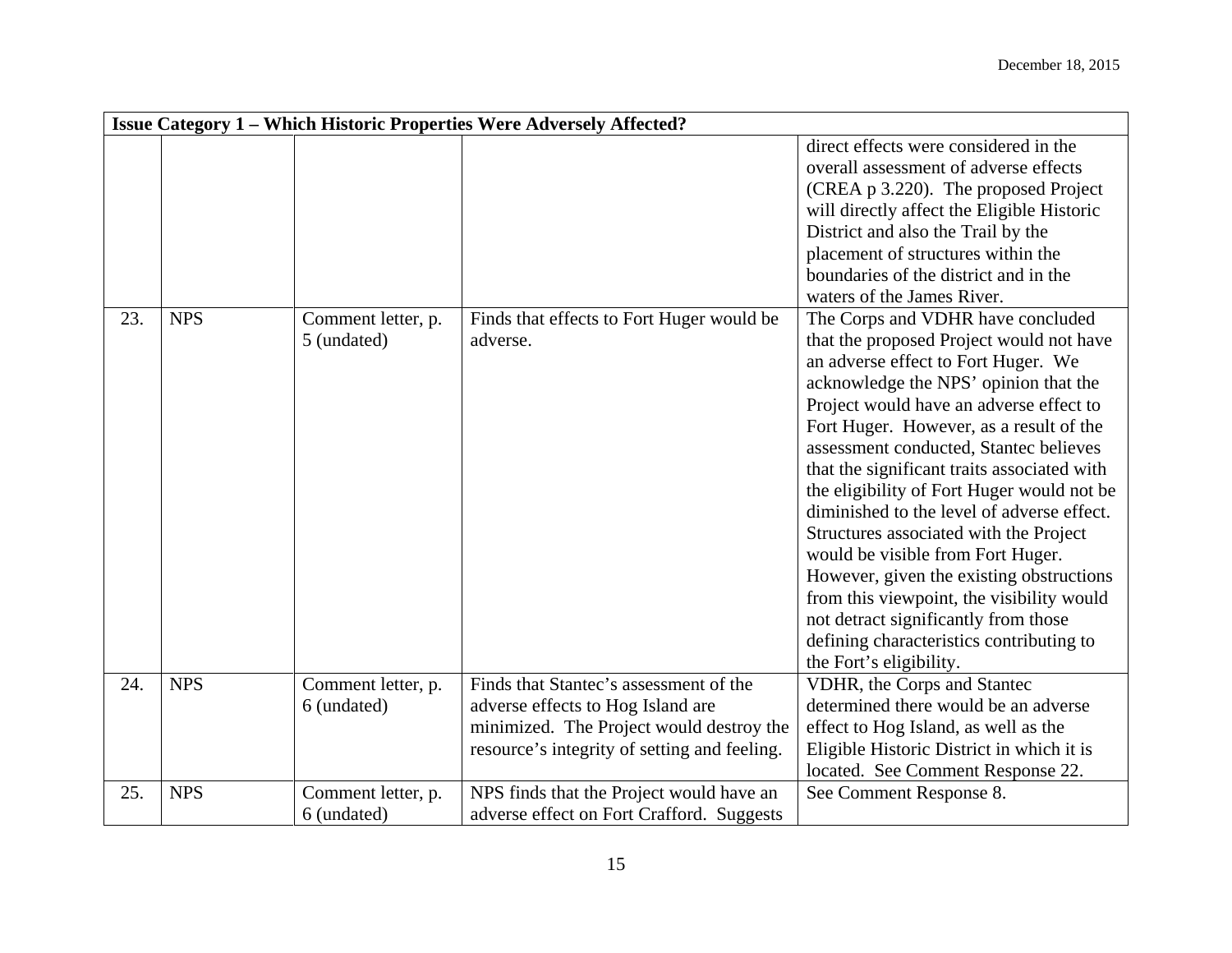| Issue Category 1 – Which Historic Properties Were Adversely Affected? | | | | |
|---|---|---|---|---|
| | | | | direct effects were considered in the overall assessment of adverse effects (CREA p 3.220). The proposed Project will directly affect the Eligible Historic District and also the Trail by the placement of structures within the boundaries of the district and in the waters of the James River. |
| 23. | NPS | Comment letter, p. 5 (undated) | Finds that effects to Fort Huger would be adverse. | The Corps and VDHR have concluded that the proposed Project would not have an adverse effect to Fort Huger. We acknowledge the NPS' opinion that the Project would have an adverse effect to Fort Huger. However, as a result of the assessment conducted, Stantec believes that the significant traits associated with the eligibility of Fort Huger would not be diminished to the level of adverse effect. Structures associated with the Project would be visible from Fort Huger. However, given the existing obstructions from this viewpoint, the visibility would not detract significantly from those defining characteristics contributing to the Fort's eligibility. |
| 24. | NPS | Comment letter, p. 6 (undated) | Finds that Stantec's assessment of the adverse effects to Hog Island are minimized. The Project would destroy the resource's integrity of setting and feeling. | VDHR, the Corps and Stantec determined there would be an adverse effect to Hog Island, as well as the Eligible Historic District in which it is located. See Comment Response 22. |
| 25. | NPS | Comment letter, p. 6 (undated) | NPS finds that the Project would have an adverse effect on Fort Crafford. Suggests | See Comment Response 8. |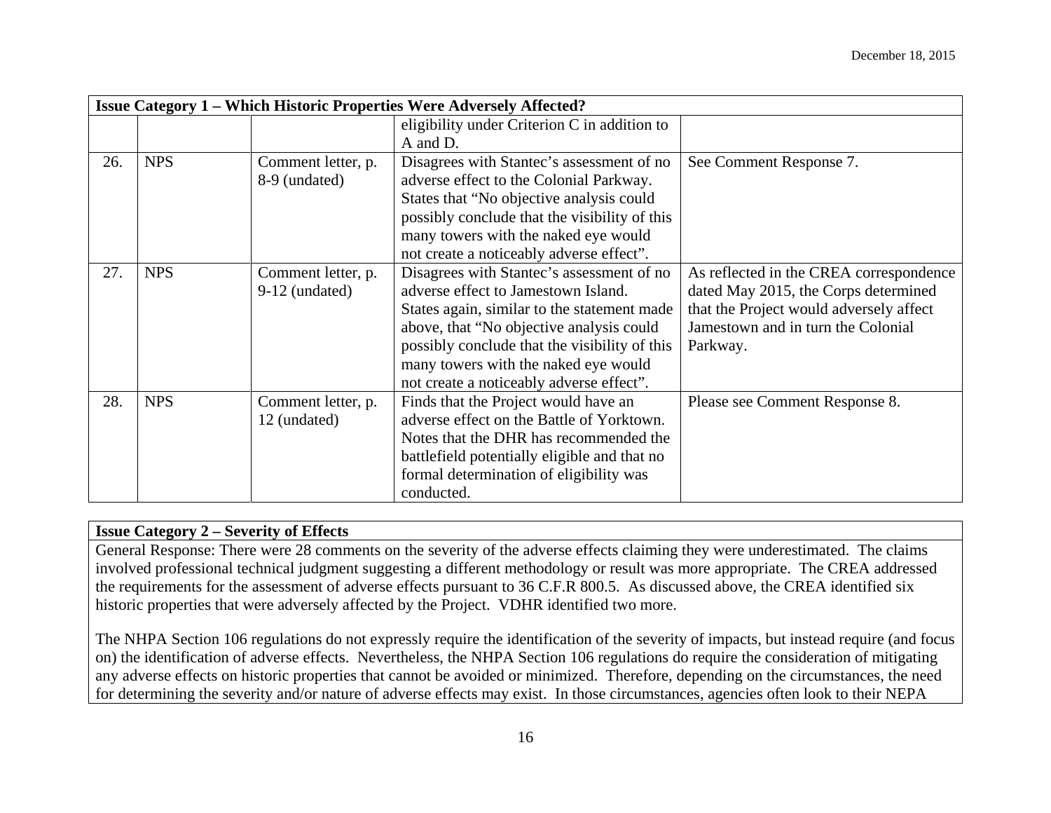| Issue Category 1 – Which Historic Properties Were Adversely Affected? | | | | |
|---|---|---|---|---|
| | | | eligibility under Criterion C in addition to A and D. | |
| 26. | NPS | Comment letter, p. 8-9 (undated) | Disagrees with Stantec's assessment of no adverse effect to the Colonial Parkway. States that "No objective analysis could possibly conclude that the visibility of this many towers with the naked eye would not create a noticeably adverse effect". | See Comment Response 7. |
| 27. | NPS | Comment letter, p. 9-12 (undated) | Disagrees with Stantec's assessment of no adverse effect to Jamestown Island. States again, similar to the statement made above, that "No objective analysis could possibly conclude that the visibility of this many towers with the naked eye would not create a noticeably adverse effect". | As reflected in the CREA correspondence dated May 2015, the Corps determined that the Project would adversely affect Jamestown and in turn the Colonial Parkway. |
| 28. | NPS | Comment letter, p. 12 (undated) | Finds that the Project would have an adverse effect on the Battle of Yorktown. Notes that the DHR has recommended the battlefield potentially eligible and that no formal determination of eligibility was conducted. | Please see Comment Response 8. |

**Issue Category 2 – Severity of Effects**

General Response: There were 28 comments on the severity of the adverse effects claiming they were underestimated. The claims involved professional technical judgment suggesting a different methodology or result was more appropriate. The CREA addressed the requirements for the assessment of adverse effects pursuant to 36 C.F.R 800.5. As discussed above, the CREA identified six historic properties that were adversely affected by the Project. VDHR identified two more.

The NHPA Section 106 regulations do not expressly require the identification of the severity of impacts, but instead require (and focus on) the identification of adverse effects. Nevertheless, the NHPA Section 106 regulations do require the consideration of mitigating any adverse effects on historic properties that cannot be avoided or minimized. Therefore, depending on the circumstances, the need for determining the severity and/or nature of adverse effects may exist. In those circumstances, agencies often look to their NEPA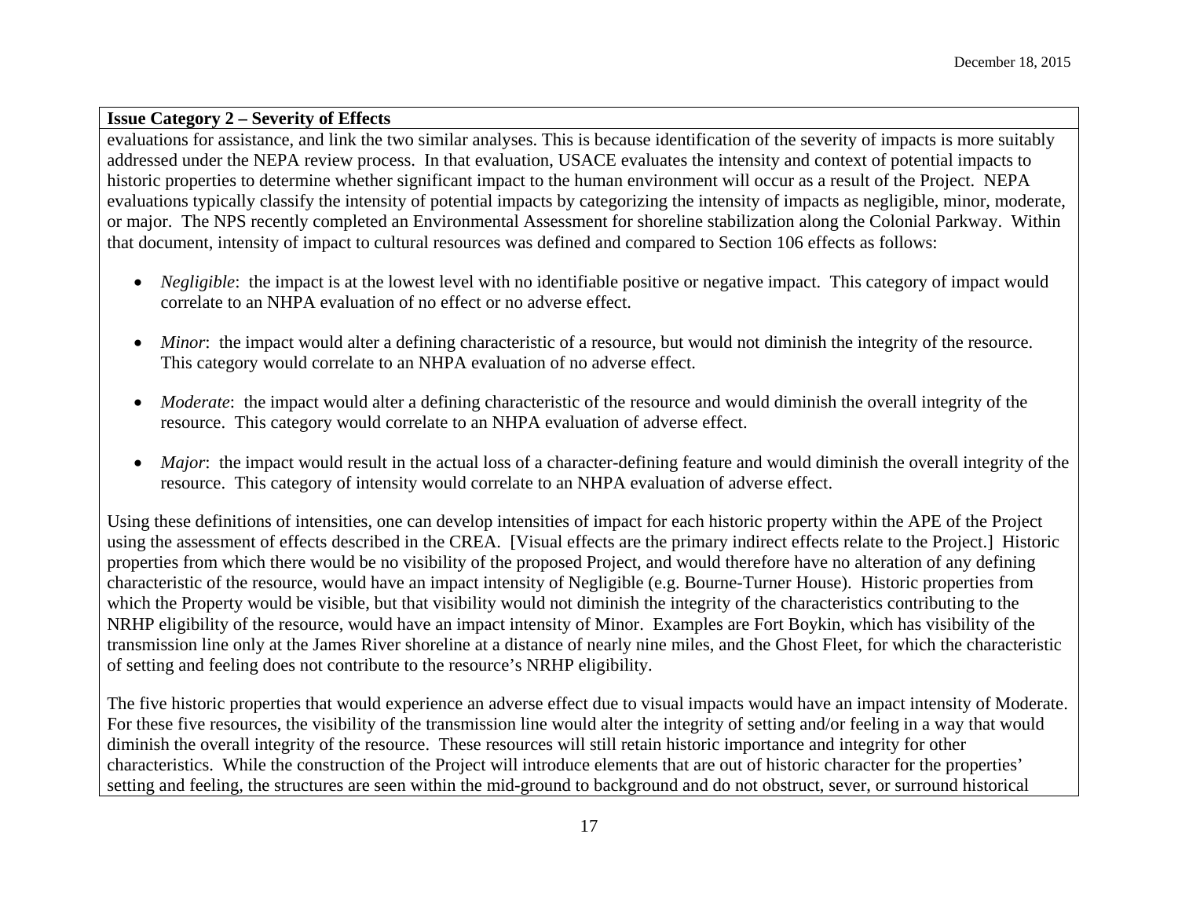**Issue Category 2 – Severity of Effects**

evaluations for assistance, and link the two similar analyses. This is because identification of the severity of impacts is more suitably addressed under the NEPA review process. In that evaluation, USACE evaluates the intensity and context of potential impacts to historic properties to determine whether significant impact to the human environment will occur as a result of the Project. NEPA evaluations typically classify the intensity of potential impacts by categorizing the intensity of impacts as negligible, minor, moderate, or major. The NPS recently completed an Environmental Assessment for shoreline stabilization along the Colonial Parkway. Within that document, intensity of impact to cultural resources was defined and compared to Section 106 effects as follows:

- *Negligible*: the impact is at the lowest level with no identifiable positive or negative impact. This category of impact would correlate to an NHPA evaluation of no effect or no adverse effect.

- *Minor*: the impact would alter a defining characteristic of a resource, but would not diminish the integrity of the resource. This category would correlate to an NHPA evaluation of no adverse effect.

- *Moderate*: the impact would alter a defining characteristic of the resource and would diminish the overall integrity of the resource. This category would correlate to an NHPA evaluation of adverse effect.

- *Major*: the impact would result in the actual loss of a character-defining feature and would diminish the overall integrity of the resource. This category of intensity would correlate to an NHPA evaluation of adverse effect.

Using these definitions of intensities, one can develop intensities of impact for each historic property within the APE of the Project using the assessment of effects described in the CREA. [Visual effects are the primary indirect effects relate to the Project.] Historic properties from which there would be no visibility of the proposed Project, and would therefore have no alteration of any defining characteristic of the resource, would have an impact intensity of Negligible (e.g. Bourne-Turner House). Historic properties from which the Property would be visible, but that visibility would not diminish the integrity of the characteristics contributing to the NRHP eligibility of the resource, would have an impact intensity of Minor. Examples are Fort Boykin, which has visibility of the transmission line only at the James River shoreline at a distance of nearly nine miles, and the Ghost Fleet, for which the characteristic of setting and feeling does not contribute to the resource's NRHP eligibility.

The five historic properties that would experience an adverse effect due to visual impacts would have an impact intensity of Moderate. For these five resources, the visibility of the transmission line would alter the integrity of setting and/or feeling in a way that would diminish the overall integrity of the resource. These resources will still retain historic importance and integrity for other characteristics. While the construction of the Project will introduce elements that are out of historic character for the properties' setting and feeling, the structures are seen within the mid-ground to background and do not obstruct, sever, or surround historical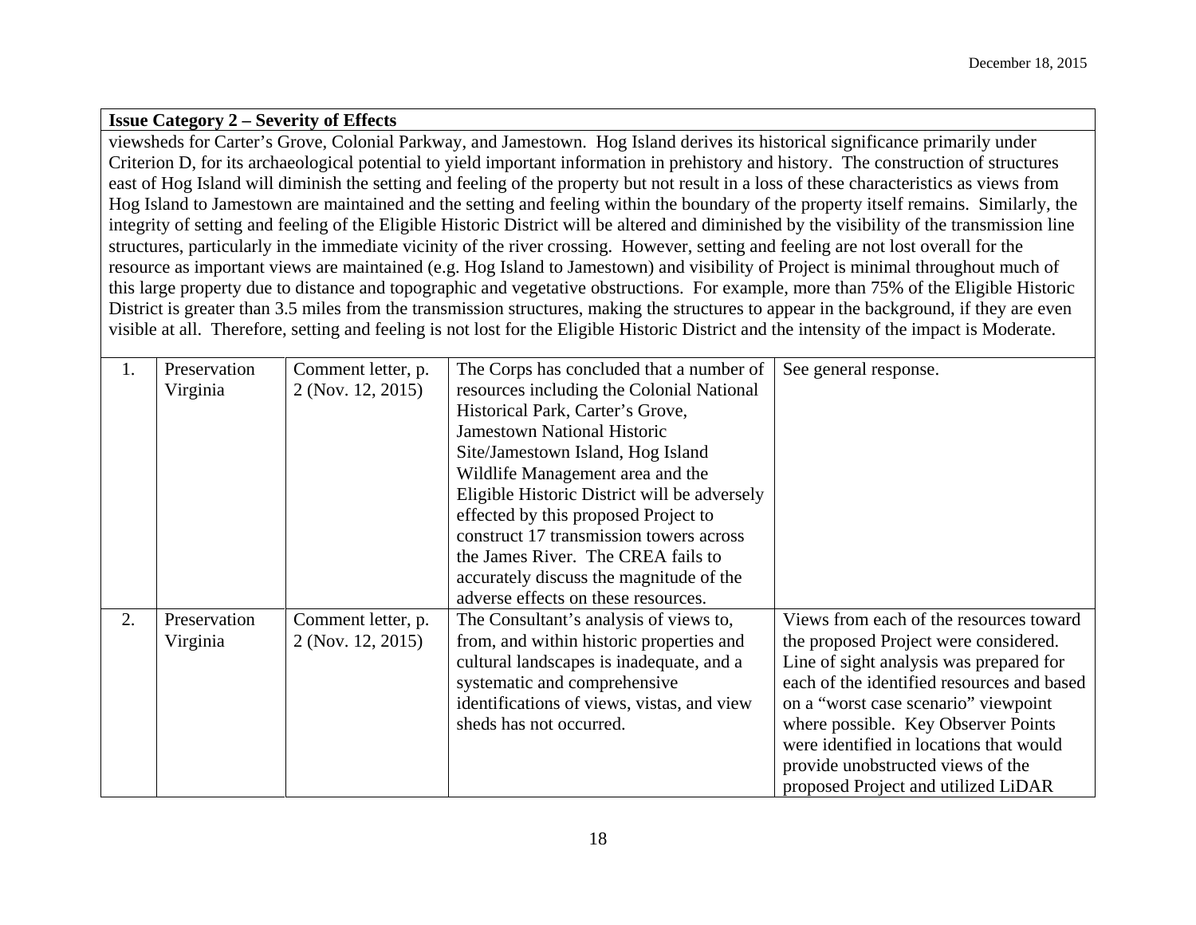**Issue Category 2 – Severity of Effects**

viewsheds for Carter's Grove, Colonial Parkway, and Jamestown. Hog Island derives its historical significance primarily under Criterion D, for its archaeological potential to yield important information in prehistory and history. The construction of structures east of Hog Island will diminish the setting and feeling of the property but not result in a loss of these characteristics as views from Hog Island to Jamestown are maintained and the setting and feeling within the boundary of the property itself remains. Similarly, the integrity of setting and feeling of the Eligible Historic District will be altered and diminished by the visibility of the transmission line structures, particularly in the immediate vicinity of the river crossing. However, setting and feeling are not lost overall for the resource as important views are maintained (e.g. Hog Island to Jamestown) and visibility of Project is minimal throughout much of this large property due to distance and topographic and vegetative obstructions. For example, more than 75% of the Eligible Historic District is greater than 3.5 miles from the transmission structures, making the structures to appear in the background, if they are even visible at all. Therefore, setting and feeling is not lost for the Eligible Historic District and the intensity of the impact is Moderate.

| | | | | |
|---|---|---|---|---|
| 1. | Preservation Virginia | Comment letter, p. 2 (Nov. 12, 2015) | The Corps has concluded that a number of resources including the Colonial National Historical Park, Carter's Grove, Jamestown National Historic Site/Jamestown Island, Hog Island Wildlife Management area and the Eligible Historic District will be adversely effected by this proposed Project to construct 17 transmission towers across the James River. The CREA fails to accurately discuss the magnitude of the adverse effects on these resources. | See general response. |
| 2. | Preservation Virginia | Comment letter, p. 2 (Nov. 12, 2015) | The Consultant's analysis of views to, from, and within historic properties and cultural landscapes is inadequate, and a systematic and comprehensive identifications of views, vistas, and view sheds has not occurred. | Views from each of the resources toward the proposed Project were considered. Line of sight analysis was prepared for each of the identified resources and based on a "worst case scenario" viewpoint where possible. Key Observer Points were identified in locations that would provide unobstructed views of the proposed Project and utilized LiDAR |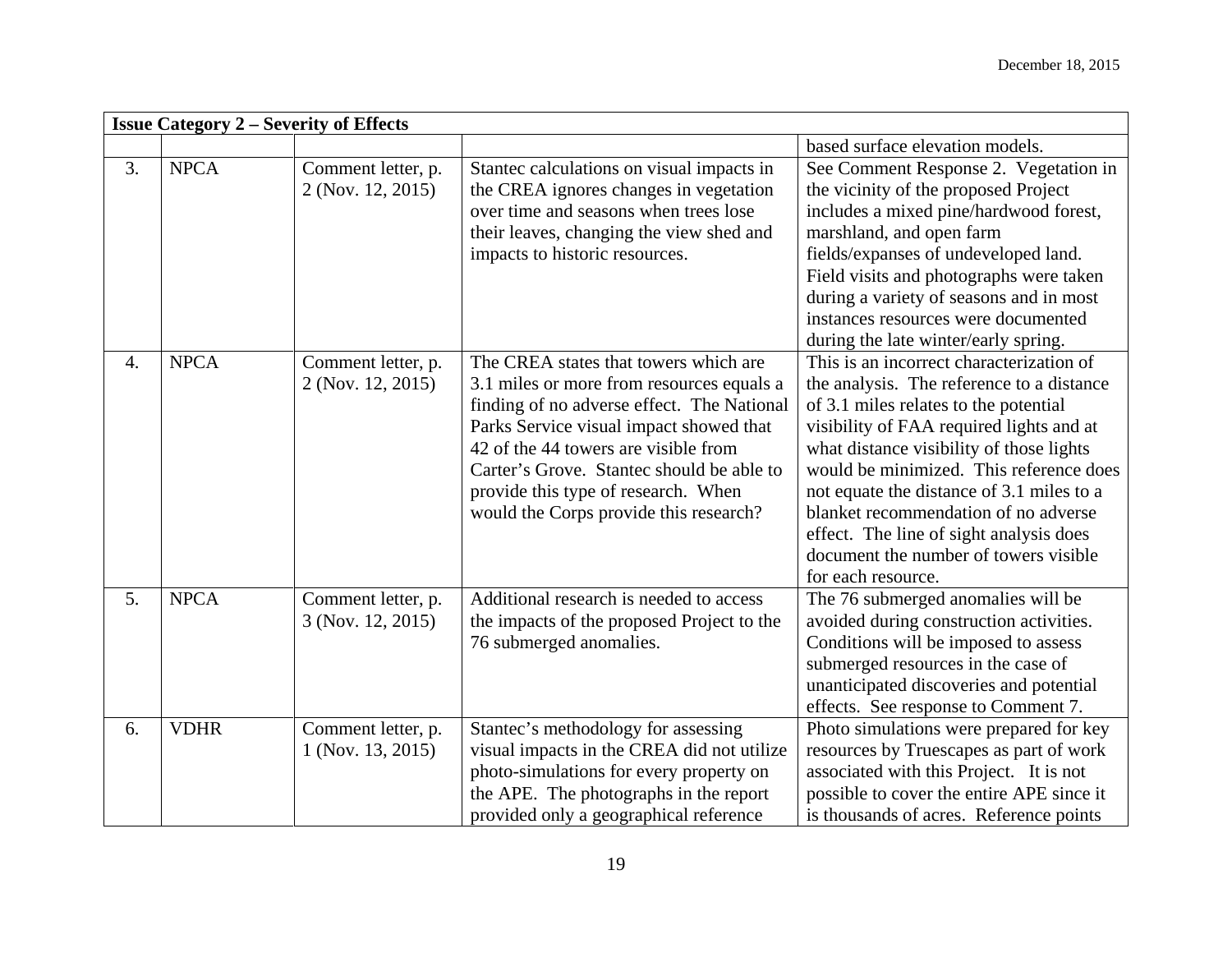| Issue Category 2 – Severity of Effects | | | | |
|---|---|---|---|---|
| | | | | based surface elevation models. |
| 3. | NPCA | Comment letter, p. 2 (Nov. 12, 2015) | Stantec calculations on visual impacts in the CREA ignores changes in vegetation over time and seasons when trees lose their leaves, changing the view shed and impacts to historic resources. | See Comment Response 2. Vegetation in the vicinity of the proposed Project includes a mixed pine/hardwood forest, marshland, and open farm fields/expanses of undeveloped land. Field visits and photographs were taken during a variety of seasons and in most instances resources were documented during the late winter/early spring. |
| 4. | NPCA | Comment letter, p. 2 (Nov. 12, 2015) | The CREA states that towers which are 3.1 miles or more from resources equals a finding of no adverse effect. The National Parks Service visual impact showed that 42 of the 44 towers are visible from Carter's Grove. Stantec should be able to provide this type of research. When would the Corps provide this research? | This is an incorrect characterization of the analysis. The reference to a distance of 3.1 miles relates to the potential visibility of FAA required lights and at what distance visibility of those lights would be minimized. This reference does not equate the distance of 3.1 miles to a blanket recommendation of no adverse effect. The line of sight analysis does document the number of towers visible for each resource. |
| 5. | NPCA | Comment letter, p. 3 (Nov. 12, 2015) | Additional research is needed to access the impacts of the proposed Project to the 76 submerged anomalies. | The 76 submerged anomalies will be avoided during construction activities. Conditions will be imposed to assess submerged resources in the case of unanticipated discoveries and potential effects. See response to Comment 7. |
| 6. | VDHR | Comment letter, p. 1 (Nov. 13, 2015) | Stantec's methodology for assessing visual impacts in the CREA did not utilize photo-simulations for every property on the APE. The photographs in the report provided only a geographical reference | Photo simulations were prepared for key resources by Truescapes as part of work associated with this Project. It is not possible to cover the entire APE since it is thousands of acres. Reference points |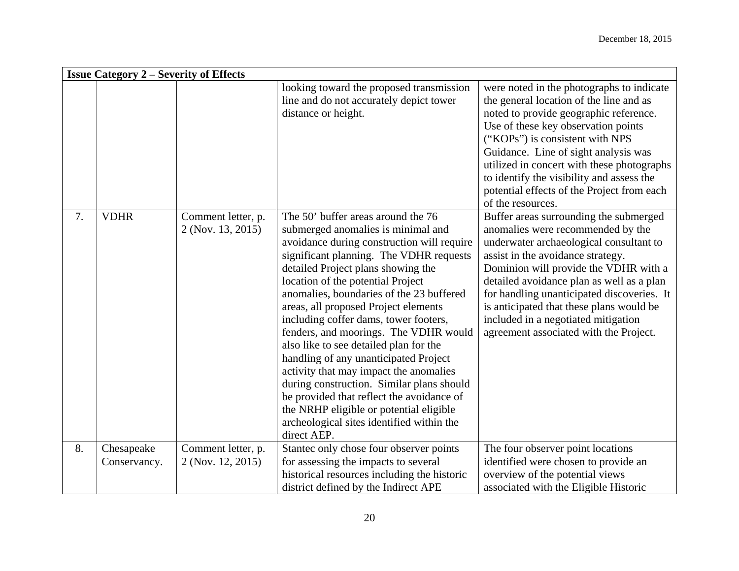| Issue Category 2 – Severity of Effects | | | | |
|---|---|---|---|---|
| | | | looking toward the proposed transmission line and do not accurately depict tower distance or height. | were noted in the photographs to indicate the general location of the line and as noted to provide geographic reference. Use of these key observation points ("KOPs") is consistent with NPS Guidance. Line of sight analysis was utilized in concert with these photographs to identify the visibility and assess the potential effects of the Project from each of the resources. |
| 7. | VDHR | Comment letter, p. 2 (Nov. 13, 2015) | The 50' buffer areas around the 76 submerged anomalies is minimal and avoidance during construction will require significant planning. The VDHR requests detailed Project plans showing the location of the potential Project anomalies, boundaries of the 23 buffered areas, all proposed Project elements including coffer dams, tower footers, fenders, and moorings. The VDHR would also like to see detailed plan for the handling of any unanticipated Project activity that may impact the anomalies during construction. Similar plans should be provided that reflect the avoidance of the NRHP eligible or potential eligible archeological sites identified within the direct AEP. | Buffer areas surrounding the submerged anomalies were recommended by the underwater archaeological consultant to assist in the avoidance strategy. Dominion will provide the VDHR with a detailed avoidance plan as well as a plan for handling unanticipated discoveries. It is anticipated that these plans would be included in a negotiated mitigation agreement associated with the Project. |
| 8. | Chesapeake Conservancy. | Comment letter, p. 2 (Nov. 12, 2015) | Stantec only chose four observer points for assessing the impacts to several historical resources including the historic district defined by the Indirect APE | The four observer point locations identified were chosen to provide an overview of the potential views associated with the Eligible Historic |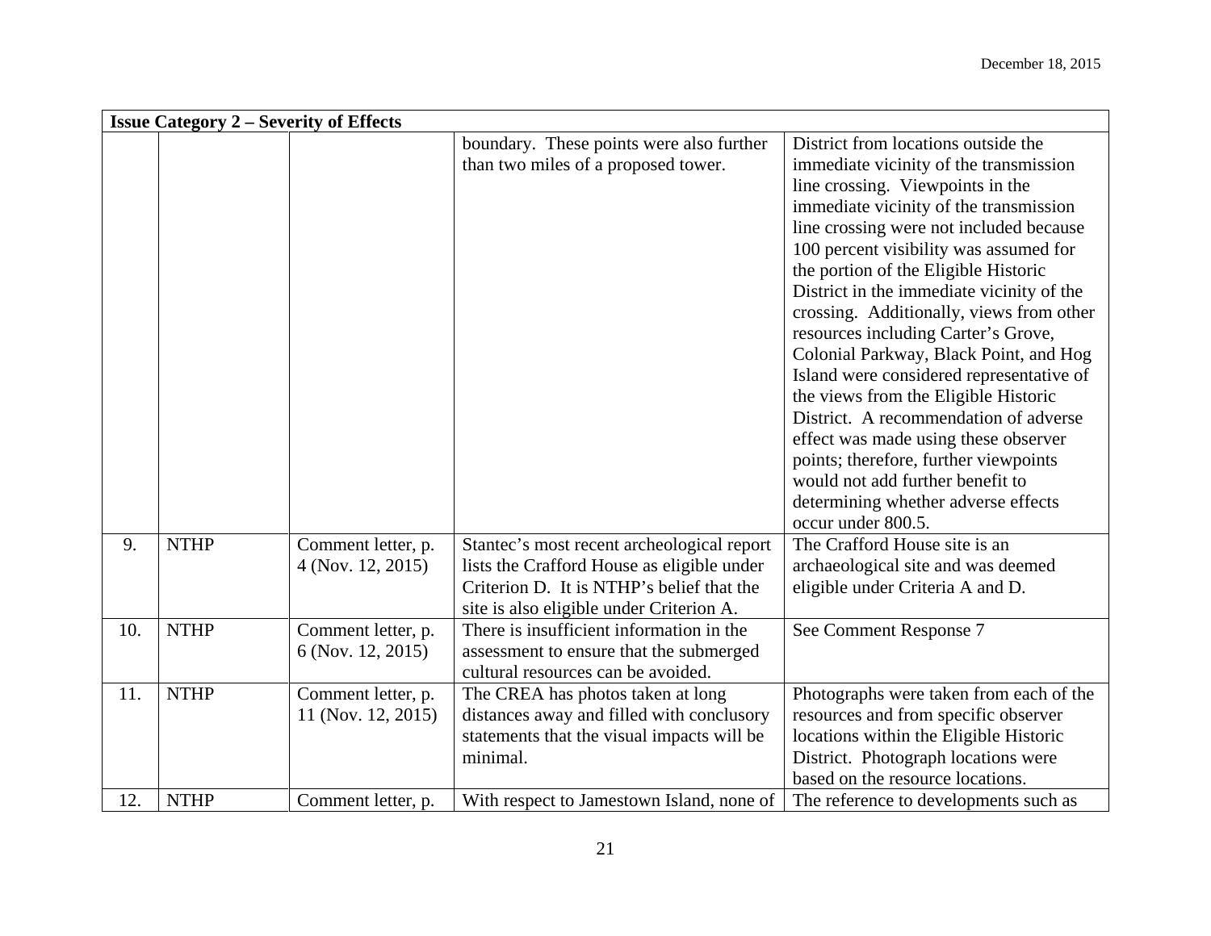| Issue Category 2 – Severity of Effects | | | | |
|---|---|---|---|---|
| | | | boundary. These points were also further than two miles of a proposed tower. | District from locations outside the immediate vicinity of the transmission line crossing. Viewpoints in the immediate vicinity of the transmission line crossing were not included because 100 percent visibility was assumed for the portion of the Eligible Historic District in the immediate vicinity of the crossing. Additionally, views from other resources including Carter's Grove, Colonial Parkway, Black Point, and Hog Island were considered representative of the views from the Eligible Historic District. A recommendation of adverse effect was made using these observer points; therefore, further viewpoints would not add further benefit to determining whether adverse effects occur under 800.5. |
| 9. | NTHP | Comment letter, p. 4 (Nov. 12, 2015) | Stantec's most recent archeological report lists the Crafford House as eligible under Criterion D. It is NTHP's belief that the site is also eligible under Criterion A. | The Crafford House site is an archaeological site and was deemed eligible under Criteria A and D. |
| 10. | NTHP | Comment letter, p. 6 (Nov. 12, 2015) | There is insufficient information in the assessment to ensure that the submerged cultural resources can be avoided. | See Comment Response 7 |
| 11. | NTHP | Comment letter, p. 11 (Nov. 12, 2015) | The CREA has photos taken at long distances away and filled with conclusory statements that the visual impacts will be minimal. | Photographs were taken from each of the resources and from specific observer locations within the Eligible Historic District. Photograph locations were based on the resource locations. |
| 12. | NTHP | Comment letter, p. | With respect to Jamestown Island, none of | The reference to developments such as |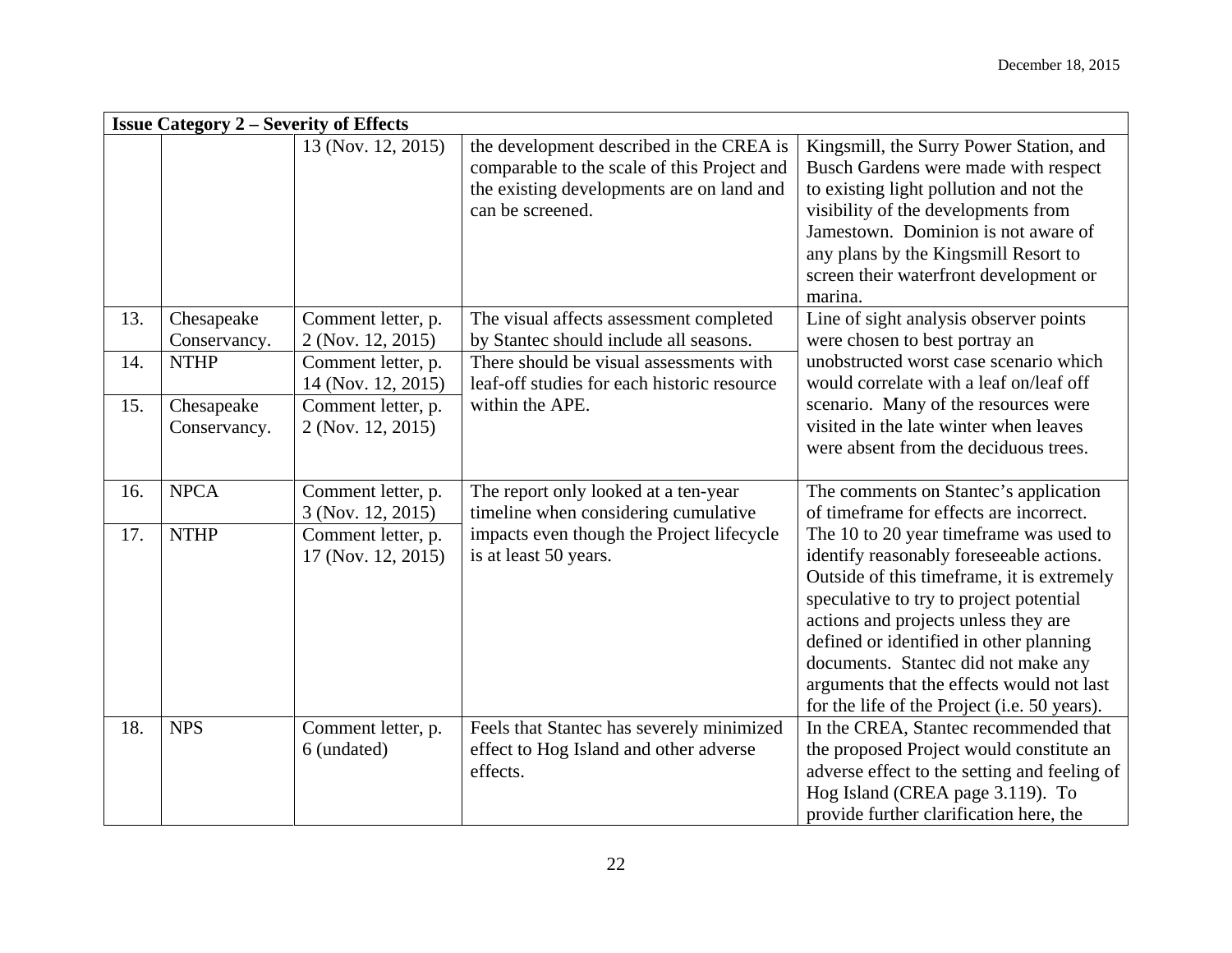| Issue Category 2 – Severity of Effects | | | | |
|---|---|---|---|---|
| | | 13 (Nov. 12, 2015) | the development described in the CREA is comparable to the scale of this Project and the existing developments are on land and can be screened. | Kingsmill, the Surry Power Station, and Busch Gardens were made with respect to existing light pollution and not the visibility of the developments from Jamestown. Dominion is not aware of any plans by the Kingsmill Resort to screen their waterfront development or marina. |
| 13. | Chesapeake Conservancy. | Comment letter, p. 2 (Nov. 12, 2015) | The visual affects assessment completed by Stantec should include all seasons. | Line of sight analysis observer points were chosen to best portray an unobstructed worst case scenario which would correlate with a leaf on/leaf off scenario. Many of the resources were visited in the late winter when leaves were absent from the deciduous trees. |
| 14. | NTHP | Comment letter, p. 14 (Nov. 12, 2015) | There should be visual assessments with leaf-off studies for each historic resource within the APE. | |
| 15. | Chesapeake Conservancy. | Comment letter, p. 2 (Nov. 12, 2015) | | |
| 16. | NPCA | Comment letter, p. 3 (Nov. 12, 2015) | The report only looked at a ten-year timeline when considering cumulative impacts even though the Project lifecycle is at least 50 years. | The comments on Stantec's application of timeframe for effects are incorrect. The 10 to 20 year timeframe was used to identify reasonably foreseeable actions. Outside of this timeframe, it is extremely speculative to try to project potential actions and projects unless they are defined or identified in other planning documents. Stantec did not make any arguments that the effects would not last for the life of the Project (i.e. 50 years). |
| 17. | NTHP | Comment letter, p. 17 (Nov. 12, 2015) | | |
| 18. | NPS | Comment letter, p. 6 (undated) | Feels that Stantec has severely minimized effect to Hog Island and other adverse effects. | In the CREA, Stantec recommended that the proposed Project would constitute an adverse effect to the setting and feeling of Hog Island (CREA page 3.119). To provide further clarification here, the |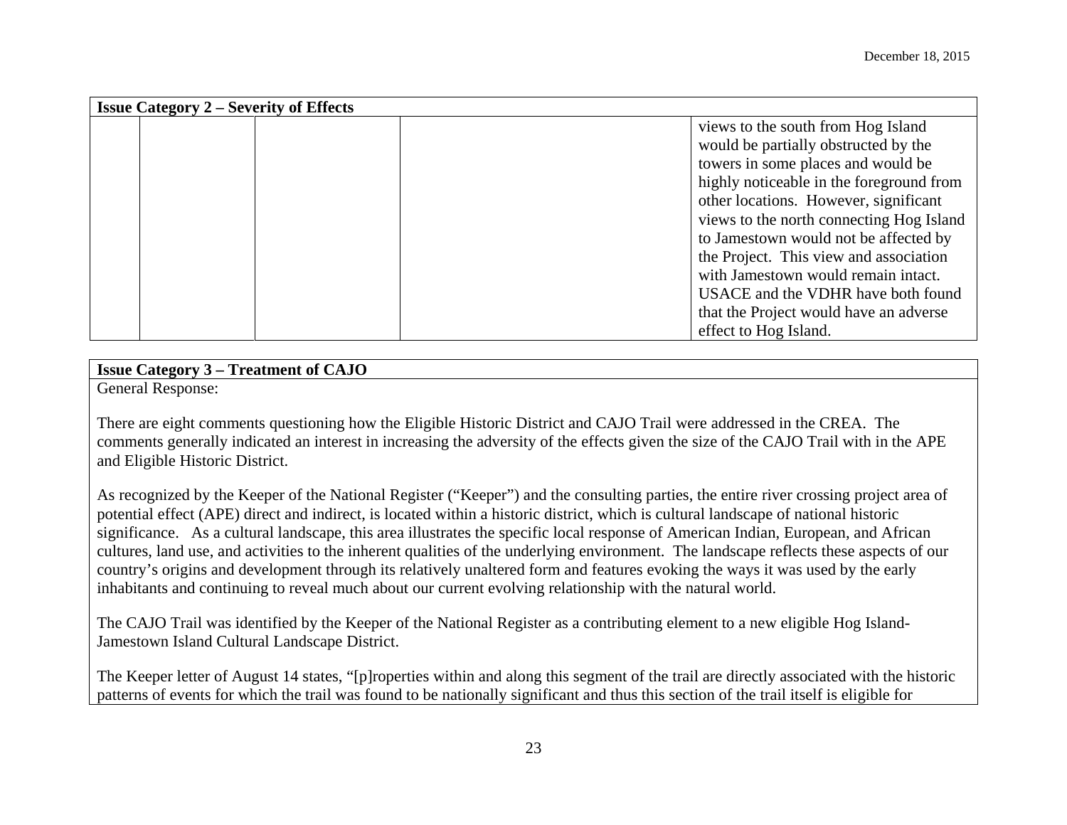| Issue Category 2 – Severity of Effects | | | | |
|---|---|---|---|---|
| | | | | views to the south from Hog Island would be partially obstructed by the towers in some places and would be highly noticeable in the foreground from other locations. However, significant views to the north connecting Hog Island to Jamestown would not be affected by the Project. This view and association with Jamestown would remain intact. USACE and the VDHR have both found that the Project would have an adverse effect to Hog Island. |

**Issue Category 3 – Treatment of CAJO**

General Response:

There are eight comments questioning how the Eligible Historic District and CAJO Trail were addressed in the CREA. The comments generally indicated an interest in increasing the adversity of the effects given the size of the CAJO Trail with in the APE and Eligible Historic District.

As recognized by the Keeper of the National Register ("Keeper") and the consulting parties, the entire river crossing project area of potential effect (APE) direct and indirect, is located within a historic district, which is cultural landscape of national historic significance. As a cultural landscape, this area illustrates the specific local response of American Indian, European, and African cultures, land use, and activities to the inherent qualities of the underlying environment. The landscape reflects these aspects of our country's origins and development through its relatively unaltered form and features evoking the ways it was used by the early inhabitants and continuing to reveal much about our current evolving relationship with the natural world.

The CAJO Trail was identified by the Keeper of the National Register as a contributing element to a new eligible Hog Island-Jamestown Island Cultural Landscape District.

The Keeper letter of August 14 states, "[p]roperties within and along this segment of the trail are directly associated with the historic patterns of events for which the trail was found to be nationally significant and thus this section of the trail itself is eligible for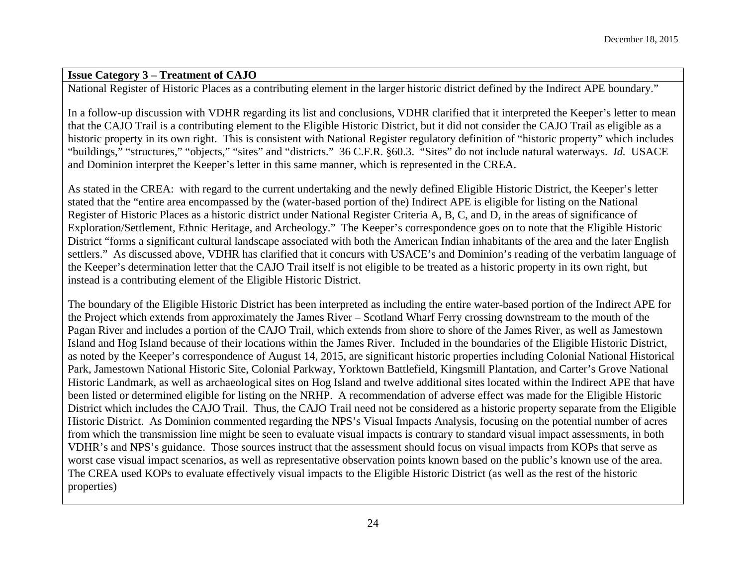| **Issue Category 3 – Treatment of CAJO** |
| --- |
| National Register of Historic Places as a contributing element in the larger historic district defined by the Indirect APE boundary."<br><br>In a follow-up discussion with VDHR regarding its list and conclusions, VDHR clarified that it interpreted the Keeper's letter to mean that the CAJO Trail is a contributing element to the Eligible Historic District, but it did not consider the CAJO Trail as eligible as a historic property in its own right. This is consistent with National Register regulatory definition of "historic property" which includes "buildings," "structures," "objects," "sites" and "districts." 36 C.F.R. §60.3. "Sites" do not include natural waterways. *Id.* USACE and Dominion interpret the Keeper's letter in this same manner, which is represented in the CREA.<br><br>As stated in the CREA: with regard to the current undertaking and the newly defined Eligible Historic District, the Keeper's letter stated that the "entire area encompassed by the (water-based portion of the) Indirect APE is eligible for listing on the National Register of Historic Places as a historic district under National Register Criteria A, B, C, and D, in the areas of significance of Exploration/Settlement, Ethnic Heritage, and Archeology." The Keeper's correspondence goes on to note that the Eligible Historic District "forms a significant cultural landscape associated with both the American Indian inhabitants of the area and the later English settlers." As discussed above, VDHR has clarified that it concurs with USACE's and Dominion's reading of the verbatim language of the Keeper's determination letter that the CAJO Trail itself is not eligible to be treated as a historic property in its own right, but instead is a contributing element of the Eligible Historic District.<br><br>The boundary of the Eligible Historic District has been interpreted as including the entire water-based portion of the Indirect APE for the Project which extends from approximately the James River – Scotland Wharf Ferry crossing downstream to the mouth of the Pagan River and includes a portion of the CAJO Trail, which extends from shore to shore of the James River, as well as Jamestown Island and Hog Island because of their locations within the James River. Included in the boundaries of the Eligible Historic District, as noted by the Keeper's correspondence of August 14, 2015, are significant historic properties including Colonial National Historical Park, Jamestown National Historic Site, Colonial Parkway, Yorktown Battlefield, Kingsmill Plantation, and Carter's Grove National Historic Landmark, as well as archaeological sites on Hog Island and twelve additional sites located within the Indirect APE that have been listed or determined eligible for listing on the NRHP. A recommendation of adverse effect was made for the Eligible Historic District which includes the CAJO Trail. Thus, the CAJO Trail need not be considered as a historic property separate from the Eligible Historic District. As Dominion commented regarding the NPS's Visual Impacts Analysis, focusing on the potential number of acres from which the transmission line might be seen to evaluate visual impacts is contrary to standard visual impact assessments, in both VDHR's and NPS's guidance. Those sources instruct that the assessment should focus on visual impacts from KOPs that serve as worst case visual impact scenarios, as well as representative observation points known based on the public's known use of the area. The CREA used KOPs to evaluate effectively visual impacts to the Eligible Historic District (as well as the rest of the historic properties) |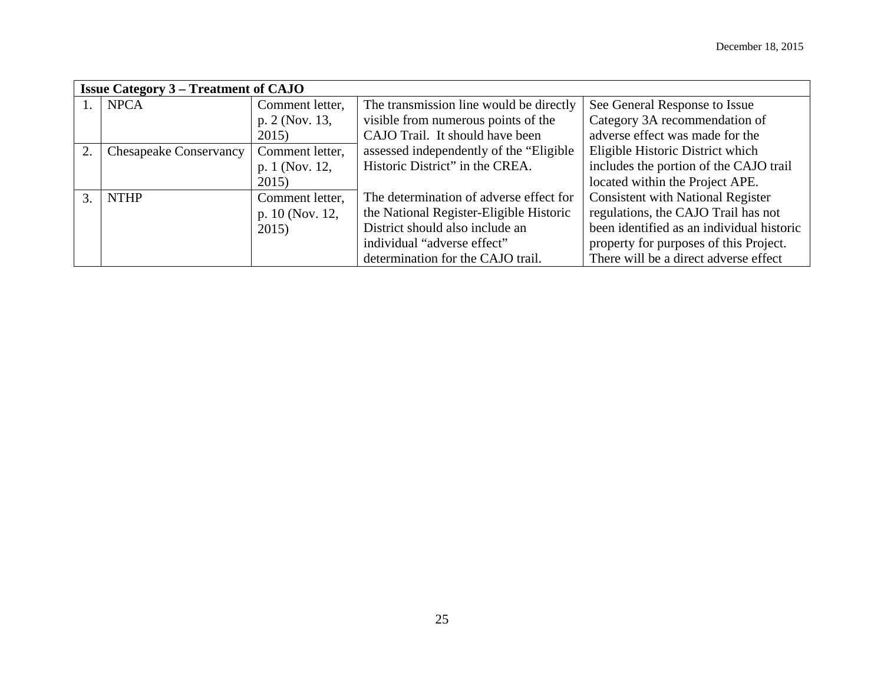| Issue Category 3 – Treatment of CAJO | | | | |
|---|---|---|---|---|
| 1. | NPCA | Comment letter, p. 2 (Nov. 13, 2015) | The transmission line would be directly visible from numerous points of the CAJO Trail. It should have been assessed independently of the "Eligible Historic District" in the CREA.<br><br>The determination of adverse effect for the National Register-Eligible Historic District should also include an individual "adverse effect" determination for the CAJO trail. | See General Response to Issue Category 3A recommendation of adverse effect was made for the Eligible Historic District which includes the portion of the CAJO trail located within the Project APE. Consistent with National Register regulations, the CAJO Trail has not been identified as an individual historic property for purposes of this Project. There will be a direct adverse effect |
| 2. | Chesapeake Conservancy | Comment letter, p. 1 (Nov. 12, 2015) | | |
| 3. | NTHP | Comment letter, p. 10 (Nov. 12, 2015) | | |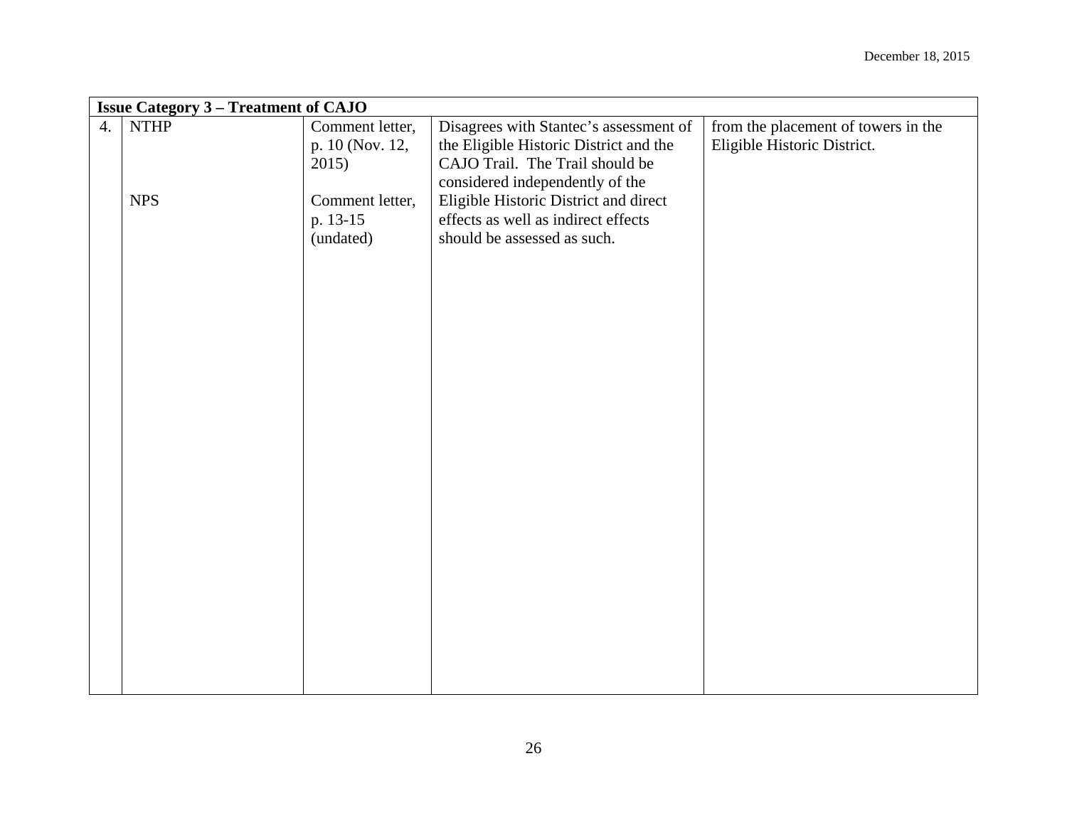| Issue Category 3 – Treatment of CAJO | | | | |
|---|---|---|---|---|
| 4. | NTHP<br><br>NPS | Comment letter, p. 10 (Nov. 12, 2015)<br><br>Comment letter, p. 13-15 (undated) | Disagrees with Stantec's assessment of the Eligible Historic District and the CAJO Trail. The Trail should be considered independently of the Eligible Historic District and direct effects as well as indirect effects should be assessed as such. | from the placement of towers in the Eligible Historic District. |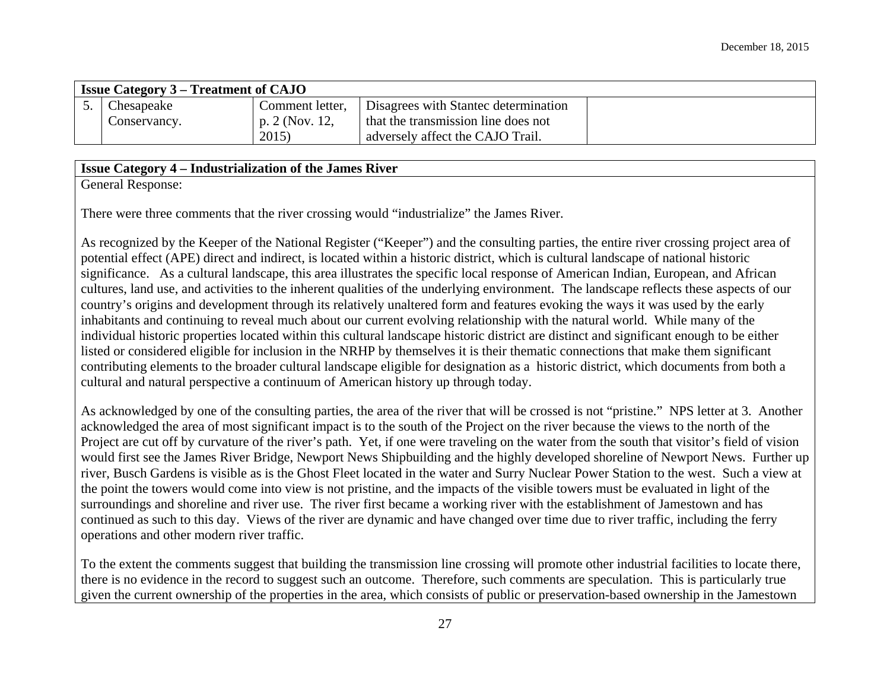| Issue Category 3 – Treatment of CAJO | | | | |
|---|---|---|---|---|
| 5. | Chesapeake Conservancy. | Comment letter, p. 2 (Nov. 12, 2015) | Disagrees with Stantec determination that the transmission line does not adversely affect the CAJO Trail. | |

**Issue Category 4 – Industrialization of the James River**

General Response:

There were three comments that the river crossing would "industrialize" the James River.

As recognized by the Keeper of the National Register ("Keeper") and the consulting parties, the entire river crossing project area of potential effect (APE) direct and indirect, is located within a historic district, which is cultural landscape of national historic significance. As a cultural landscape, this area illustrates the specific local response of American Indian, European, and African cultures, land use, and activities to the inherent qualities of the underlying environment. The landscape reflects these aspects of our country's origins and development through its relatively unaltered form and features evoking the ways it was used by the early inhabitants and continuing to reveal much about our current evolving relationship with the natural world. While many of the individual historic properties located within this cultural landscape historic district are distinct and significant enough to be either listed or considered eligible for inclusion in the NRHP by themselves it is their thematic connections that make them significant contributing elements to the broader cultural landscape eligible for designation as a historic district, which documents from both a cultural and natural perspective a continuum of American history up through today.

As acknowledged by one of the consulting parties, the area of the river that will be crossed is not "pristine." NPS letter at 3. Another acknowledged the area of most significant impact is to the south of the Project on the river because the views to the north of the Project are cut off by curvature of the river's path. Yet, if one were traveling on the water from the south that visitor's field of vision would first see the James River Bridge, Newport News Shipbuilding and the highly developed shoreline of Newport News. Further up river, Busch Gardens is visible as is the Ghost Fleet located in the water and Surry Nuclear Power Station to the west. Such a view at the point the towers would come into view is not pristine, and the impacts of the visible towers must be evaluated in light of the surroundings and shoreline and river use. The river first became a working river with the establishment of Jamestown and has continued as such to this day. Views of the river are dynamic and have changed over time due to river traffic, including the ferry operations and other modern river traffic.

To the extent the comments suggest that building the transmission line crossing will promote other industrial facilities to locate there, there is no evidence in the record to suggest such an outcome. Therefore, such comments are speculation. This is particularly true given the current ownership of the properties in the area, which consists of public or preservation-based ownership in the Jamestown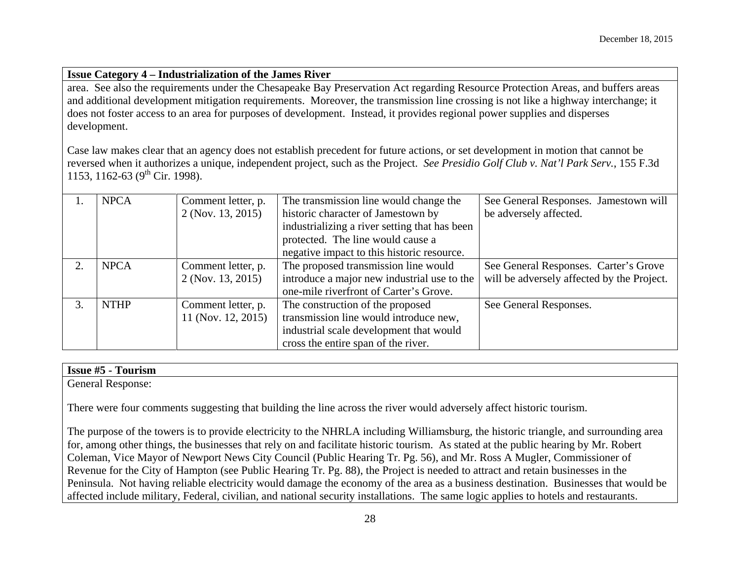**Issue Category 4 – Industrialization of the James River**

area. See also the requirements under the Chesapeake Bay Preservation Act regarding Resource Protection Areas, and buffers areas and additional development mitigation requirements. Moreover, the transmission line crossing is not like a highway interchange; it does not foster access to an area for purposes of development. Instead, it provides regional power supplies and disperses development.

Case law makes clear that an agency does not establish precedent for future actions, or set development in motion that cannot be reversed when it authorizes a unique, independent project, such as the Project. *See Presidio Golf Club v. Nat'l Park Serv.*, 155 F.3d 1153, 1162-63 (9th Cir. 1998).

| | | | | |
|---|---|---|---|---|
| 1. | NPCA | Comment letter, p. 2 (Nov. 13, 2015) | The transmission line would change the historic character of Jamestown by industrializing a river setting that has been protected. The line would cause a negative impact to this historic resource. | See General Responses. Jamestown will be adversely affected. |
| 2. | NPCA | Comment letter, p. 2 (Nov. 13, 2015) | The proposed transmission line would introduce a major new industrial use to the one-mile riverfront of Carter's Grove. | See General Responses. Carter's Grove will be adversely affected by the Project. |
| 3. | NTHP | Comment letter, p. 11 (Nov. 12, 2015) | The construction of the proposed transmission line would introduce new, industrial scale development that would cross the entire span of the river. | See General Responses. |

**Issue #5 - Tourism**

General Response:

There were four comments suggesting that building the line across the river would adversely affect historic tourism.

The purpose of the towers is to provide electricity to the NHRLA including Williamsburg, the historic triangle, and surrounding area for, among other things, the businesses that rely on and facilitate historic tourism. As stated at the public hearing by Mr. Robert Coleman, Vice Mayor of Newport News City Council (Public Hearing Tr. Pg. 56), and Mr. Ross A Mugler, Commissioner of Revenue for the City of Hampton (see Public Hearing Tr. Pg. 88), the Project is needed to attract and retain businesses in the Peninsula. Not having reliable electricity would damage the economy of the area as a business destination. Businesses that would be affected include military, Federal, civilian, and national security installations. The same logic applies to hotels and restaurants.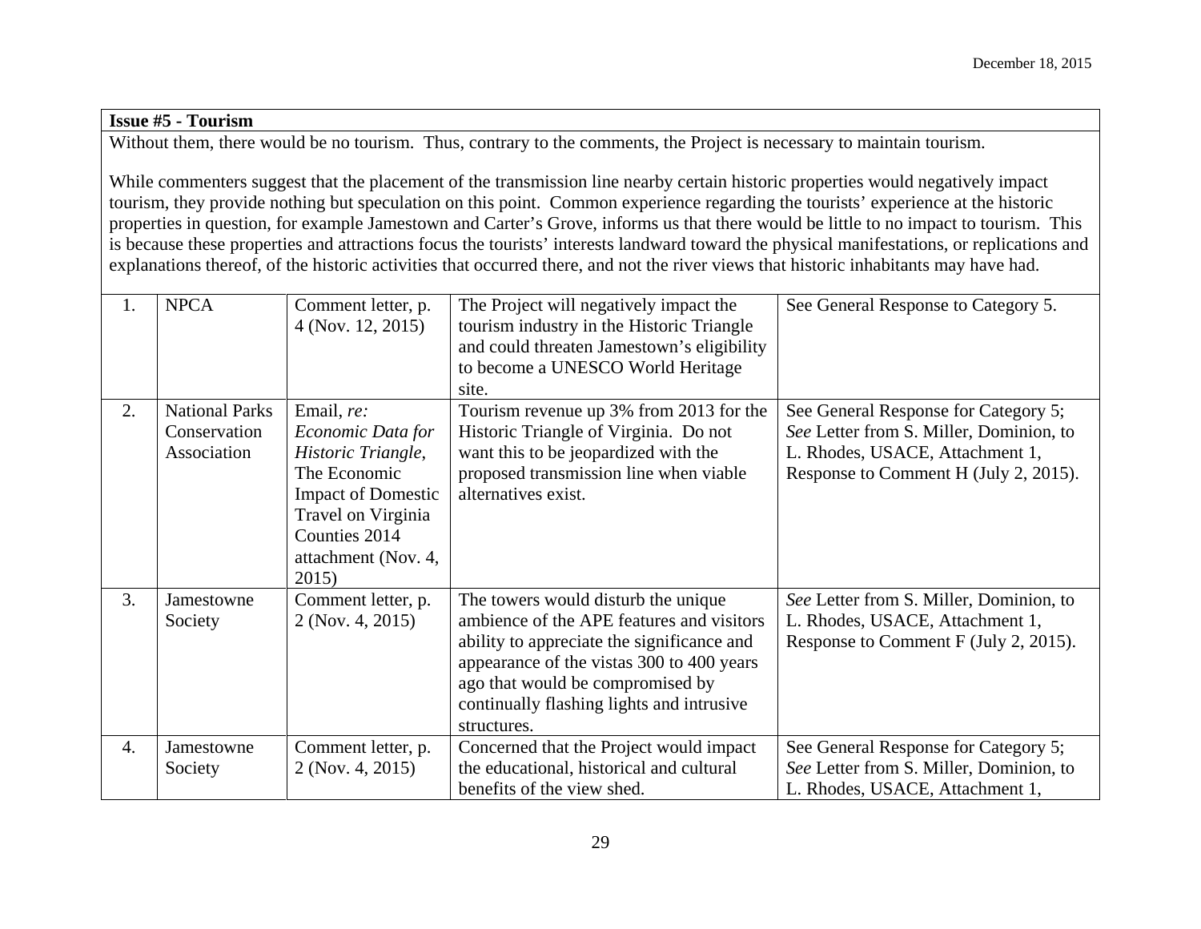**Issue #5 - Tourism**

Without them, there would be no tourism. Thus, contrary to the comments, the Project is necessary to maintain tourism.

While commenters suggest that the placement of the transmission line nearby certain historic properties would negatively impact tourism, they provide nothing but speculation on this point. Common experience regarding the tourists' experience at the historic properties in question, for example Jamestown and Carter's Grove, informs us that there would be little to no impact to tourism. This is because these properties and attractions focus the tourists' interests landward toward the physical manifestations, or replications and explanations thereof, of the historic activities that occurred there, and not the river views that historic inhabitants may have had.

| | | | | |
|---|---|---|---|---|
| 1. | NPCA | Comment letter, p. 4 (Nov. 12, 2015) | The Project will negatively impact the tourism industry in the Historic Triangle and could threaten Jamestown's eligibility to become a UNESCO World Heritage site. | See General Response to Category 5. |
| 2. | National Parks Conservation Association | Email, *re: Economic Data for Historic Triangle*, The Economic Impact of Domestic Travel on Virginia Counties 2014 attachment (Nov. 4, 2015) | Tourism revenue up 3% from 2013 for the Historic Triangle of Virginia. Do not want this to be jeopardized with the proposed transmission line when viable alternatives exist. | See General Response for Category 5; *See* Letter from S. Miller, Dominion, to L. Rhodes, USACE, Attachment 1, Response to Comment H (July 2, 2015). |
| 3. | Jamestowne Society | Comment letter, p. 2 (Nov. 4, 2015) | The towers would disturb the unique ambience of the APE features and visitors ability to appreciate the significance and appearance of the vistas 300 to 400 years ago that would be compromised by continually flashing lights and intrusive structures. | *See* Letter from S. Miller, Dominion, to L. Rhodes, USACE, Attachment 1, Response to Comment F (July 2, 2015). |
| 4. | Jamestowne Society | Comment letter, p. 2 (Nov. 4, 2015) | Concerned that the Project would impact the educational, historical and cultural benefits of the view shed. | See General Response for Category 5; *See* Letter from S. Miller, Dominion, to L. Rhodes, USACE, Attachment 1, |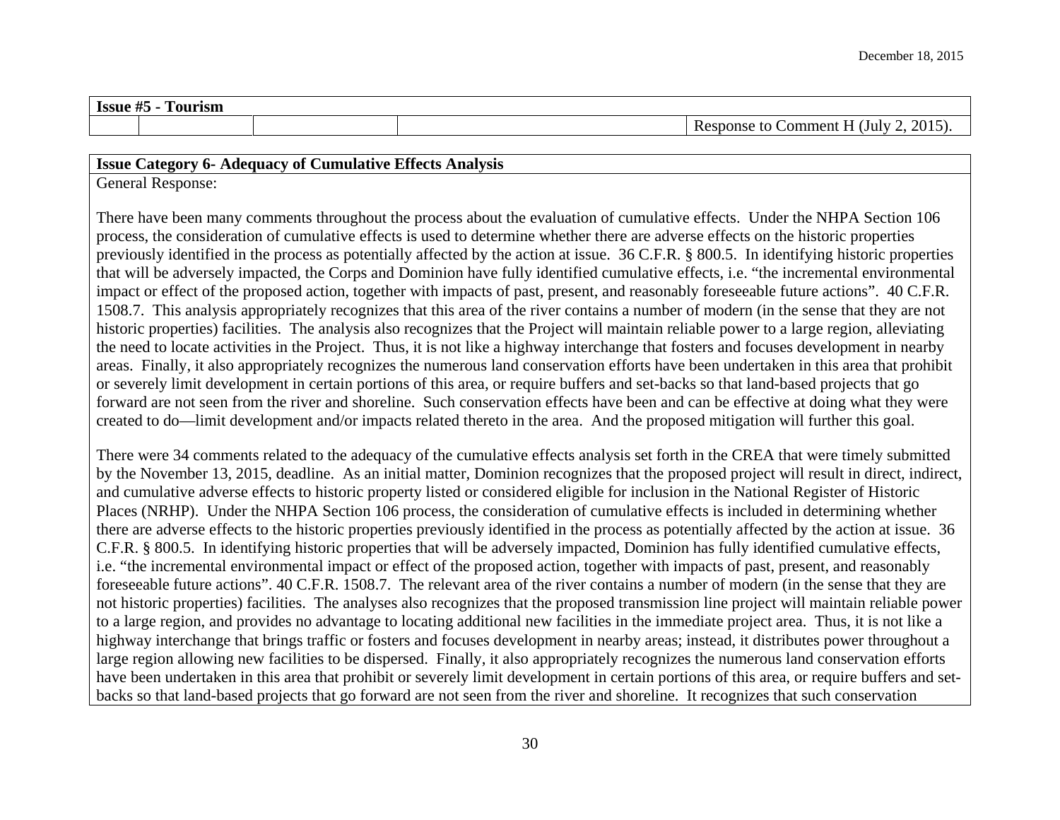| Issue #5 - Tourism | | | | |
|---|---|---|---|---|
| | | | | Response to Comment H (July 2, 2015). |

**Issue Category 6- Adequacy of Cumulative Effects Analysis**

General Response:

There have been many comments throughout the process about the evaluation of cumulative effects. Under the NHPA Section 106 process, the consideration of cumulative effects is used to determine whether there are adverse effects on the historic properties previously identified in the process as potentially affected by the action at issue. 36 C.F.R. § 800.5. In identifying historic properties that will be adversely impacted, the Corps and Dominion have fully identified cumulative effects, i.e. "the incremental environmental impact or effect of the proposed action, together with impacts of past, present, and reasonably foreseeable future actions". 40 C.F.R. 1508.7. This analysis appropriately recognizes that this area of the river contains a number of modern (in the sense that they are not historic properties) facilities. The analysis also recognizes that the Project will maintain reliable power to a large region, alleviating the need to locate activities in the Project. Thus, it is not like a highway interchange that fosters and focuses development in nearby areas. Finally, it also appropriately recognizes the numerous land conservation efforts have been undertaken in this area that prohibit or severely limit development in certain portions of this area, or require buffers and set-backs so that land-based projects that go forward are not seen from the river and shoreline. Such conservation effects have been and can be effective at doing what they were created to do—limit development and/or impacts related thereto in the area. And the proposed mitigation will further this goal.

There were 34 comments related to the adequacy of the cumulative effects analysis set forth in the CREA that were timely submitted by the November 13, 2015, deadline. As an initial matter, Dominion recognizes that the proposed project will result in direct, indirect, and cumulative adverse effects to historic property listed or considered eligible for inclusion in the National Register of Historic Places (NRHP). Under the NHPA Section 106 process, the consideration of cumulative effects is included in determining whether there are adverse effects to the historic properties previously identified in the process as potentially affected by the action at issue. 36 C.F.R. § 800.5. In identifying historic properties that will be adversely impacted, Dominion has fully identified cumulative effects, i.e. "the incremental environmental impact or effect of the proposed action, together with impacts of past, present, and reasonably foreseeable future actions". 40 C.F.R. 1508.7. The relevant area of the river contains a number of modern (in the sense that they are not historic properties) facilities. The analyses also recognizes that the proposed transmission line project will maintain reliable power to a large region, and provides no advantage to locating additional new facilities in the immediate project area. Thus, it is not like a highway interchange that brings traffic or fosters and focuses development in nearby areas; instead, it distributes power throughout a large region allowing new facilities to be dispersed. Finally, it also appropriately recognizes the numerous land conservation efforts have been undertaken in this area that prohibit or severely limit development in certain portions of this area, or require buffers and set-backs so that land-based projects that go forward are not seen from the river and shoreline. It recognizes that such conservation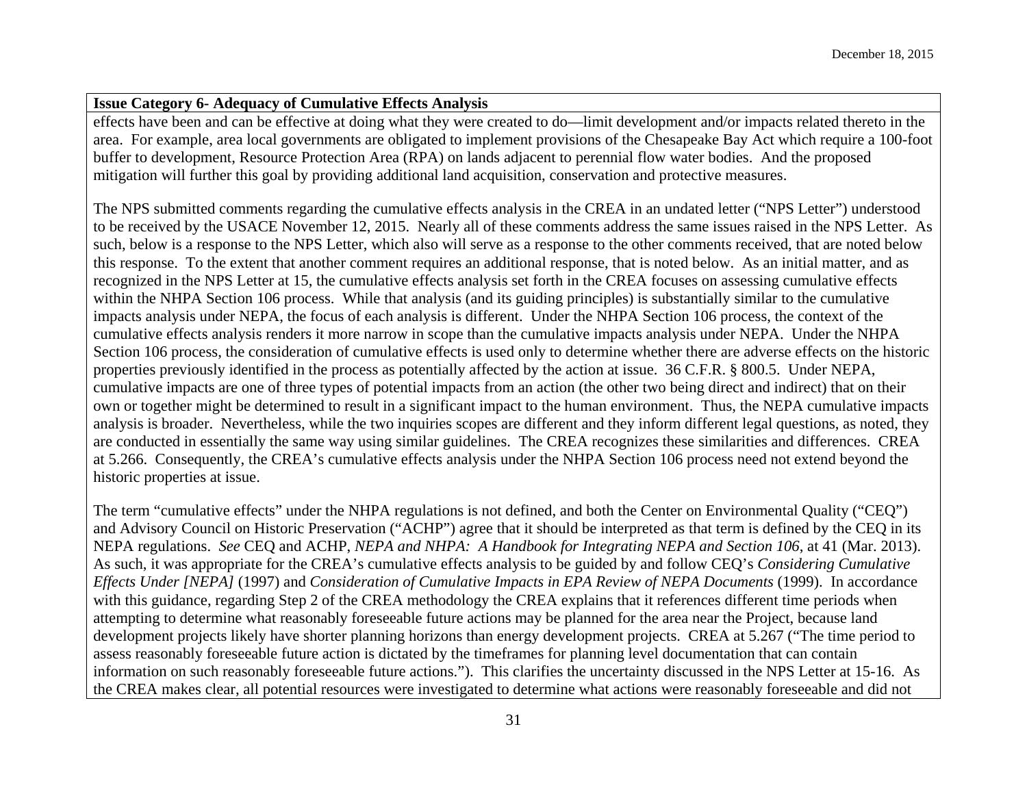**Issue Category 6- Adequacy of Cumulative Effects Analysis**

effects have been and can be effective at doing what they were created to do—limit development and/or impacts related thereto in the area. For example, area local governments are obligated to implement provisions of the Chesapeake Bay Act which require a 100-foot buffer to development, Resource Protection Area (RPA) on lands adjacent to perennial flow water bodies. And the proposed mitigation will further this goal by providing additional land acquisition, conservation and protective measures.

The NPS submitted comments regarding the cumulative effects analysis in the CREA in an undated letter ("NPS Letter") understood to be received by the USACE November 12, 2015. Nearly all of these comments address the same issues raised in the NPS Letter. As such, below is a response to the NPS Letter, which also will serve as a response to the other comments received, that are noted below this response. To the extent that another comment requires an additional response, that is noted below. As an initial matter, and as recognized in the NPS Letter at 15, the cumulative effects analysis set forth in the CREA focuses on assessing cumulative effects within the NHPA Section 106 process. While that analysis (and its guiding principles) is substantially similar to the cumulative impacts analysis under NEPA, the focus of each analysis is different. Under the NHPA Section 106 process, the context of the cumulative effects analysis renders it more narrow in scope than the cumulative impacts analysis under NEPA. Under the NHPA Section 106 process, the consideration of cumulative effects is used only to determine whether there are adverse effects on the historic properties previously identified in the process as potentially affected by the action at issue. 36 C.F.R. § 800.5. Under NEPA, cumulative impacts are one of three types of potential impacts from an action (the other two being direct and indirect) that on their own or together might be determined to result in a significant impact to the human environment. Thus, the NEPA cumulative impacts analysis is broader. Nevertheless, while the two inquiries scopes are different and they inform different legal questions, as noted, they are conducted in essentially the same way using similar guidelines. The CREA recognizes these similarities and differences. CREA at 5.266. Consequently, the CREA's cumulative effects analysis under the NHPA Section 106 process need not extend beyond the historic properties at issue.

The term "cumulative effects" under the NHPA regulations is not defined, and both the Center on Environmental Quality ("CEQ") and Advisory Council on Historic Preservation ("ACHP") agree that it should be interpreted as that term is defined by the CEQ in its NEPA regulations. *See* CEQ and ACHP, *NEPA and NHPA: A Handbook for Integrating NEPA and Section 106*, at 41 (Mar. 2013). As such, it was appropriate for the CREA's cumulative effects analysis to be guided by and follow CEQ's *Considering Cumulative Effects Under [NEPA]* (1997) and *Consideration of Cumulative Impacts in EPA Review of NEPA Documents* (1999). In accordance with this guidance, regarding Step 2 of the CREA methodology the CREA explains that it references different time periods when attempting to determine what reasonably foreseeable future actions may be planned for the area near the Project, because land development projects likely have shorter planning horizons than energy development projects. CREA at 5.267 ("The time period to assess reasonably foreseeable future action is dictated by the timeframes for planning level documentation that can contain information on such reasonably foreseeable future actions."). This clarifies the uncertainty discussed in the NPS Letter at 15-16. As the CREA makes clear, all potential resources were investigated to determine what actions were reasonably foreseeable and did not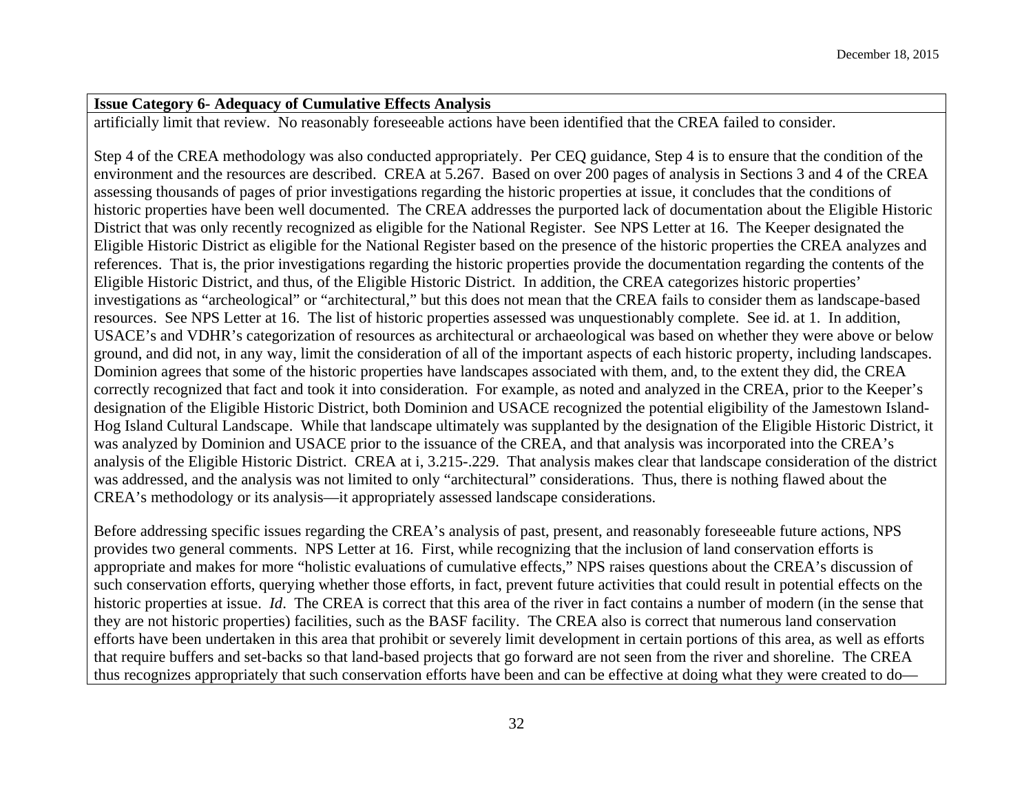**Issue Category 6- Adequacy of Cumulative Effects Analysis**

artificially limit that review. No reasonably foreseeable actions have been identified that the CREA failed to consider.

Step 4 of the CREA methodology was also conducted appropriately. Per CEQ guidance, Step 4 is to ensure that the condition of the environment and the resources are described. CREA at 5.267. Based on over 200 pages of analysis in Sections 3 and 4 of the CREA assessing thousands of pages of prior investigations regarding the historic properties at issue, it concludes that the conditions of historic properties have been well documented. The CREA addresses the purported lack of documentation about the Eligible Historic District that was only recently recognized as eligible for the National Register. See NPS Letter at 16. The Keeper designated the Eligible Historic District as eligible for the National Register based on the presence of the historic properties the CREA analyzes and references. That is, the prior investigations regarding the historic properties provide the documentation regarding the contents of the Eligible Historic District, and thus, of the Eligible Historic District. In addition, the CREA categorizes historic properties' investigations as "archeological" or "architectural," but this does not mean that the CREA fails to consider them as landscape-based resources. See NPS Letter at 16. The list of historic properties assessed was unquestionably complete. See id. at 1. In addition, USACE's and VDHR's categorization of resources as architectural or archaeological was based on whether they were above or below ground, and did not, in any way, limit the consideration of all of the important aspects of each historic property, including landscapes. Dominion agrees that some of the historic properties have landscapes associated with them, and, to the extent they did, the CREA correctly recognized that fact and took it into consideration. For example, as noted and analyzed in the CREA, prior to the Keeper's designation of the Eligible Historic District, both Dominion and USACE recognized the potential eligibility of the Jamestown Island-Hog Island Cultural Landscape. While that landscape ultimately was supplanted by the designation of the Eligible Historic District, it was analyzed by Dominion and USACE prior to the issuance of the CREA, and that analysis was incorporated into the CREA's analysis of the Eligible Historic District. CREA at i, 3.215-.229. That analysis makes clear that landscape consideration of the district was addressed, and the analysis was not limited to only "architectural" considerations. Thus, there is nothing flawed about the CREA's methodology or its analysis—it appropriately assessed landscape considerations.

Before addressing specific issues regarding the CREA's analysis of past, present, and reasonably foreseeable future actions, NPS provides two general comments. NPS Letter at 16. First, while recognizing that the inclusion of land conservation efforts is appropriate and makes for more "holistic evaluations of cumulative effects," NPS raises questions about the CREA's discussion of such conservation efforts, querying whether those efforts, in fact, prevent future activities that could result in potential effects on the historic properties at issue. *Id*. The CREA is correct that this area of the river in fact contains a number of modern (in the sense that they are not historic properties) facilities, such as the BASF facility. The CREA also is correct that numerous land conservation efforts have been undertaken in this area that prohibit or severely limit development in certain portions of this area, as well as efforts that require buffers and set-backs so that land-based projects that go forward are not seen from the river and shoreline. The CREA thus recognizes appropriately that such conservation efforts have been and can be effective at doing what they were created to do—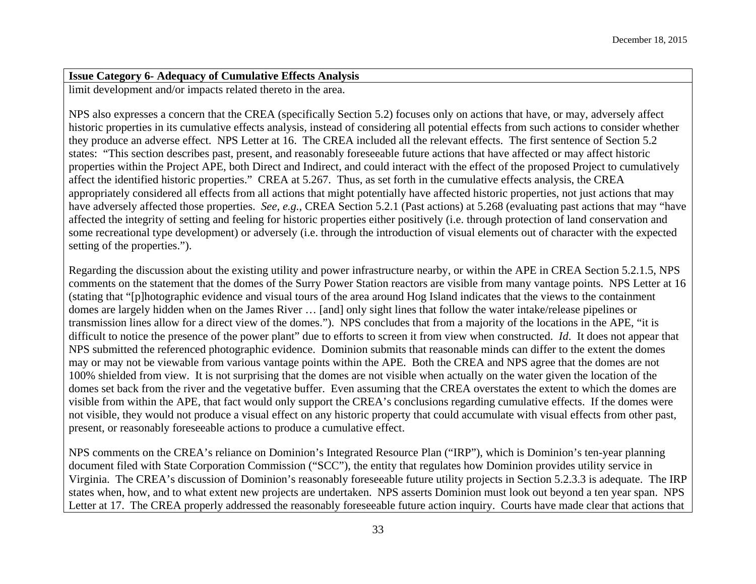**Issue Category 6- Adequacy of Cumulative Effects Analysis**

limit development and/or impacts related thereto in the area.

NPS also expresses a concern that the CREA (specifically Section 5.2) focuses only on actions that have, or may, adversely affect historic properties in its cumulative effects analysis, instead of considering all potential effects from such actions to consider whether they produce an adverse effect. NPS Letter at 16. The CREA included all the relevant effects. The first sentence of Section 5.2 states: "This section describes past, present, and reasonably foreseeable future actions that have affected or may affect historic properties within the Project APE, both Direct and Indirect, and could interact with the effect of the proposed Project to cumulatively affect the identified historic properties." CREA at 5.267. Thus, as set forth in the cumulative effects analysis, the CREA appropriately considered all effects from all actions that might potentially have affected historic properties, not just actions that may have adversely affected those properties. *See, e.g.*, CREA Section 5.2.1 (Past actions) at 5.268 (evaluating past actions that may "have affected the integrity of setting and feeling for historic properties either positively (i.e. through protection of land conservation and some recreational type development) or adversely (i.e. through the introduction of visual elements out of character with the expected setting of the properties.").

Regarding the discussion about the existing utility and power infrastructure nearby, or within the APE in CREA Section 5.2.1.5, NPS comments on the statement that the domes of the Surry Power Station reactors are visible from many vantage points. NPS Letter at 16 (stating that "[p]hotographic evidence and visual tours of the area around Hog Island indicates that the views to the containment domes are largely hidden when on the James River … [and] only sight lines that follow the water intake/release pipelines or transmission lines allow for a direct view of the domes."). NPS concludes that from a majority of the locations in the APE, "it is difficult to notice the presence of the power plant" due to efforts to screen it from view when constructed. *Id*. It does not appear that NPS submitted the referenced photographic evidence. Dominion submits that reasonable minds can differ to the extent the domes may or may not be viewable from various vantage points within the APE. Both the CREA and NPS agree that the domes are not 100% shielded from view. It is not surprising that the domes are not visible when actually on the water given the location of the domes set back from the river and the vegetative buffer. Even assuming that the CREA overstates the extent to which the domes are visible from within the APE, that fact would only support the CREA's conclusions regarding cumulative effects. If the domes were not visible, they would not produce a visual effect on any historic property that could accumulate with visual effects from other past, present, or reasonably foreseeable actions to produce a cumulative effect.

NPS comments on the CREA's reliance on Dominion's Integrated Resource Plan ("IRP"), which is Dominion's ten-year planning document filed with State Corporation Commission ("SCC"), the entity that regulates how Dominion provides utility service in Virginia. The CREA's discussion of Dominion's reasonably foreseeable future utility projects in Section 5.2.3.3 is adequate. The IRP states when, how, and to what extent new projects are undertaken. NPS asserts Dominion must look out beyond a ten year span. NPS Letter at 17. The CREA properly addressed the reasonably foreseeable future action inquiry. Courts have made clear that actions that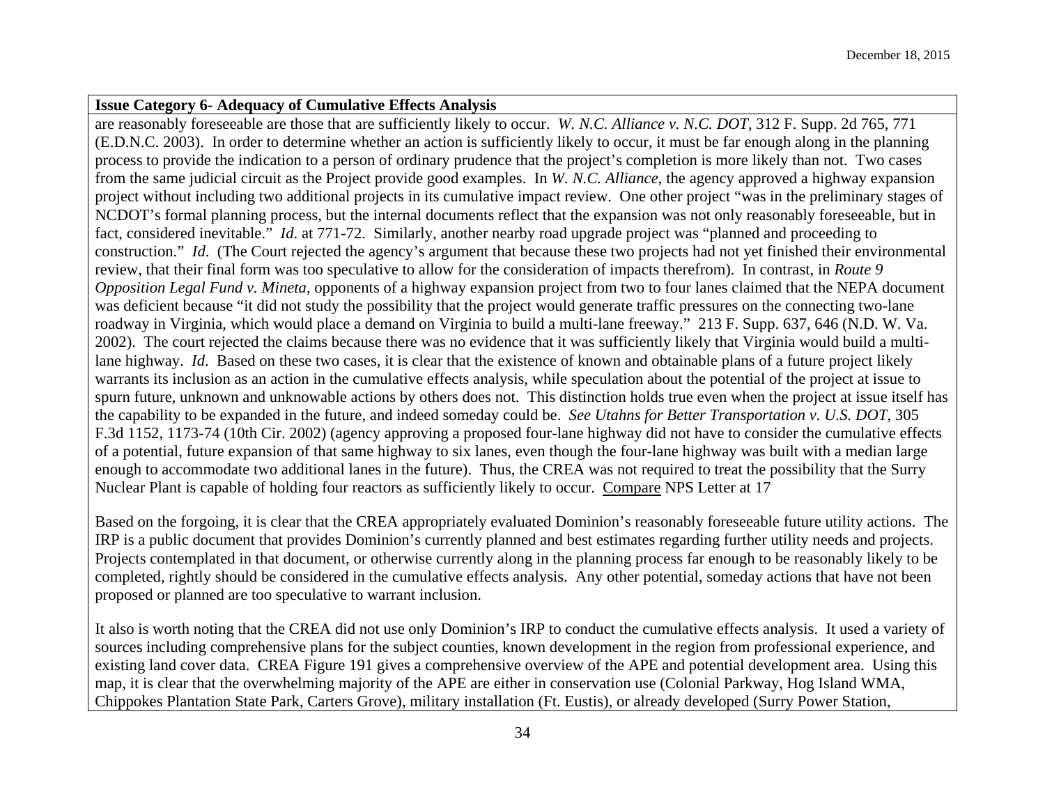**Issue Category 6- Adequacy of Cumulative Effects Analysis**

are reasonably foreseeable are those that are sufficiently likely to occur. *W. N.C. Alliance v. N.C. DOT*, 312 F. Supp. 2d 765, 771 (E.D.N.C. 2003). In order to determine whether an action is sufficiently likely to occur, it must be far enough along in the planning process to provide the indication to a person of ordinary prudence that the project's completion is more likely than not. Two cases from the same judicial circuit as the Project provide good examples. In *W. N.C. Alliance*, the agency approved a highway expansion project without including two additional projects in its cumulative impact review. One other project "was in the preliminary stages of NCDOT's formal planning process, but the internal documents reflect that the expansion was not only reasonably foreseeable, but in fact, considered inevitable." *Id*. at 771-72. Similarly, another nearby road upgrade project was "planned and proceeding to construction." *Id*. (The Court rejected the agency's argument that because these two projects had not yet finished their environmental review, that their final form was too speculative to allow for the consideration of impacts therefrom). In contrast, in *Route 9 Opposition Legal Fund v. Mineta*, opponents of a highway expansion project from two to four lanes claimed that the NEPA document was deficient because "it did not study the possibility that the project would generate traffic pressures on the connecting two-lane roadway in Virginia, which would place a demand on Virginia to build a multi-lane freeway." 213 F. Supp. 637, 646 (N.D. W. Va. 2002). The court rejected the claims because there was no evidence that it was sufficiently likely that Virginia would build a multi-lane highway. *Id*. Based on these two cases, it is clear that the existence of known and obtainable plans of a future project likely warrants its inclusion as an action in the cumulative effects analysis, while speculation about the potential of the project at issue to spurn future, unknown and unknowable actions by others does not. This distinction holds true even when the project at issue itself has the capability to be expanded in the future, and indeed someday could be. *See Utahns for Better Transportation v. U.S. DOT*, 305 F.3d 1152, 1173-74 (10th Cir. 2002) (agency approving a proposed four-lane highway did not have to consider the cumulative effects of a potential, future expansion of that same highway to six lanes, even though the four-lane highway was built with a median large enough to accommodate two additional lanes in the future). Thus, the CREA was not required to treat the possibility that the Surry Nuclear Plant is capable of holding four reactors as sufficiently likely to occur. Compare NPS Letter at 17

Based on the forgoing, it is clear that the CREA appropriately evaluated Dominion's reasonably foreseeable future utility actions. The IRP is a public document that provides Dominion's currently planned and best estimates regarding further utility needs and projects. Projects contemplated in that document, or otherwise currently along in the planning process far enough to be reasonably likely to be completed, rightly should be considered in the cumulative effects analysis. Any other potential, someday actions that have not been proposed or planned are too speculative to warrant inclusion.

It also is worth noting that the CREA did not use only Dominion's IRP to conduct the cumulative effects analysis. It used a variety of sources including comprehensive plans for the subject counties, known development in the region from professional experience, and existing land cover data. CREA Figure 191 gives a comprehensive overview of the APE and potential development area. Using this map, it is clear that the overwhelming majority of the APE are either in conservation use (Colonial Parkway, Hog Island WMA, Chippokes Plantation State Park, Carters Grove), military installation (Ft. Eustis), or already developed (Surry Power Station,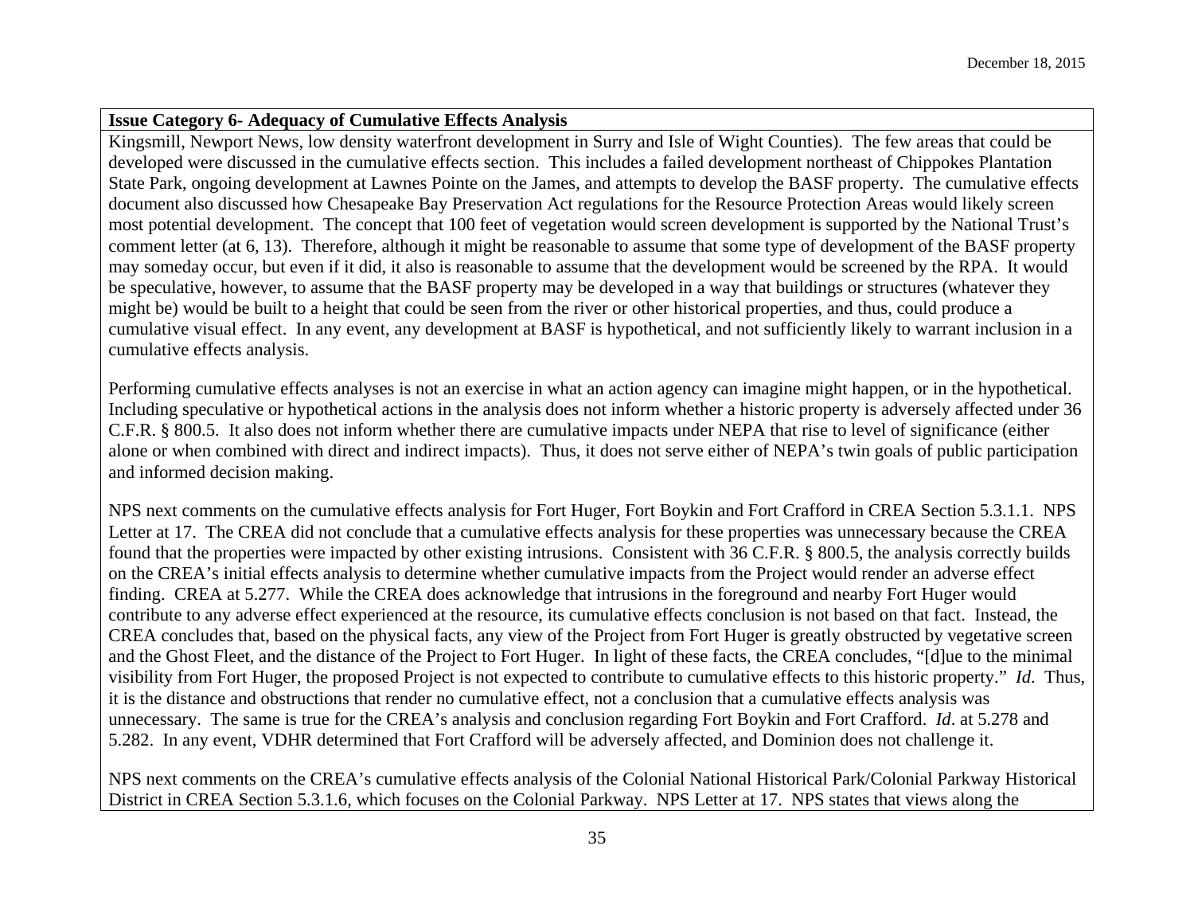**Issue Category 6- Adequacy of Cumulative Effects Analysis**

Kingsmill, Newport News, low density waterfront development in Surry and Isle of Wight Counties). The few areas that could be developed were discussed in the cumulative effects section. This includes a failed development northeast of Chippokes Plantation State Park, ongoing development at Lawnes Pointe on the James, and attempts to develop the BASF property. The cumulative effects document also discussed how Chesapeake Bay Preservation Act regulations for the Resource Protection Areas would likely screen most potential development. The concept that 100 feet of vegetation would screen development is supported by the National Trust's comment letter (at 6, 13). Therefore, although it might be reasonable to assume that some type of development of the BASF property may someday occur, but even if it did, it also is reasonable to assume that the development would be screened by the RPA. It would be speculative, however, to assume that the BASF property may be developed in a way that buildings or structures (whatever they might be) would be built to a height that could be seen from the river or other historical properties, and thus, could produce a cumulative visual effect. In any event, any development at BASF is hypothetical, and not sufficiently likely to warrant inclusion in a cumulative effects analysis.

Performing cumulative effects analyses is not an exercise in what an action agency can imagine might happen, or in the hypothetical. Including speculative or hypothetical actions in the analysis does not inform whether a historic property is adversely affected under 36 C.F.R. § 800.5. It also does not inform whether there are cumulative impacts under NEPA that rise to level of significance (either alone or when combined with direct and indirect impacts). Thus, it does not serve either of NEPA's twin goals of public participation and informed decision making.

NPS next comments on the cumulative effects analysis for Fort Huger, Fort Boykin and Fort Crafford in CREA Section 5.3.1.1. NPS Letter at 17. The CREA did not conclude that a cumulative effects analysis for these properties was unnecessary because the CREA found that the properties were impacted by other existing intrusions. Consistent with 36 C.F.R. § 800.5, the analysis correctly builds on the CREA's initial effects analysis to determine whether cumulative impacts from the Project would render an adverse effect finding. CREA at 5.277. While the CREA does acknowledge that intrusions in the foreground and nearby Fort Huger would contribute to any adverse effect experienced at the resource, its cumulative effects conclusion is not based on that fact. Instead, the CREA concludes that, based on the physical facts, any view of the Project from Fort Huger is greatly obstructed by vegetative screen and the Ghost Fleet, and the distance of the Project to Fort Huger. In light of these facts, the CREA concludes, "[d]ue to the minimal visibility from Fort Huger, the proposed Project is not expected to contribute to cumulative effects to this historic property." *Id*. Thus, it is the distance and obstructions that render no cumulative effect, not a conclusion that a cumulative effects analysis was unnecessary. The same is true for the CREA's analysis and conclusion regarding Fort Boykin and Fort Crafford. *Id*. at 5.278 and 5.282. In any event, VDHR determined that Fort Crafford will be adversely affected, and Dominion does not challenge it.

NPS next comments on the CREA's cumulative effects analysis of the Colonial National Historical Park/Colonial Parkway Historical District in CREA Section 5.3.1.6, which focuses on the Colonial Parkway. NPS Letter at 17. NPS states that views along the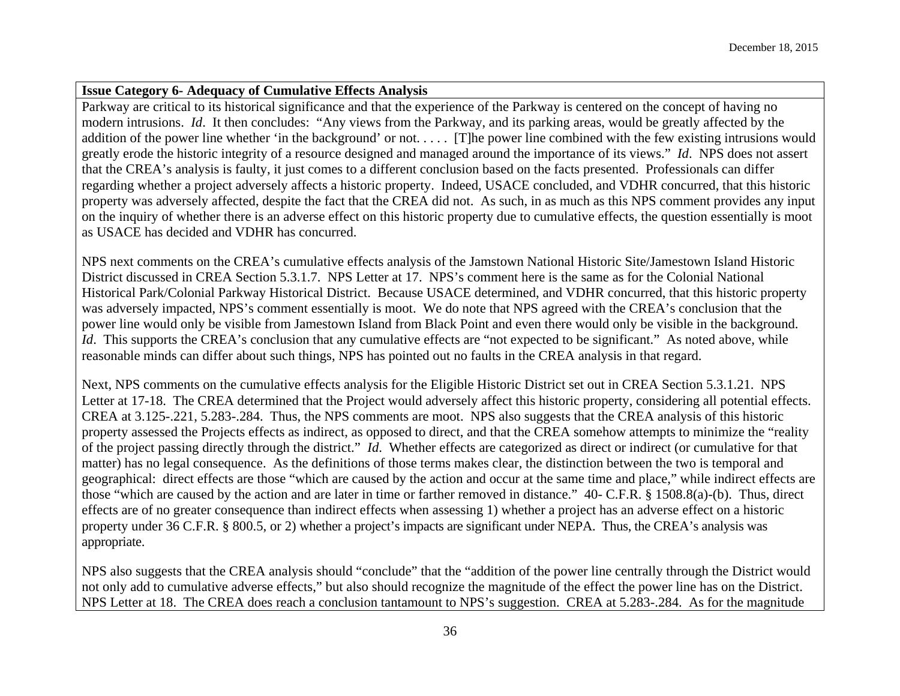**Issue Category 6- Adequacy of Cumulative Effects Analysis**

Parkway are critical to its historical significance and that the experience of the Parkway is centered on the concept of having no modern intrusions. *Id*. It then concludes: "Any views from the Parkway, and its parking areas, would be greatly affected by the addition of the power line whether 'in the background' or not. . . . . [T]he power line combined with the few existing intrusions would greatly erode the historic integrity of a resource designed and managed around the importance of its views." *Id*. NPS does not assert that the CREA's analysis is faulty, it just comes to a different conclusion based on the facts presented. Professionals can differ regarding whether a project adversely affects a historic property. Indeed, USACE concluded, and VDHR concurred, that this historic property was adversely affected, despite the fact that the CREA did not. As such, in as much as this NPS comment provides any input on the inquiry of whether there is an adverse effect on this historic property due to cumulative effects, the question essentially is moot as USACE has decided and VDHR has concurred.

NPS next comments on the CREA's cumulative effects analysis of the Jamstown National Historic Site/Jamestown Island Historic District discussed in CREA Section 5.3.1.7. NPS Letter at 17. NPS's comment here is the same as for the Colonial National Historical Park/Colonial Parkway Historical District. Because USACE determined, and VDHR concurred, that this historic property was adversely impacted, NPS's comment essentially is moot. We do note that NPS agreed with the CREA's conclusion that the power line would only be visible from Jamestown Island from Black Point and even there would only be visible in the background. *Id*. This supports the CREA's conclusion that any cumulative effects are "not expected to be significant." As noted above, while reasonable minds can differ about such things, NPS has pointed out no faults in the CREA analysis in that regard.

Next, NPS comments on the cumulative effects analysis for the Eligible Historic District set out in CREA Section 5.3.1.21. NPS Letter at 17-18. The CREA determined that the Project would adversely affect this historic property, considering all potential effects. CREA at 3.125-.221, 5.283-.284. Thus, the NPS comments are moot. NPS also suggests that the CREA analysis of this historic property assessed the Projects effects as indirect, as opposed to direct, and that the CREA somehow attempts to minimize the "reality of the project passing directly through the district." *Id.* Whether effects are categorized as direct or indirect (or cumulative for that matter) has no legal consequence. As the definitions of those terms makes clear, the distinction between the two is temporal and geographical: direct effects are those "which are caused by the action and occur at the same time and place," while indirect effects are those "which are caused by the action and are later in time or farther removed in distance." 40- C.F.R. § 1508.8(a)-(b). Thus, direct effects are of no greater consequence than indirect effects when assessing 1) whether a project has an adverse effect on a historic property under 36 C.F.R. § 800.5, or 2) whether a project's impacts are significant under NEPA. Thus, the CREA's analysis was appropriate.

NPS also suggests that the CREA analysis should "conclude" that the "addition of the power line centrally through the District would not only add to cumulative adverse effects," but also should recognize the magnitude of the effect the power line has on the District. NPS Letter at 18. The CREA does reach a conclusion tantamount to NPS's suggestion. CREA at 5.283-.284. As for the magnitude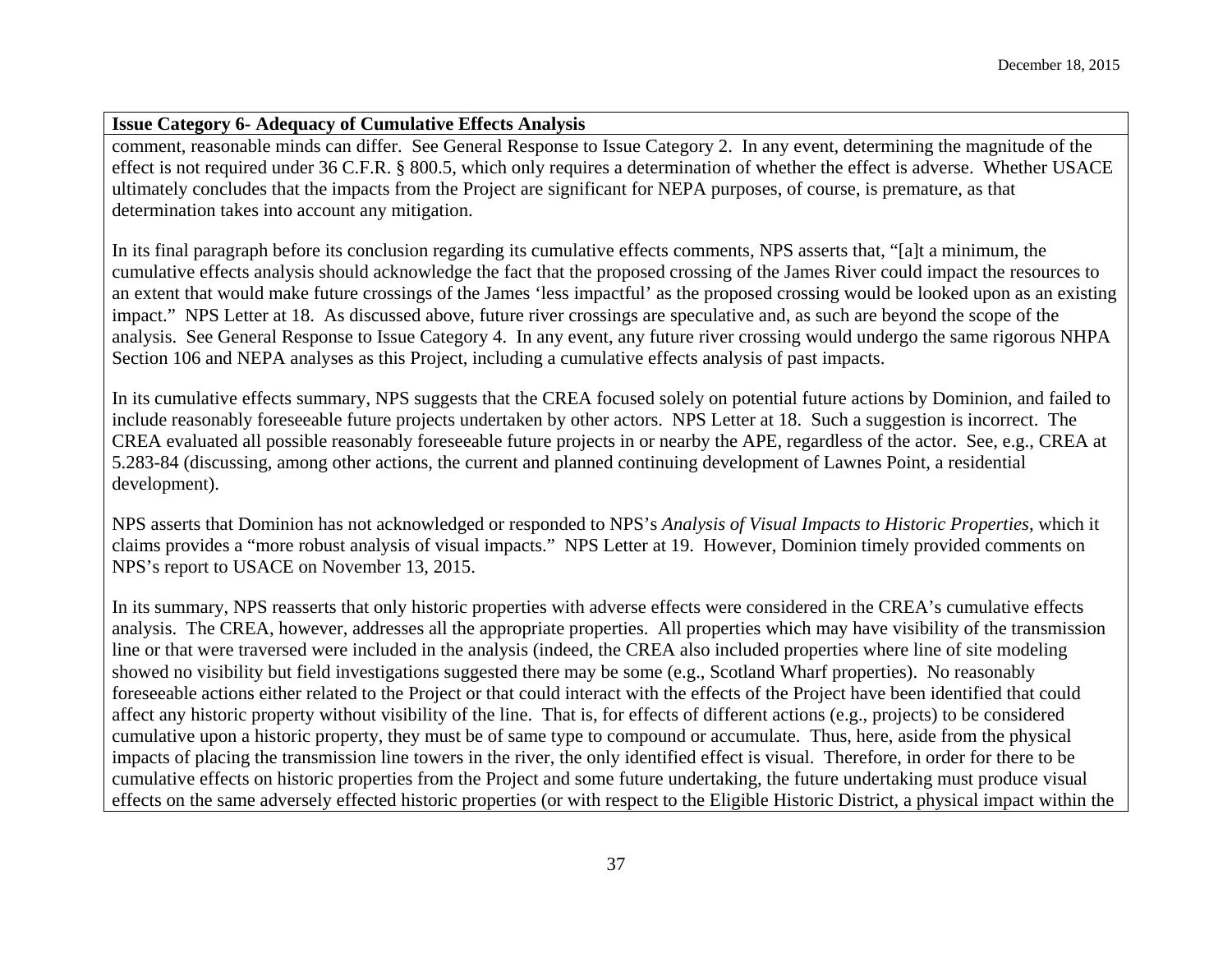**Issue Category 6- Adequacy of Cumulative Effects Analysis**

comment, reasonable minds can differ. See General Response to Issue Category 2. In any event, determining the magnitude of the effect is not required under 36 C.F.R. § 800.5, which only requires a determination of whether the effect is adverse. Whether USACE ultimately concludes that the impacts from the Project are significant for NEPA purposes, of course, is premature, as that determination takes into account any mitigation.

In its final paragraph before its conclusion regarding its cumulative effects comments, NPS asserts that, "[a]t a minimum, the cumulative effects analysis should acknowledge the fact that the proposed crossing of the James River could impact the resources to an extent that would make future crossings of the James 'less impactful' as the proposed crossing would be looked upon as an existing impact." NPS Letter at 18. As discussed above, future river crossings are speculative and, as such are beyond the scope of the analysis. See General Response to Issue Category 4. In any event, any future river crossing would undergo the same rigorous NHPA Section 106 and NEPA analyses as this Project, including a cumulative effects analysis of past impacts.

In its cumulative effects summary, NPS suggests that the CREA focused solely on potential future actions by Dominion, and failed to include reasonably foreseeable future projects undertaken by other actors. NPS Letter at 18. Such a suggestion is incorrect. The CREA evaluated all possible reasonably foreseeable future projects in or nearby the APE, regardless of the actor. See, e.g., CREA at 5.283-84 (discussing, among other actions, the current and planned continuing development of Lawnes Point, a residential development).

NPS asserts that Dominion has not acknowledged or responded to NPS's *Analysis of Visual Impacts to Historic Properties*, which it claims provides a "more robust analysis of visual impacts." NPS Letter at 19. However, Dominion timely provided comments on NPS's report to USACE on November 13, 2015.

In its summary, NPS reasserts that only historic properties with adverse effects were considered in the CREA's cumulative effects analysis. The CREA, however, addresses all the appropriate properties. All properties which may have visibility of the transmission line or that were traversed were included in the analysis (indeed, the CREA also included properties where line of site modeling showed no visibility but field investigations suggested there may be some (e.g., Scotland Wharf properties). No reasonably foreseeable actions either related to the Project or that could interact with the effects of the Project have been identified that could affect any historic property without visibility of the line. That is, for effects of different actions (e.g., projects) to be considered cumulative upon a historic property, they must be of same type to compound or accumulate. Thus, here, aside from the physical impacts of placing the transmission line towers in the river, the only identified effect is visual. Therefore, in order for there to be cumulative effects on historic properties from the Project and some future undertaking, the future undertaking must produce visual effects on the same adversely effected historic properties (or with respect to the Eligible Historic District, a physical impact within the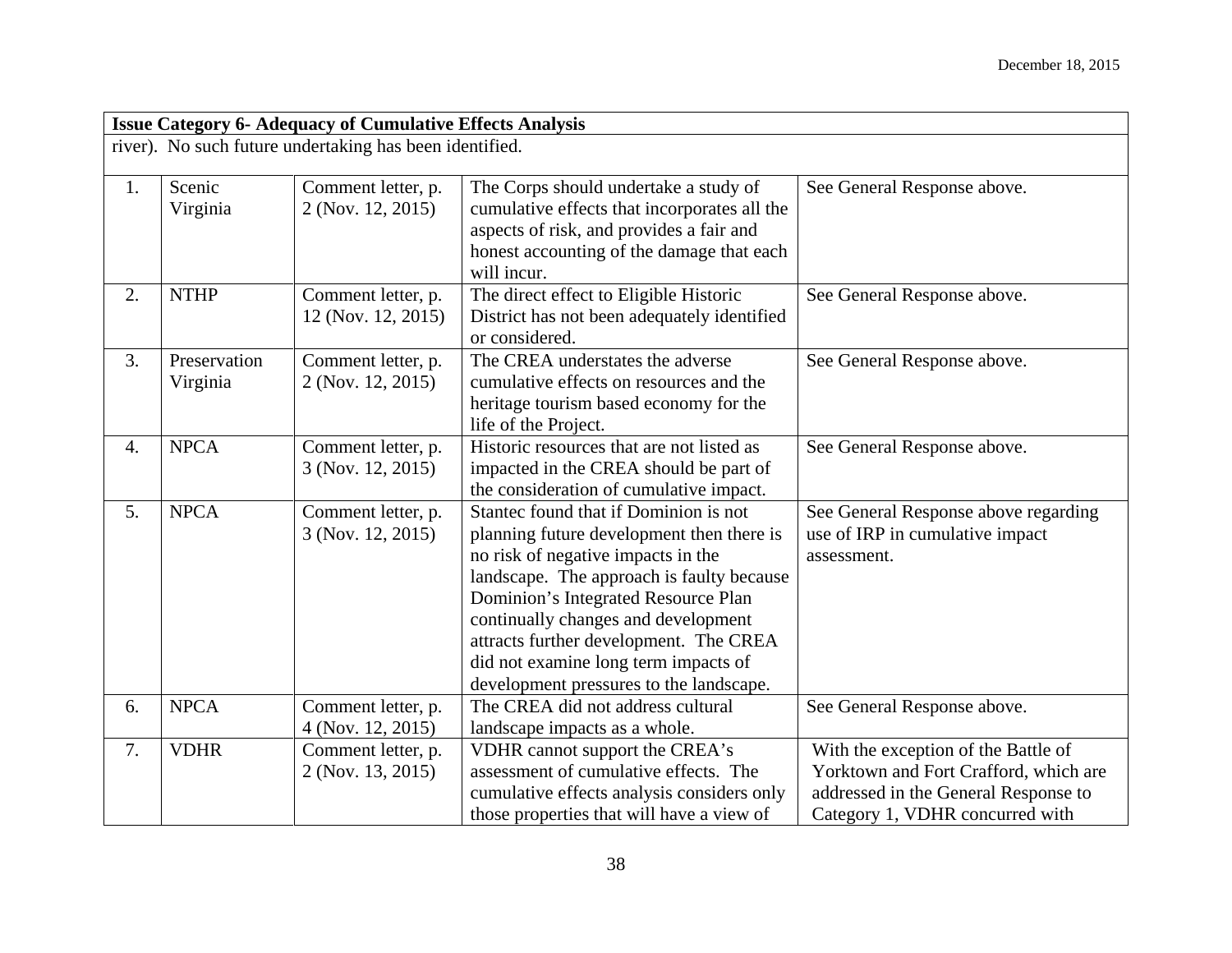| Issue Category 6- Adequacy of Cumulative Effects Analysis | | | | |
|---|---|---|---|---|
| river). No such future undertaking has been identified. | | | | |
| 1. | Scenic Virginia | Comment letter, p. 2 (Nov. 12, 2015) | The Corps should undertake a study of cumulative effects that incorporates all the aspects of risk, and provides a fair and honest accounting of the damage that each will incur. | See General Response above. |
| 2. | NTHP | Comment letter, p. 12 (Nov. 12, 2015) | The direct effect to Eligible Historic District has not been adequately identified or considered. | See General Response above. |
| 3. | Preservation Virginia | Comment letter, p. 2 (Nov. 12, 2015) | The CREA understates the adverse cumulative effects on resources and the heritage tourism based economy for the life of the Project. | See General Response above. |
| 4. | NPCA | Comment letter, p. 3 (Nov. 12, 2015) | Historic resources that are not listed as impacted in the CREA should be part of the consideration of cumulative impact. | See General Response above. |
| 5. | NPCA | Comment letter, p. 3 (Nov. 12, 2015) | Stantec found that if Dominion is not planning future development then there is no risk of negative impacts in the landscape. The approach is faulty because Dominion's Integrated Resource Plan continually changes and development attracts further development. The CREA did not examine long term impacts of development pressures to the landscape. | See General Response above regarding use of IRP in cumulative impact assessment. |
| 6. | NPCA | Comment letter, p. 4 (Nov. 12, 2015) | The CREA did not address cultural landscape impacts as a whole. | See General Response above. |
| 7. | VDHR | Comment letter, p. 2 (Nov. 13, 2015) | VDHR cannot support the CREA's assessment of cumulative effects. The cumulative effects analysis considers only those properties that will have a view of | With the exception of the Battle of Yorktown and Fort Crafford, which are addressed in the General Response to Category 1, VDHR concurred with |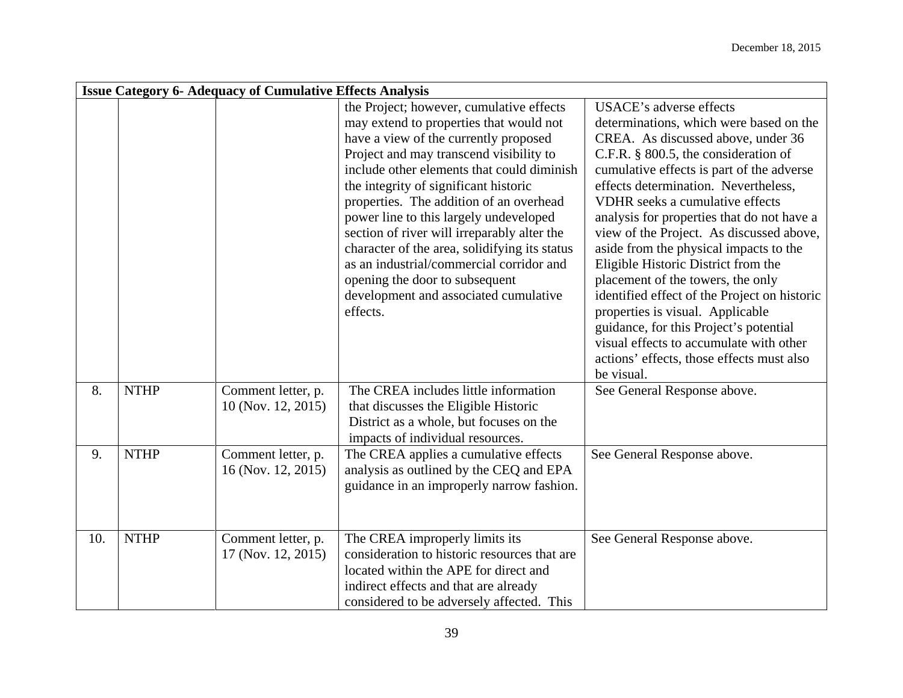| Issue Category 6- Adequacy of Cumulative Effects Analysis | | | | |
|---|---|---|---|---|
| | | | the Project; however, cumulative effects may extend to properties that would not have a view of the currently proposed Project and may transcend visibility to include other elements that could diminish the integrity of significant historic properties. The addition of an overhead power line to this largely undeveloped section of river will irreparably alter the character of the area, solidifying its status as an industrial/commercial corridor and opening the door to subsequent development and associated cumulative effects. | USACE's adverse effects determinations, which were based on the CREA. As discussed above, under 36 C.F.R. § 800.5, the consideration of cumulative effects is part of the adverse effects determination. Nevertheless, VDHR seeks a cumulative effects analysis for properties that do not have a view of the Project. As discussed above, aside from the physical impacts to the Eligible Historic District from the placement of the towers, the only identified effect of the Project on historic properties is visual. Applicable guidance, for this Project's potential visual effects to accumulate with other actions' effects, those effects must also be visual. |
| 8. | NTHP | Comment letter, p. 10 (Nov. 12, 2015) | The CREA includes little information that discusses the Eligible Historic District as a whole, but focuses on the impacts of individual resources. | See General Response above. |
| 9. | NTHP | Comment letter, p. 16 (Nov. 12, 2015) | The CREA applies a cumulative effects analysis as outlined by the CEQ and EPA guidance in an improperly narrow fashion. | See General Response above. |
| 10. | NTHP | Comment letter, p. 17 (Nov. 12, 2015) | The CREA improperly limits its consideration to historic resources that are located within the APE for direct and indirect effects and that are already considered to be adversely affected. This | See General Response above. |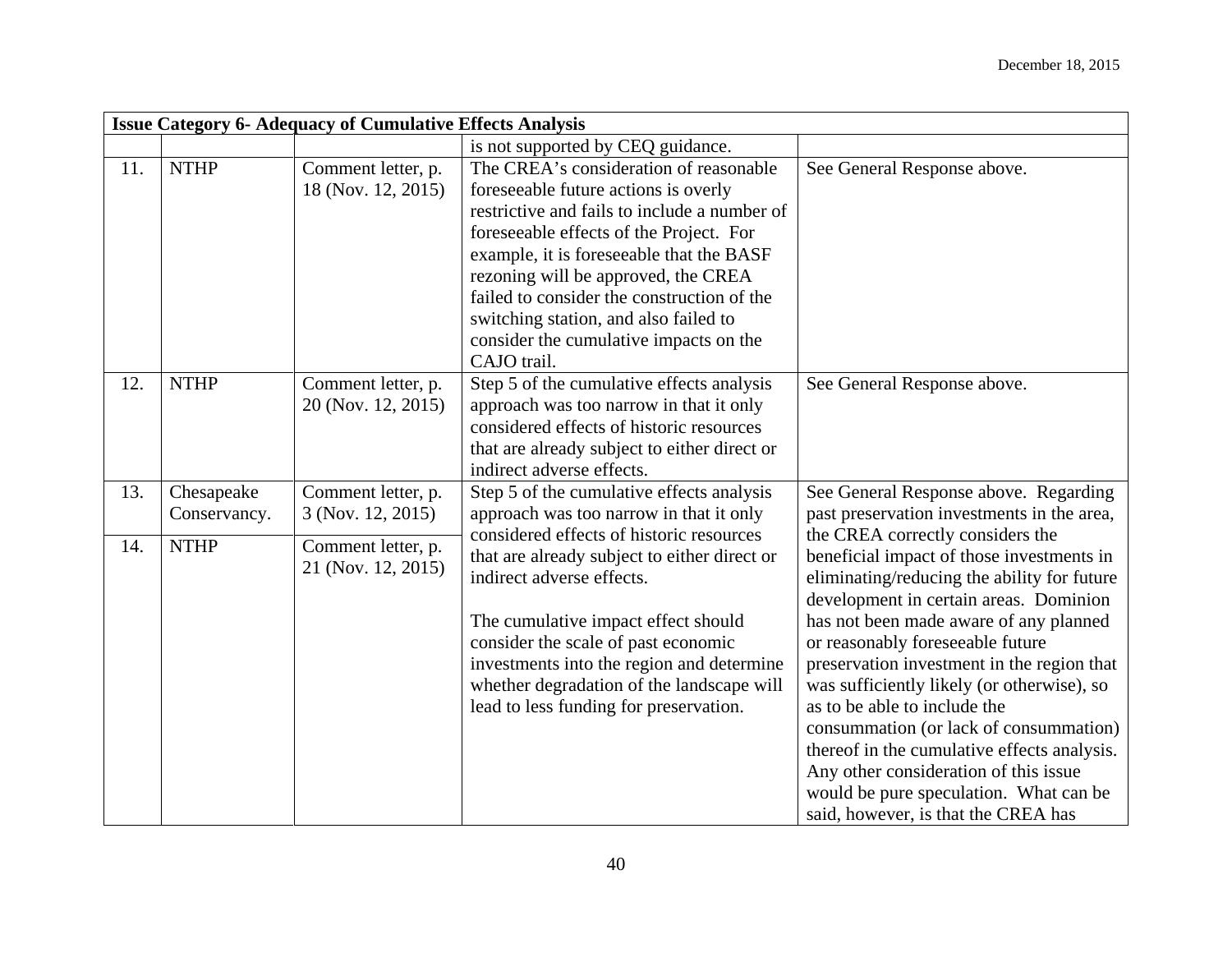| Issue Category 6- Adequacy of Cumulative Effects Analysis | | | | |
|---|---|---|---|---|
| | | | is not supported by CEQ guidance. | |
| 11. | NTHP | Comment letter, p. 18 (Nov. 12, 2015) | The CREA's consideration of reasonable foreseeable future actions is overly restrictive and fails to include a number of foreseeable effects of the Project. For example, it is foreseeable that the BASF rezoning will be approved, the CREA failed to consider the construction of the switching station, and also failed to consider the cumulative impacts on the CAJO trail. | See General Response above. |
| 12. | NTHP | Comment letter, p. 20 (Nov. 12, 2015) | Step 5 of the cumulative effects analysis approach was too narrow in that it only considered effects of historic resources that are already subject to either direct or indirect adverse effects. | See General Response above. |
| 13. | Chesapeake Conservancy. | Comment letter, p. 3 (Nov. 12, 2015) | Step 5 of the cumulative effects analysis approach was too narrow in that it only considered effects of historic resources that are already subject to either direct or indirect adverse effects.<br><br>The cumulative impact effect should consider the scale of past economic investments into the region and determine whether degradation of the landscape will lead to less funding for preservation. | See General Response above. Regarding past preservation investments in the area, the CREA correctly considers the beneficial impact of those investments in eliminating/reducing the ability for future development in certain areas. Dominion has not been made aware of any planned or reasonably foreseeable future preservation investment in the region that was sufficiently likely (or otherwise), so as to be able to include the consummation (or lack of consummation) thereof in the cumulative effects analysis. Any other consideration of this issue would be pure speculation. What can be said, however, is that the CREA has |
| 14. | NTHP | Comment letter, p. 21 (Nov. 12, 2015) | | |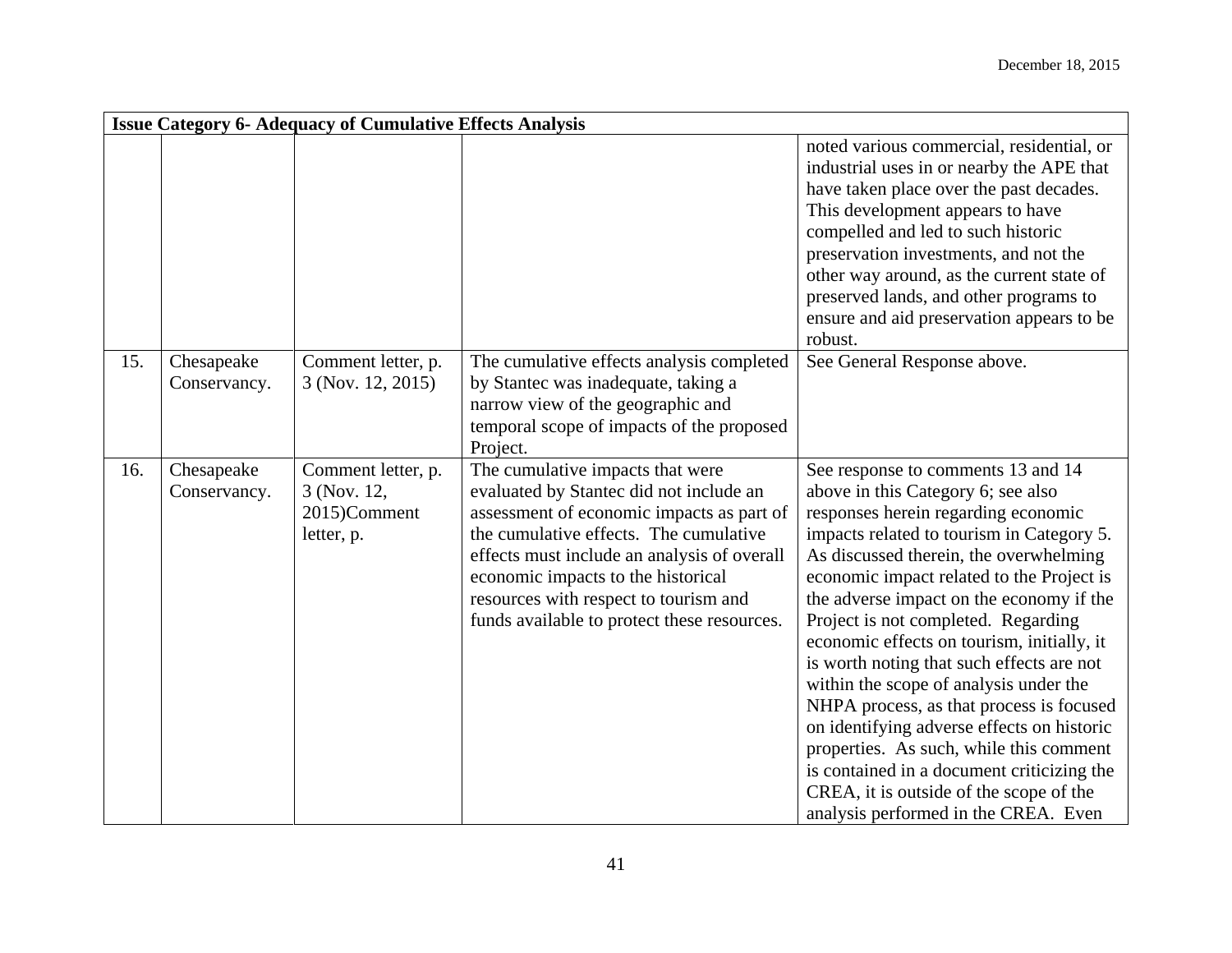| Issue Category 6- Adequacy of Cumulative Effects Analysis | | | | |
|---|---|---|---|---|
| | | | | noted various commercial, residential, or industrial uses in or nearby the APE that have taken place over the past decades. This development appears to have compelled and led to such historic preservation investments, and not the other way around, as the current state of preserved lands, and other programs to ensure and aid preservation appears to be robust. |
| 15. | Chesapeake Conservancy. | Comment letter, p. 3 (Nov. 12, 2015) | The cumulative effects analysis completed by Stantec was inadequate, taking a narrow view of the geographic and temporal scope of impacts of the proposed Project. | See General Response above. |
| 16. | Chesapeake Conservancy. | Comment letter, p. 3 (Nov. 12, 2015)Comment letter, p. | The cumulative impacts that were evaluated by Stantec did not include an assessment of economic impacts as part of the cumulative effects. The cumulative effects must include an analysis of overall economic impacts to the historical resources with respect to tourism and funds available to protect these resources. | See response to comments 13 and 14 above in this Category 6; see also responses herein regarding economic impacts related to tourism in Category 5. As discussed therein, the overwhelming economic impact related to the Project is the adverse impact on the economy if the Project is not completed. Regarding economic effects on tourism, initially, it is worth noting that such effects are not within the scope of analysis under the NHPA process, as that process is focused on identifying adverse effects on historic properties. As such, while this comment is contained in a document criticizing the CREA, it is outside of the scope of the analysis performed in the CREA. Even |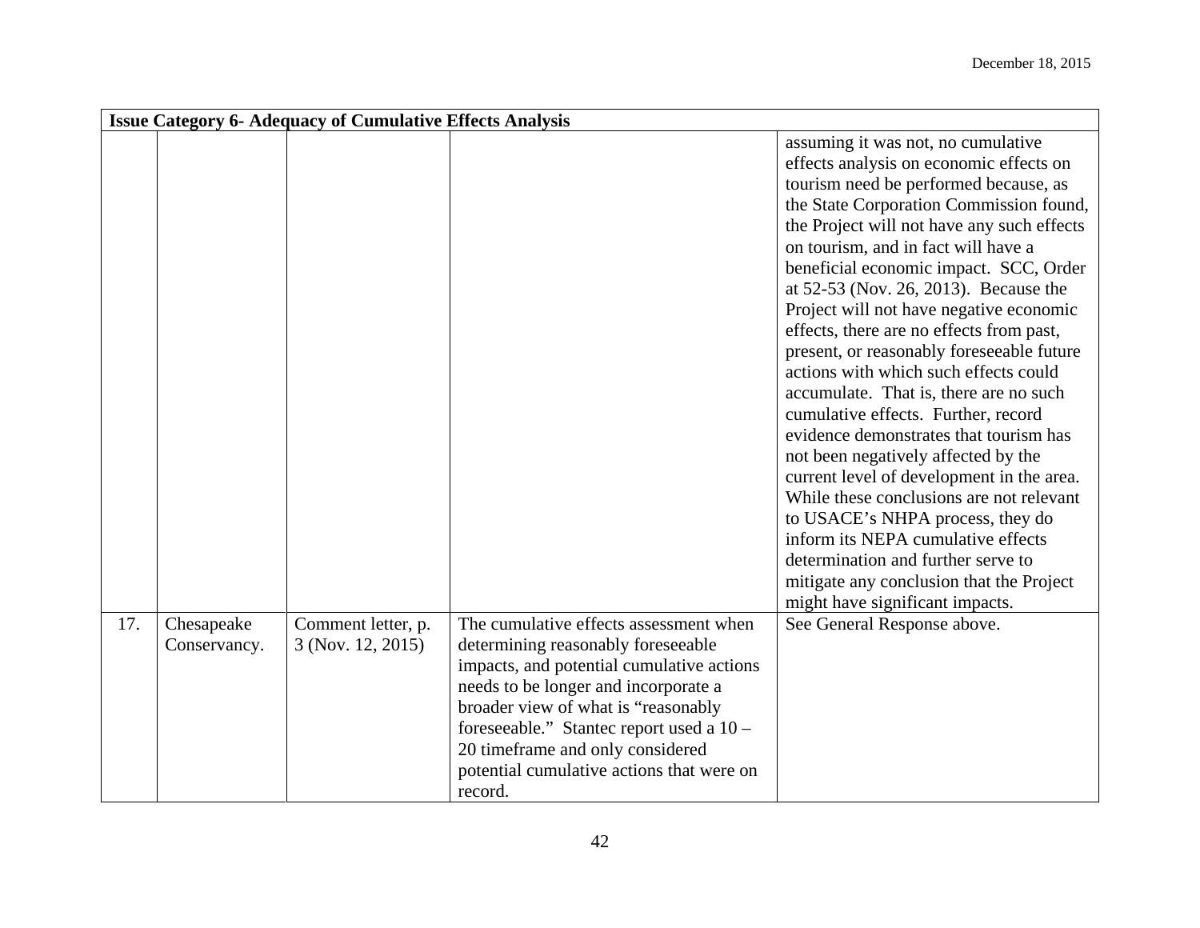| Issue Category 6- Adequacy of Cumulative Effects Analysis | | | | |
|---|---|---|---|---|
| | | | | assuming it was not, no cumulative effects analysis on economic effects on tourism need be performed because, as the State Corporation Commission found, the Project will not have any such effects on tourism, and in fact will have a beneficial economic impact. SCC, Order at 52-53 (Nov. 26, 2013). Because the Project will not have negative economic effects, there are no effects from past, present, or reasonably foreseeable future actions with which such effects could accumulate. That is, there are no such cumulative effects. Further, record evidence demonstrates that tourism has not been negatively affected by the current level of development in the area. While these conclusions are not relevant to USACE's NHPA process, they do inform its NEPA cumulative effects determination and further serve to mitigate any conclusion that the Project might have significant impacts. |
| 17. | Chesapeake Conservancy. | Comment letter, p. 3 (Nov. 12, 2015) | The cumulative effects assessment when determining reasonably foreseeable impacts, and potential cumulative actions needs to be longer and incorporate a broader view of what is "reasonably foreseeable." Stantec report used a 10 – 20 timeframe and only considered potential cumulative actions that were on record. | See General Response above. |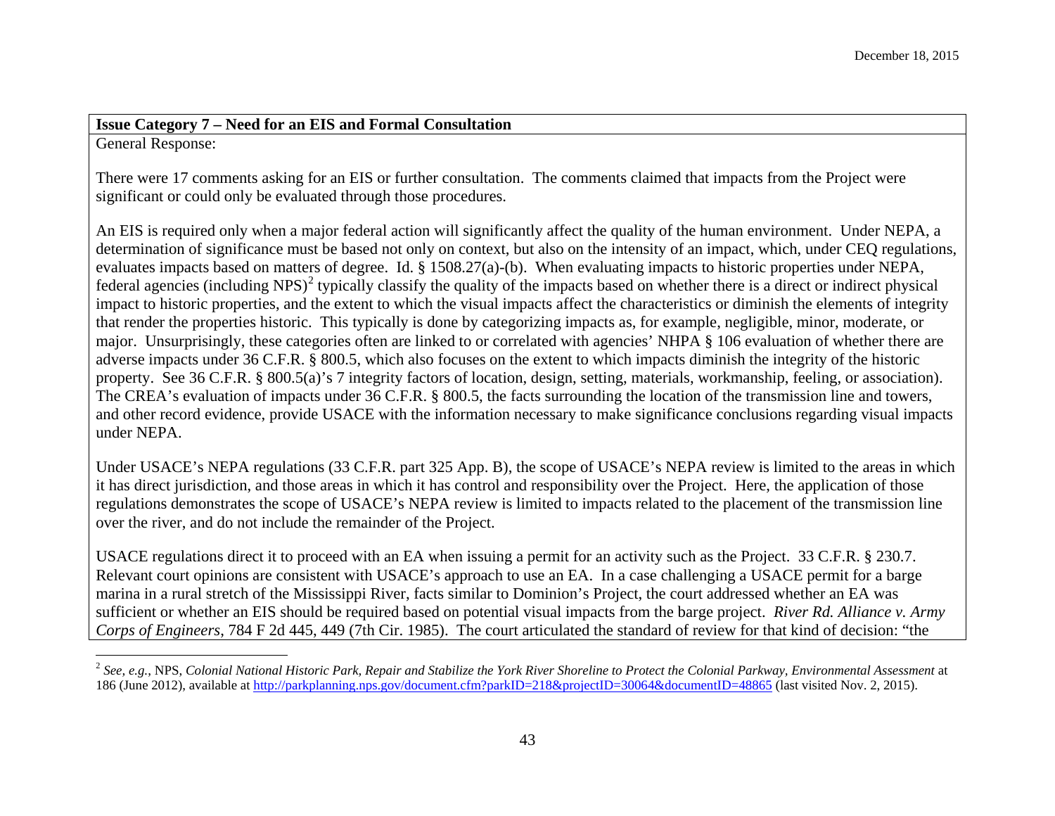**Issue Category 7 – Need for an EIS and Formal Consultation**

General Response:

There were 17 comments asking for an EIS or further consultation. The comments claimed that impacts from the Project were significant or could only be evaluated through those procedures.

An EIS is required only when a major federal action will significantly affect the quality of the human environment. Under NEPA, a determination of significance must be based not only on context, but also on the intensity of an impact, which, under CEQ regulations, evaluates impacts based on matters of degree. Id. § 1508.27(a)-(b). When evaluating impacts to historic properties under NEPA, federal agencies (including NPS)[2] typically classify the quality of the impacts based on whether there is a direct or indirect physical impact to historic properties, and the extent to which the visual impacts affect the characteristics or diminish the elements of integrity that render the properties historic. This typically is done by categorizing impacts as, for example, negligible, minor, moderate, or major. Unsurprisingly, these categories often are linked to or correlated with agencies' NHPA § 106 evaluation of whether there are adverse impacts under 36 C.F.R. § 800.5, which also focuses on the extent to which impacts diminish the integrity of the historic property. See 36 C.F.R. § 800.5(a)'s 7 integrity factors of location, design, setting, materials, workmanship, feeling, or association). The CREA's evaluation of impacts under 36 C.F.R. § 800.5, the facts surrounding the location of the transmission line and towers, and other record evidence, provide USACE with the information necessary to make significance conclusions regarding visual impacts under NEPA.

Under USACE's NEPA regulations (33 C.F.R. part 325 App. B), the scope of USACE's NEPA review is limited to the areas in which it has direct jurisdiction, and those areas in which it has control and responsibility over the Project. Here, the application of those regulations demonstrates the scope of USACE's NEPA review is limited to impacts related to the placement of the transmission line over the river, and do not include the remainder of the Project.

USACE regulations direct it to proceed with an EA when issuing a permit for an activity such as the Project. 33 C.F.R. § 230.7. Relevant court opinions are consistent with USACE's approach to use an EA. In a case challenging a USACE permit for a barge marina in a rural stretch of the Mississippi River, facts similar to Dominion's Project, the court addressed whether an EA was sufficient or whether an EIS should be required based on potential visual impacts from the barge project. *River Rd. Alliance v. Army Corps of Engineers*, 784 F 2d 445, 449 (7th Cir. 1985). The court articulated the standard of review for that kind of decision: "the

[2] *See, e.g.*, NPS, *Colonial National Historic Park, Repair and Stabilize the York River Shoreline to Protect the Colonial Parkway, Environmental Assessment* at 186 (June 2012), available at http://parkplanning.nps.gov/document.cfm?parkID=218&projectID=30064&documentID=48865 (last visited Nov. 2, 2015).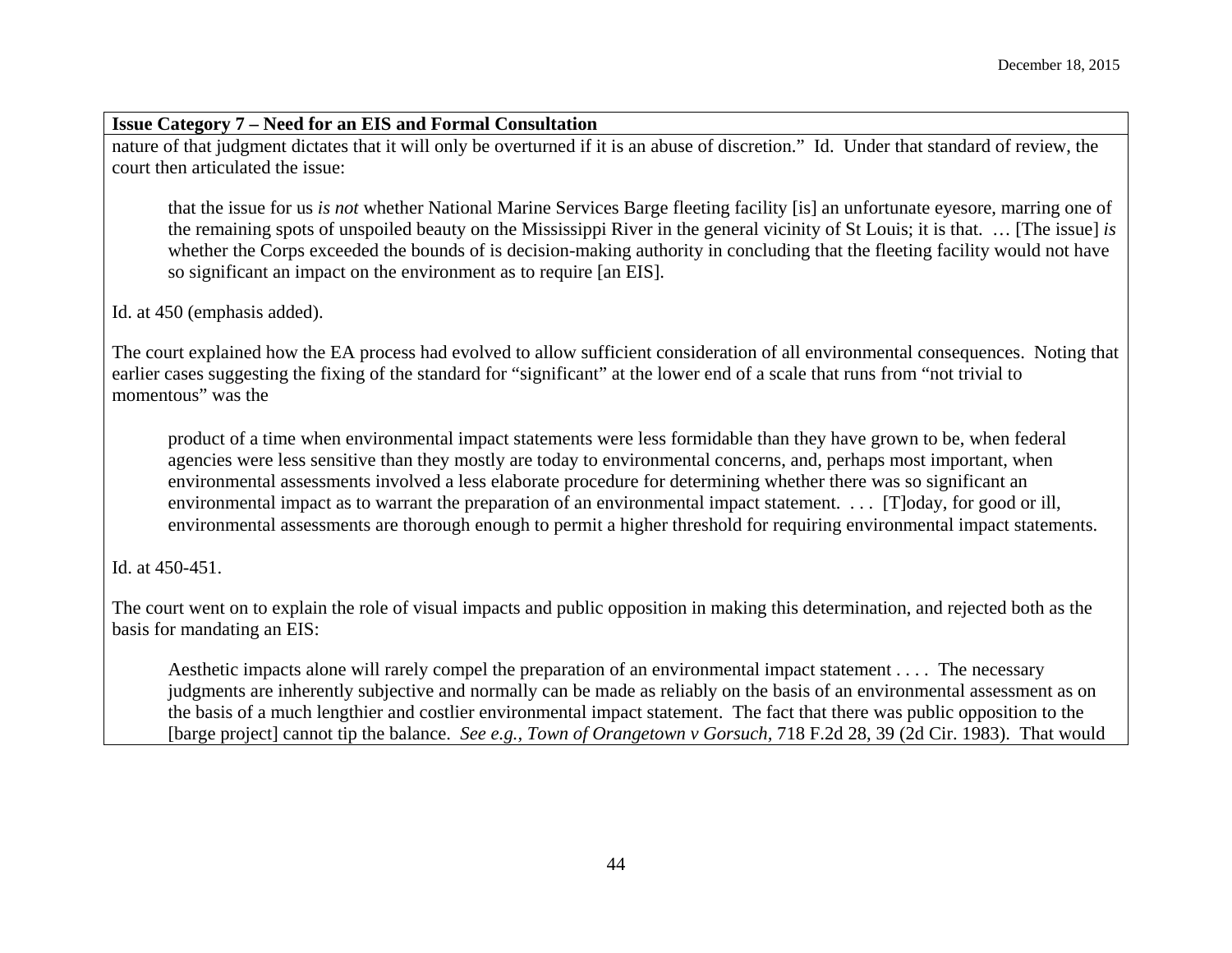**Issue Category 7 – Need for an EIS and Formal Consultation**

nature of that judgment dictates that it will only be overturned if it is an abuse of discretion." Id. Under that standard of review, the court then articulated the issue:

> that the issue for us *is not* whether National Marine Services Barge fleeting facility [is] an unfortunate eyesore, marring one of the remaining spots of unspoiled beauty on the Mississippi River in the general vicinity of St Louis; it is that. … [The issue] *is* whether the Corps exceeded the bounds of is decision-making authority in concluding that the fleeting facility would not have so significant an impact on the environment as to require [an EIS].

Id. at 450 (emphasis added).

The court explained how the EA process had evolved to allow sufficient consideration of all environmental consequences. Noting that earlier cases suggesting the fixing of the standard for "significant" at the lower end of a scale that runs from "not trivial to momentous" was the

> product of a time when environmental impact statements were less formidable than they have grown to be, when federal agencies were less sensitive than they mostly are today to environmental concerns, and, perhaps most important, when environmental assessments involved a less elaborate procedure for determining whether there was so significant an environmental impact as to warrant the preparation of an environmental impact statement. . . . [T]oday, for good or ill, environmental assessments are thorough enough to permit a higher threshold for requiring environmental impact statements.

Id. at 450-451.

The court went on to explain the role of visual impacts and public opposition in making this determination, and rejected both as the basis for mandating an EIS:

> Aesthetic impacts alone will rarely compel the preparation of an environmental impact statement . . . . The necessary judgments are inherently subjective and normally can be made as reliably on the basis of an environmental assessment as on the basis of a much lengthier and costlier environmental impact statement. The fact that there was public opposition to the [barge project] cannot tip the balance. *See e.g., Town of Orangetown v Gorsuch,* 718 F.2d 28, 39 (2d Cir. 1983). That would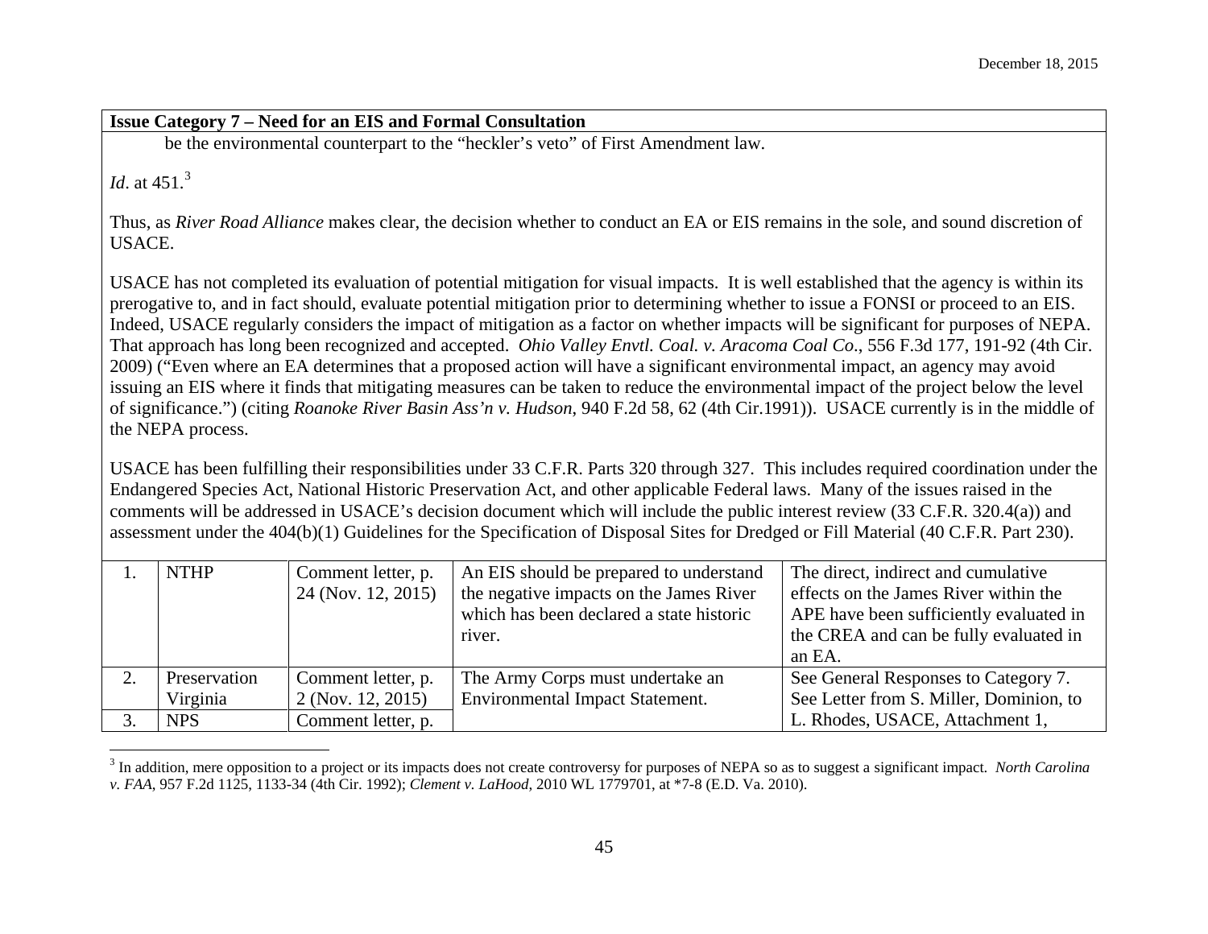**Issue Category 7 – Need for an EIS and Formal Consultation**

be the environmental counterpart to the "heckler's veto" of First Amendment law.

*Id*. at 451.[3]

Thus, as *River Road Alliance* makes clear, the decision whether to conduct an EA or EIS remains in the sole, and sound discretion of USACE.

USACE has not completed its evaluation of potential mitigation for visual impacts. It is well established that the agency is within its prerogative to, and in fact should, evaluate potential mitigation prior to determining whether to issue a FONSI or proceed to an EIS. Indeed, USACE regularly considers the impact of mitigation as a factor on whether impacts will be significant for purposes of NEPA. That approach has long been recognized and accepted. *Ohio Valley Envtl. Coal. v. Aracoma Coal Co*., 556 F.3d 177, 191-92 (4th Cir. 2009) ("Even where an EA determines that a proposed action will have a significant environmental impact, an agency may avoid issuing an EIS where it finds that mitigating measures can be taken to reduce the environmental impact of the project below the level of significance.") (citing *Roanoke River Basin Ass'n v. Hudson*, 940 F.2d 58, 62 (4th Cir.1991)). USACE currently is in the middle of the NEPA process.

USACE has been fulfilling their responsibilities under 33 C.F.R. Parts 320 through 327. This includes required coordination under the Endangered Species Act, National Historic Preservation Act, and other applicable Federal laws. Many of the issues raised in the comments will be addressed in USACE's decision document which will include the public interest review (33 C.F.R. 320.4(a)) and assessment under the 404(b)(1) Guidelines for the Specification of Disposal Sites for Dredged or Fill Material (40 C.F.R. Part 230).

| | | | | |
|---|---|---|---|---|
| 1. | NTHP | Comment letter, p. 24 (Nov. 12, 2015) | An EIS should be prepared to understand the negative impacts on the James River which has been declared a state historic river. | The direct, indirect and cumulative effects on the James River within the APE have been sufficiently evaluated in the CREA and can be fully evaluated in an EA. |
| 2. | Preservation Virginia | Comment letter, p. 2 (Nov. 12, 2015) | The Army Corps must undertake an Environmental Impact Statement. | See General Responses to Category 7. See Letter from S. Miller, Dominion, to L. Rhodes, USACE, Attachment 1, |
| 3. | NPS | Comment letter, p. | | |

[3] In addition, mere opposition to a project or its impacts does not create controversy for purposes of NEPA so as to suggest a significant impact. *North Carolina v. FAA*, 957 F.2d 1125, 1133-34 (4th Cir. 1992); *Clement v. LaHood*, 2010 WL 1779701, at *7-8 (E.D. Va. 2010).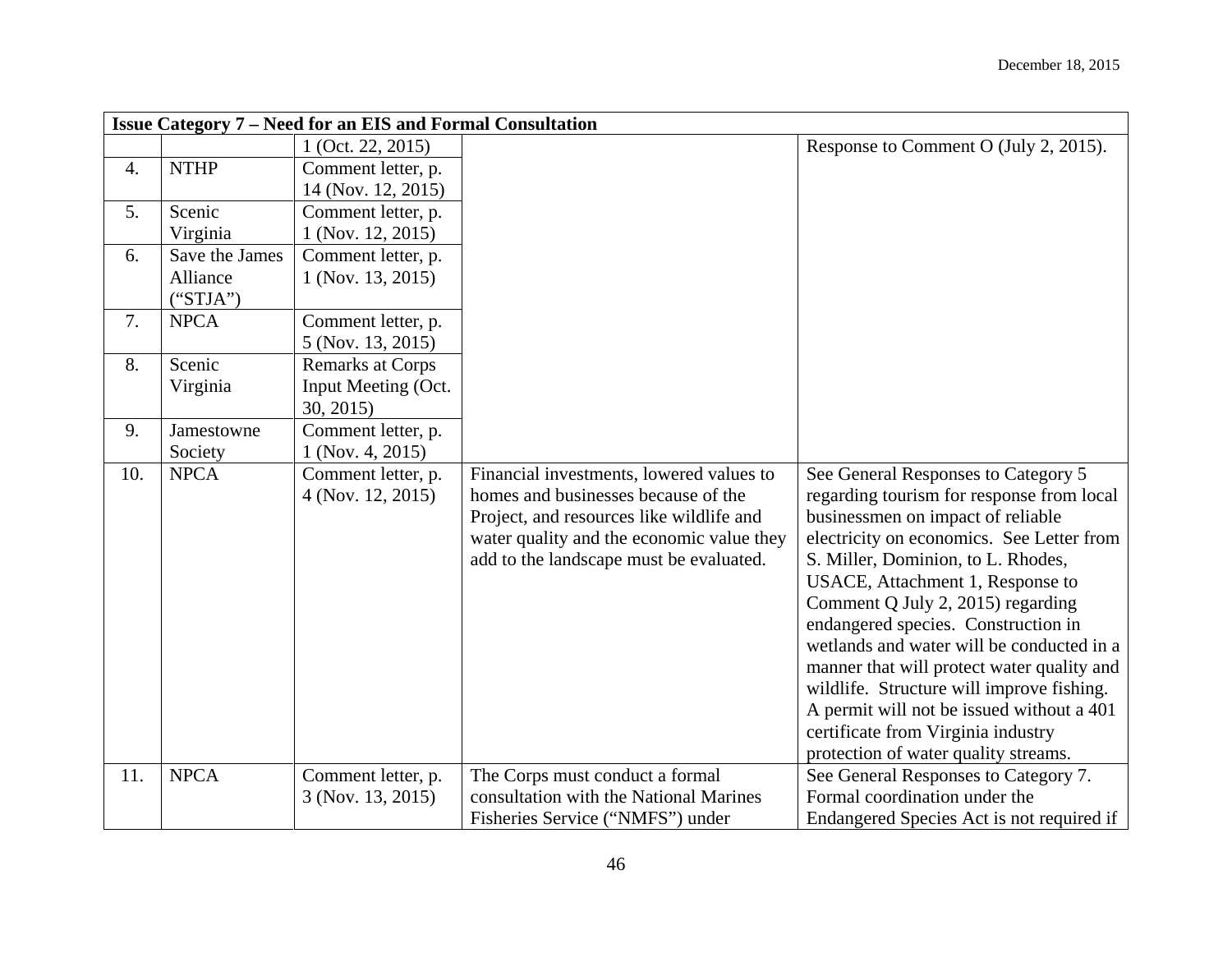| Issue Category 7 – Need for an EIS and Formal Consultation | | | | |
|---|---|---|---|---|
| | | 1 (Oct. 22, 2015) | | Response to Comment O (July 2, 2015). |
| 4. | NTHP | Comment letter, p. 14 (Nov. 12, 2015) | | |
| 5. | Scenic Virginia | Comment letter, p. 1 (Nov. 12, 2015) | | |
| 6. | Save the James Alliance ("STJA") | Comment letter, p. 1 (Nov. 13, 2015) | | |
| 7. | NPCA | Comment letter, p. 5 (Nov. 13, 2015) | | |
| 8. | Scenic Virginia | Remarks at Corps Input Meeting (Oct. 30, 2015) | | |
| 9. | Jamestowne Society | Comment letter, p. 1 (Nov. 4, 2015) | | |
| 10. | NPCA | Comment letter, p. 4 (Nov. 12, 2015) | Financial investments, lowered values to homes and businesses because of the Project, and resources like wildlife and water quality and the economic value they add to the landscape must be evaluated. | See General Responses to Category 5 regarding tourism for response from local businessmen on impact of reliable electricity on economics. See Letter from S. Miller, Dominion, to L. Rhodes, USACE, Attachment 1, Response to Comment Q July 2, 2015) regarding endangered species. Construction in wetlands and water will be conducted in a manner that will protect water quality and wildlife. Structure will improve fishing. A permit will not be issued without a 401 certificate from Virginia industry protection of water quality streams. |
| 11. | NPCA | Comment letter, p. 3 (Nov. 13, 2015) | The Corps must conduct a formal consultation with the National Marines Fisheries Service ("NMFS") under | See General Responses to Category 7. Formal coordination under the Endangered Species Act is not required if |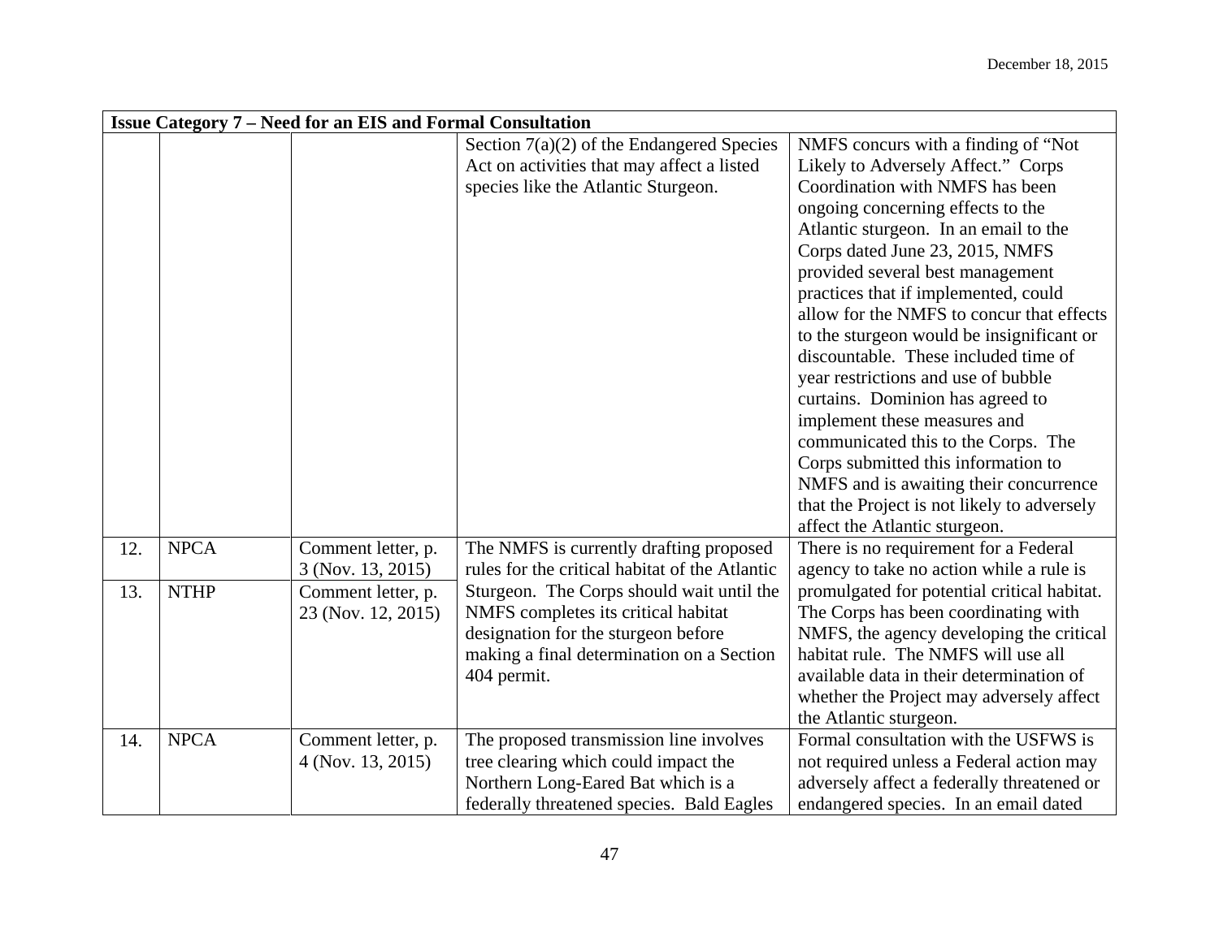December 18, 2015

| Issue Category 7 – Need for an EIS and Formal Consultation | | | | |
|---|---|---|---|---|
| | | | Section 7(a)(2) of the Endangered Species Act on activities that may affect a listed species like the Atlantic Sturgeon. | NMFS concurs with a finding of "Not Likely to Adversely Affect." Corps Coordination with NMFS has been ongoing concerning effects to the Atlantic sturgeon. In an email to the Corps dated June 23, 2015, NMFS provided several best management practices that if implemented, could allow for the NMFS to concur that effects to the sturgeon would be insignificant or discountable. These included time of year restrictions and use of bubble curtains. Dominion has agreed to implement these measures and communicated this to the Corps. The Corps submitted this information to NMFS and is awaiting their concurrence that the Project is not likely to adversely affect the Atlantic sturgeon. |
| 12. | NPCA | Comment letter, p. 3 (Nov. 13, 2015) | The NMFS is currently drafting proposed rules for the critical habitat of the Atlantic Sturgeon. The Corps should wait until the NMFS completes its critical habitat designation for the sturgeon before making a final determination on a Section 404 permit. | There is no requirement for a Federal agency to take no action while a rule is promulgated for potential critical habitat. The Corps has been coordinating with NMFS, the agency developing the critical habitat rule. The NMFS will use all available data in their determination of whether the Project may adversely affect the Atlantic sturgeon. |
| 13. | NTHP | Comment letter, p. 23 (Nov. 12, 2015) | | |
| 14. | NPCA | Comment letter, p. 4 (Nov. 13, 2015) | The proposed transmission line involves tree clearing which could impact the Northern Long-Eared Bat which is a federally threatened species. Bald Eagles | Formal consultation with the USFWS is not required unless a Federal action may adversely affect a federally threatened or endangered species. In an email dated |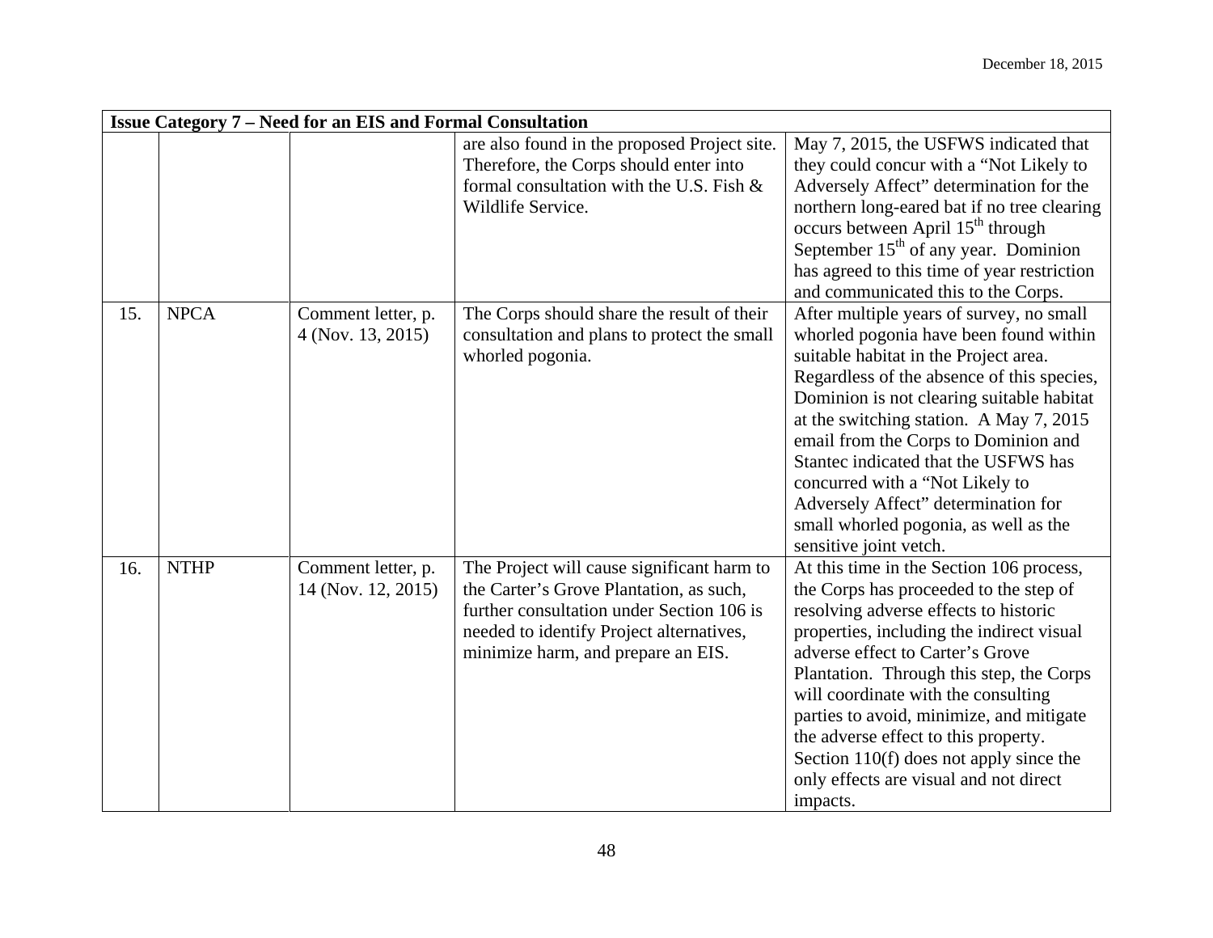| Issue Category 7 – Need for an EIS and Formal Consultation | | | | |
|---|---|---|---|---|
| | | | are also found in the proposed Project site. Therefore, the Corps should enter into formal consultation with the U.S. Fish & Wildlife Service. | May 7, 2015, the USFWS indicated that they could concur with a "Not Likely to Adversely Affect" determination for the northern long-eared bat if no tree clearing occurs between April 15th through September 15th of any year. Dominion has agreed to this time of year restriction and communicated this to the Corps. |
| 15. | NPCA | Comment letter, p. 4 (Nov. 13, 2015) | The Corps should share the result of their consultation and plans to protect the small whorled pogonia. | After multiple years of survey, no small whorled pogonia have been found within suitable habitat in the Project area. Regardless of the absence of this species, Dominion is not clearing suitable habitat at the switching station. A May 7, 2015 email from the Corps to Dominion and Stantec indicated that the USFWS has concurred with a "Not Likely to Adversely Affect" determination for small whorled pogonia, as well as the sensitive joint vetch. |
| 16. | NTHP | Comment letter, p. 14 (Nov. 12, 2015) | The Project will cause significant harm to the Carter's Grove Plantation, as such, further consultation under Section 106 is needed to identify Project alternatives, minimize harm, and prepare an EIS. | At this time in the Section 106 process, the Corps has proceeded to the step of resolving adverse effects to historic properties, including the indirect visual adverse effect to Carter's Grove Plantation. Through this step, the Corps will coordinate with the consulting parties to avoid, minimize, and mitigate the adverse effect to this property. Section 110(f) does not apply since the only effects are visual and not direct impacts. |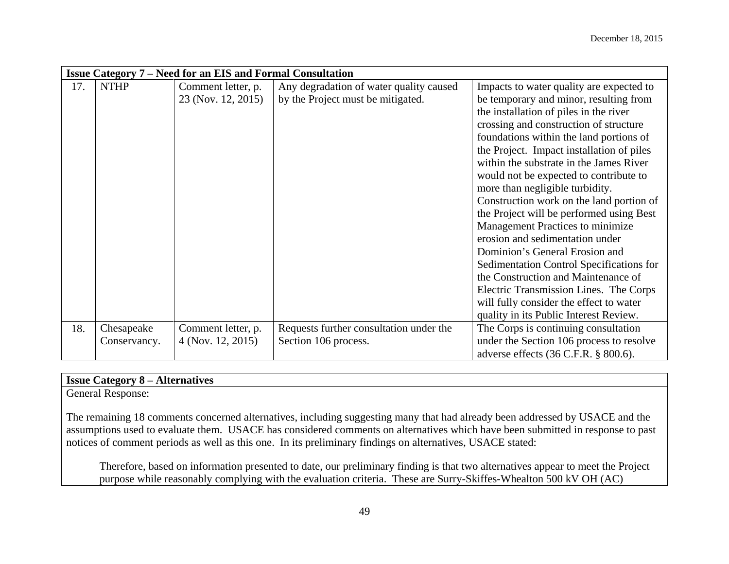| **Issue Category 7 – Need for an EIS and Formal Consultation** | | | | |
|---|---|---|---|---|
| 17. | NTHP | Comment letter, p. 23 (Nov. 12, 2015) | Any degradation of water quality caused by the Project must be mitigated. | Impacts to water quality are expected to be temporary and minor, resulting from the installation of piles in the river crossing and construction of structure foundations within the land portions of the Project. Impact installation of piles within the substrate in the James River would not be expected to contribute to more than negligible turbidity. Construction work on the land portion of the Project will be performed using Best Management Practices to minimize erosion and sedimentation under Dominion's General Erosion and Sedimentation Control Specifications for the Construction and Maintenance of Electric Transmission Lines. The Corps will fully consider the effect to water quality in its Public Interest Review. |
| 18. | Chesapeake Conservancy. | Comment letter, p. 4 (Nov. 12, 2015) | Requests further consultation under the Section 106 process. | The Corps is continuing consultation under the Section 106 process to resolve adverse effects (36 C.F.R. § 800.6). |

**Issue Category 8 – Alternatives**

General Response:

The remaining 18 comments concerned alternatives, including suggesting many that had already been addressed by USACE and the assumptions used to evaluate them. USACE has considered comments on alternatives which have been submitted in response to past notices of comment periods as well as this one. In its preliminary findings on alternatives, USACE stated:

> Therefore, based on information presented to date, our preliminary finding is that two alternatives appear to meet the Project purpose while reasonably complying with the evaluation criteria. These are Surry-Skiffes-Whealton 500 kV OH (AC)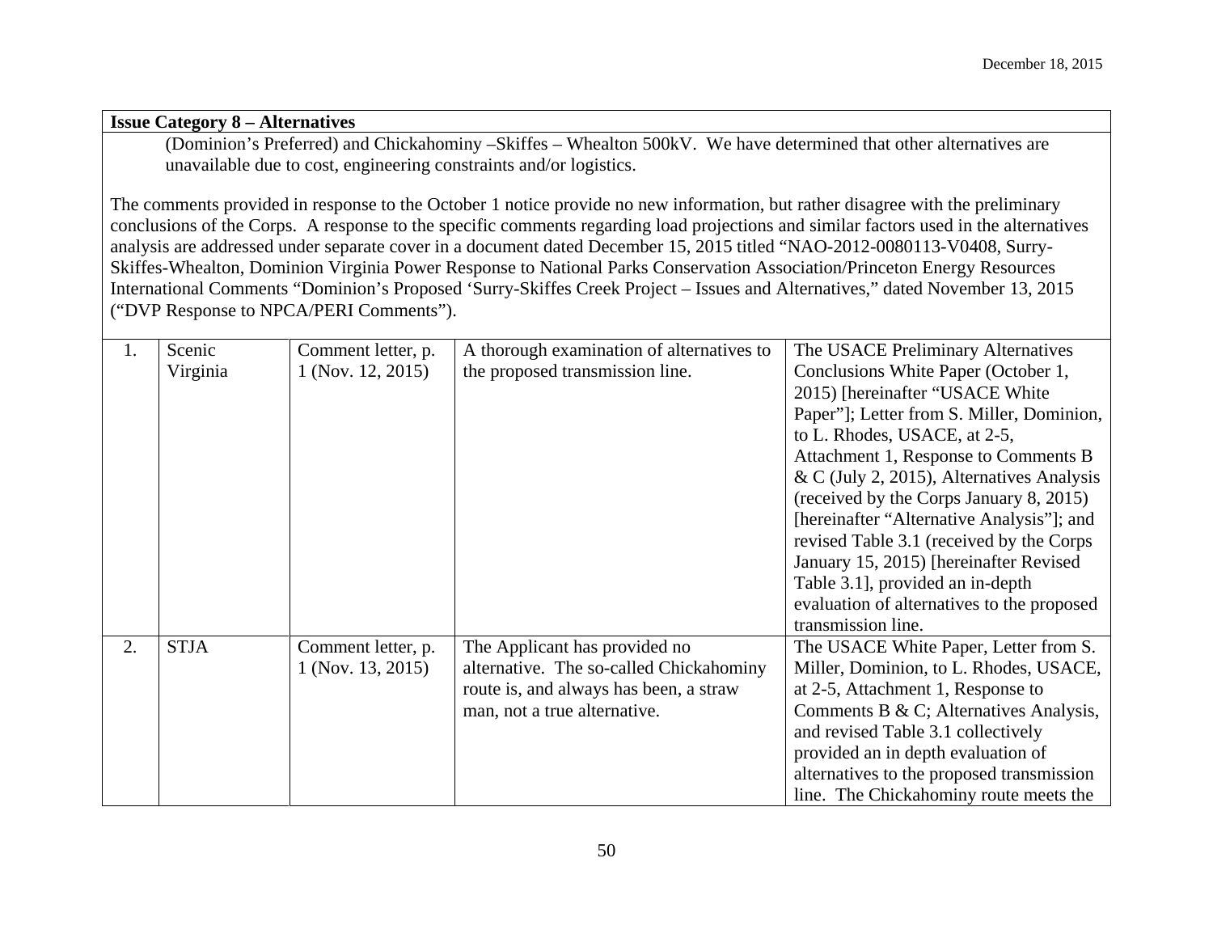**Issue Category 8 – Alternatives**

(Dominion's Preferred) and Chickahominy –Skiffes – Whealton 500kV. We have determined that other alternatives are unavailable due to cost, engineering constraints and/or logistics.

The comments provided in response to the October 1 notice provide no new information, but rather disagree with the preliminary conclusions of the Corps. A response to the specific comments regarding load projections and similar factors used in the alternatives analysis are addressed under separate cover in a document dated December 15, 2015 titled "NAO-2012-0080113-V0408, Surry-Skiffes-Whealton, Dominion Virginia Power Response to National Parks Conservation Association/Princeton Energy Resources International Comments "Dominion's Proposed 'Surry-Skiffes Creek Project – Issues and Alternatives," dated November 13, 2015 ("DVP Response to NPCA/PERI Comments").

| | | | | |
|---|---|---|---|---|
| 1. | Scenic Virginia | Comment letter, p. 1 (Nov. 12, 2015) | A thorough examination of alternatives to the proposed transmission line. | The USACE Preliminary Alternatives Conclusions White Paper (October 1, 2015) [hereinafter "USACE White Paper"]; Letter from S. Miller, Dominion, to L. Rhodes, USACE, at 2-5, Attachment 1, Response to Comments B & C (July 2, 2015), Alternatives Analysis (received by the Corps January 8, 2015) [hereinafter "Alternative Analysis"]; and revised Table 3.1 (received by the Corps January 15, 2015) [hereinafter Revised Table 3.1], provided an in-depth evaluation of alternatives to the proposed transmission line. |
| 2. | STJA | Comment letter, p. 1 (Nov. 13, 2015) | The Applicant has provided no alternative. The so-called Chickahominy route is, and always has been, a straw man, not a true alternative. | The USACE White Paper, Letter from S. Miller, Dominion, to L. Rhodes, USACE, at 2-5, Attachment 1, Response to Comments B & C; Alternatives Analysis, and revised Table 3.1 collectively provided an in depth evaluation of alternatives to the proposed transmission line. The Chickahominy route meets the |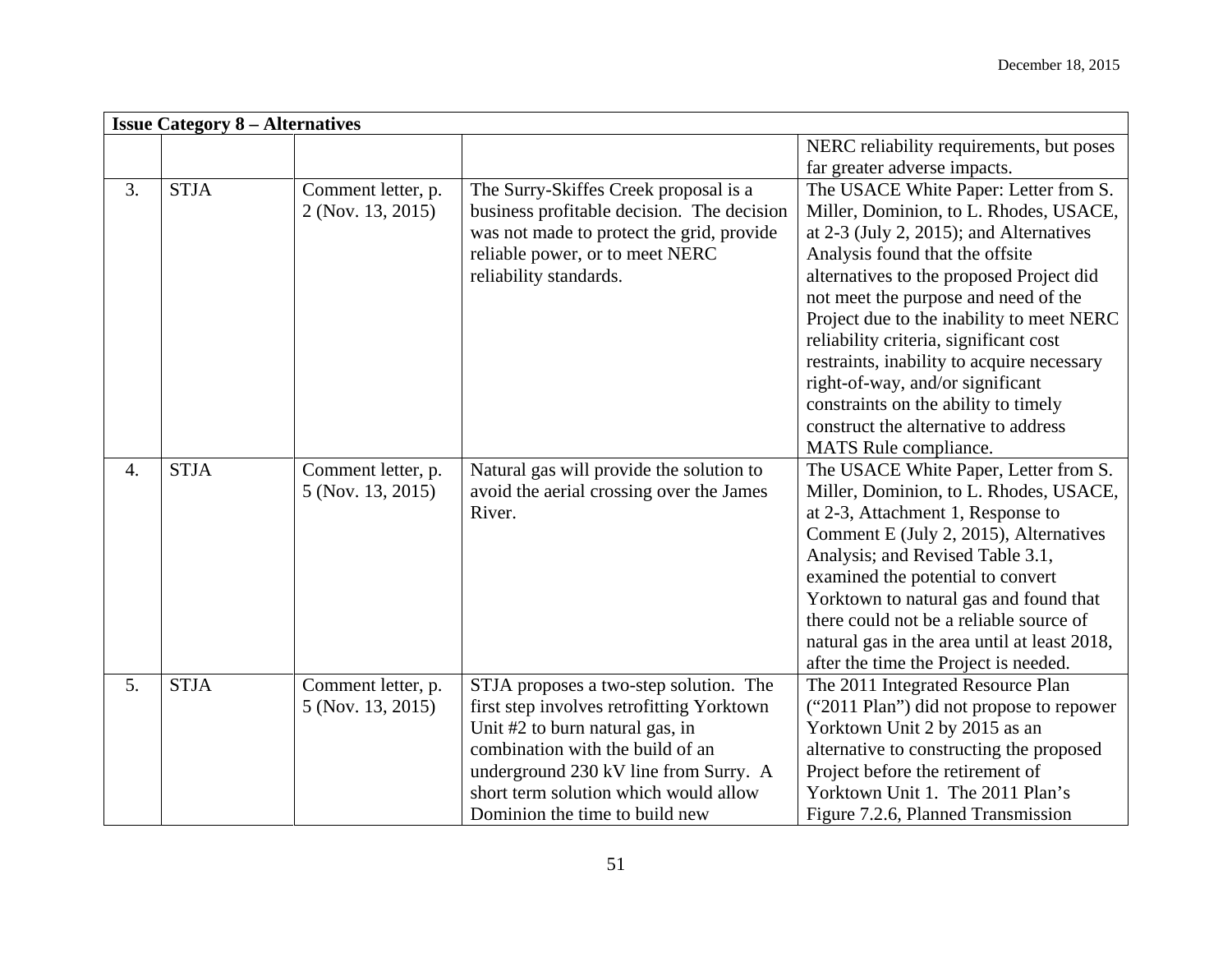| Issue Category 8 – Alternatives | | | | |
|---|---|---|---|---|
| | | | | NERC reliability requirements, but poses far greater adverse impacts. |
| 3. | STJA | Comment letter, p. 2 (Nov. 13, 2015) | The Surry-Skiffes Creek proposal is a business profitable decision. The decision was not made to protect the grid, provide reliable power, or to meet NERC reliability standards. | The USACE White Paper: Letter from S. Miller, Dominion, to L. Rhodes, USACE, at 2-3 (July 2, 2015); and Alternatives Analysis found that the offsite alternatives to the proposed Project did not meet the purpose and need of the Project due to the inability to meet NERC reliability criteria, significant cost restraints, inability to acquire necessary right-of-way, and/or significant constraints on the ability to timely construct the alternative to address MATS Rule compliance. |
| 4. | STJA | Comment letter, p. 5 (Nov. 13, 2015) | Natural gas will provide the solution to avoid the aerial crossing over the James River. | The USACE White Paper, Letter from S. Miller, Dominion, to L. Rhodes, USACE, at 2-3, Attachment 1, Response to Comment E (July 2, 2015), Alternatives Analysis; and Revised Table 3.1, examined the potential to convert Yorktown to natural gas and found that there could not be a reliable source of natural gas in the area until at least 2018, after the time the Project is needed. |
| 5. | STJA | Comment letter, p. 5 (Nov. 13, 2015) | STJA proposes a two-step solution. The first step involves retrofitting Yorktown Unit #2 to burn natural gas, in combination with the build of an underground 230 kV line from Surry. A short term solution which would allow Dominion the time to build new | The 2011 Integrated Resource Plan ("2011 Plan") did not propose to repower Yorktown Unit 2 by 2015 as an alternative to constructing the proposed Project before the retirement of Yorktown Unit 1. The 2011 Plan's Figure 7.2.6, Planned Transmission |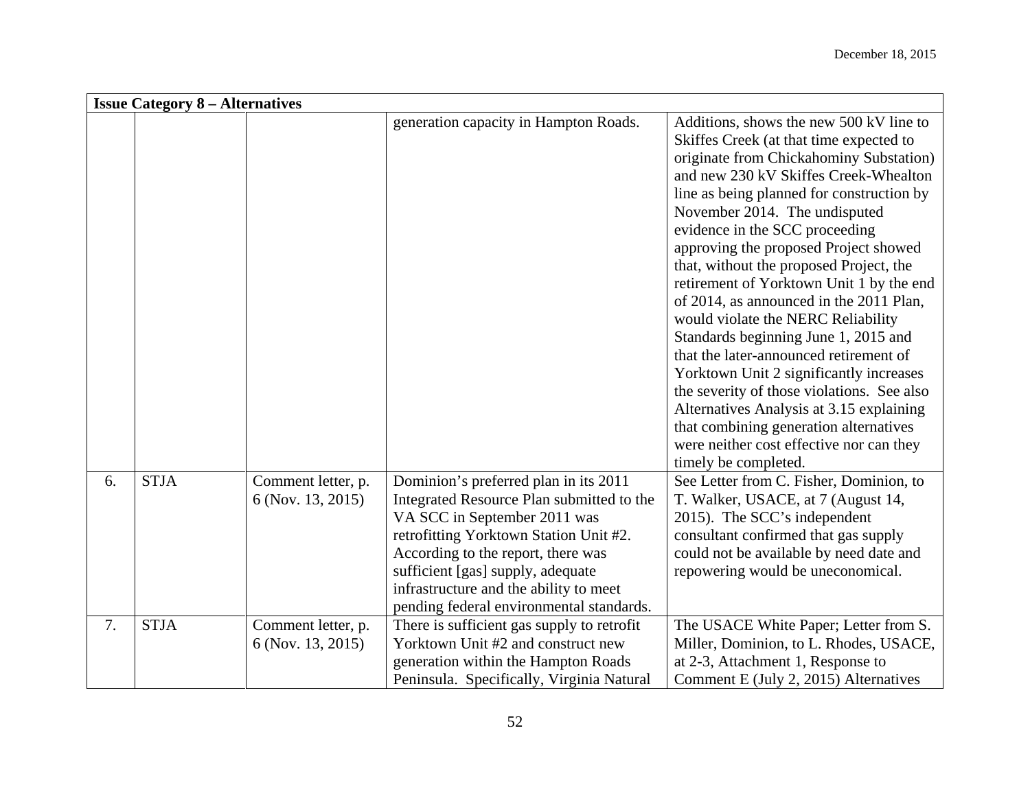| Issue Category 8 – Alternatives | | | | |
|---|---|---|---|---|
| | | | generation capacity in Hampton Roads. | Additions, shows the new 500 kV line to Skiffes Creek (at that time expected to originate from Chickahominy Substation) and new 230 kV Skiffes Creek-Whealton line as being planned for construction by November 2014. The undisputed evidence in the SCC proceeding approving the proposed Project showed that, without the proposed Project, the retirement of Yorktown Unit 1 by the end of 2014, as announced in the 2011 Plan, would violate the NERC Reliability Standards beginning June 1, 2015 and that the later-announced retirement of Yorktown Unit 2 significantly increases the severity of those violations. See also Alternatives Analysis at 3.15 explaining that combining generation alternatives were neither cost effective nor can they timely be completed. |
| 6. | STJA | Comment letter, p. 6 (Nov. 13, 2015) | Dominion's preferred plan in its 2011 Integrated Resource Plan submitted to the VA SCC in September 2011 was retrofitting Yorktown Station Unit #2. According to the report, there was sufficient [gas] supply, adequate infrastructure and the ability to meet pending federal environmental standards. | See Letter from C. Fisher, Dominion, to T. Walker, USACE, at 7 (August 14, 2015). The SCC's independent consultant confirmed that gas supply could not be available by need date and repowering would be uneconomical. |
| 7. | STJA | Comment letter, p. 6 (Nov. 13, 2015) | There is sufficient gas supply to retrofit Yorktown Unit #2 and construct new generation within the Hampton Roads Peninsula. Specifically, Virginia Natural | The USACE White Paper; Letter from S. Miller, Dominion, to L. Rhodes, USACE, at 2-3, Attachment 1, Response to Comment E (July 2, 2015) Alternatives |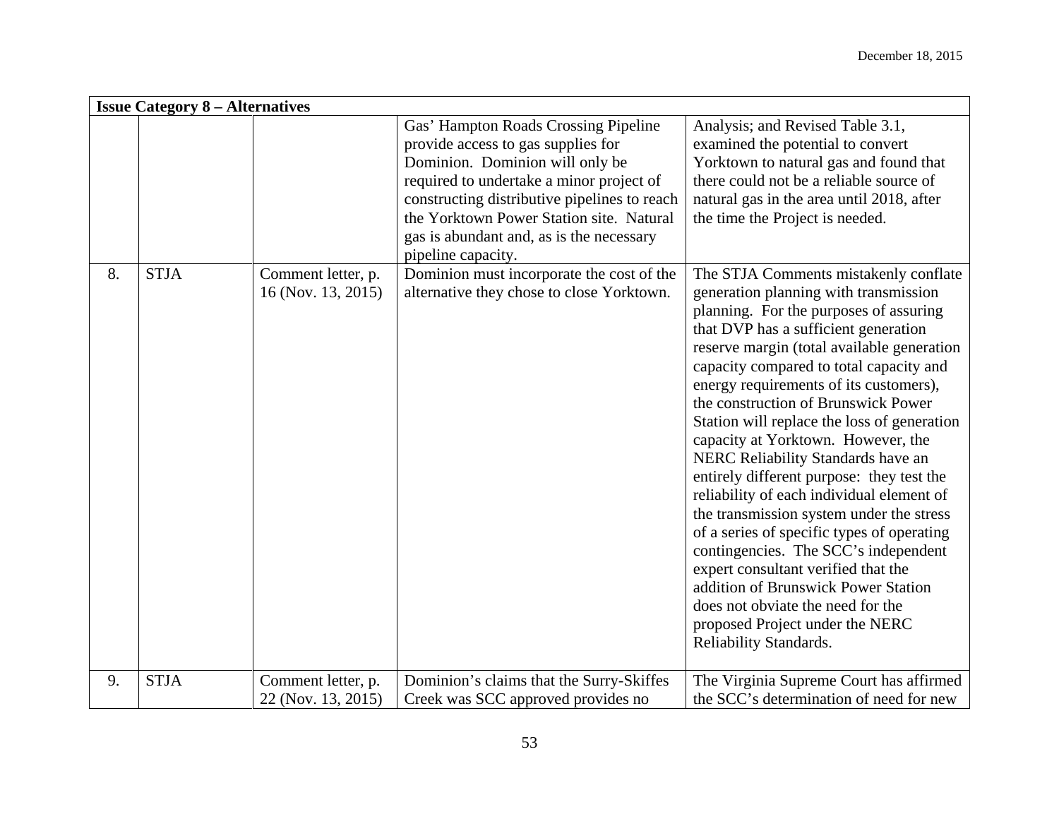| Issue Category 8 – Alternatives | | | | |
|---|---|---|---|---|
| | | | Gas' Hampton Roads Crossing Pipeline provide access to gas supplies for Dominion. Dominion will only be required to undertake a minor project of constructing distributive pipelines to reach the Yorktown Power Station site. Natural gas is abundant and, as is the necessary pipeline capacity. | Analysis; and Revised Table 3.1, examined the potential to convert Yorktown to natural gas and found that there could not be a reliable source of natural gas in the area until 2018, after the time the Project is needed. |
| 8. | STJA | Comment letter, p. 16 (Nov. 13, 2015) | Dominion must incorporate the cost of the alternative they chose to close Yorktown. | The STJA Comments mistakenly conflate generation planning with transmission planning. For the purposes of assuring that DVP has a sufficient generation reserve margin (total available generation capacity compared to total capacity and energy requirements of its customers), the construction of Brunswick Power Station will replace the loss of generation capacity at Yorktown. However, the NERC Reliability Standards have an entirely different purpose: they test the reliability of each individual element of the transmission system under the stress of a series of specific types of operating contingencies. The SCC's independent expert consultant verified that the addition of Brunswick Power Station does not obviate the need for the proposed Project under the NERC Reliability Standards. |
| 9. | STJA | Comment letter, p. 22 (Nov. 13, 2015) | Dominion's claims that the Surry-Skiffes Creek was SCC approved provides no | The Virginia Supreme Court has affirmed the SCC's determination of need for new |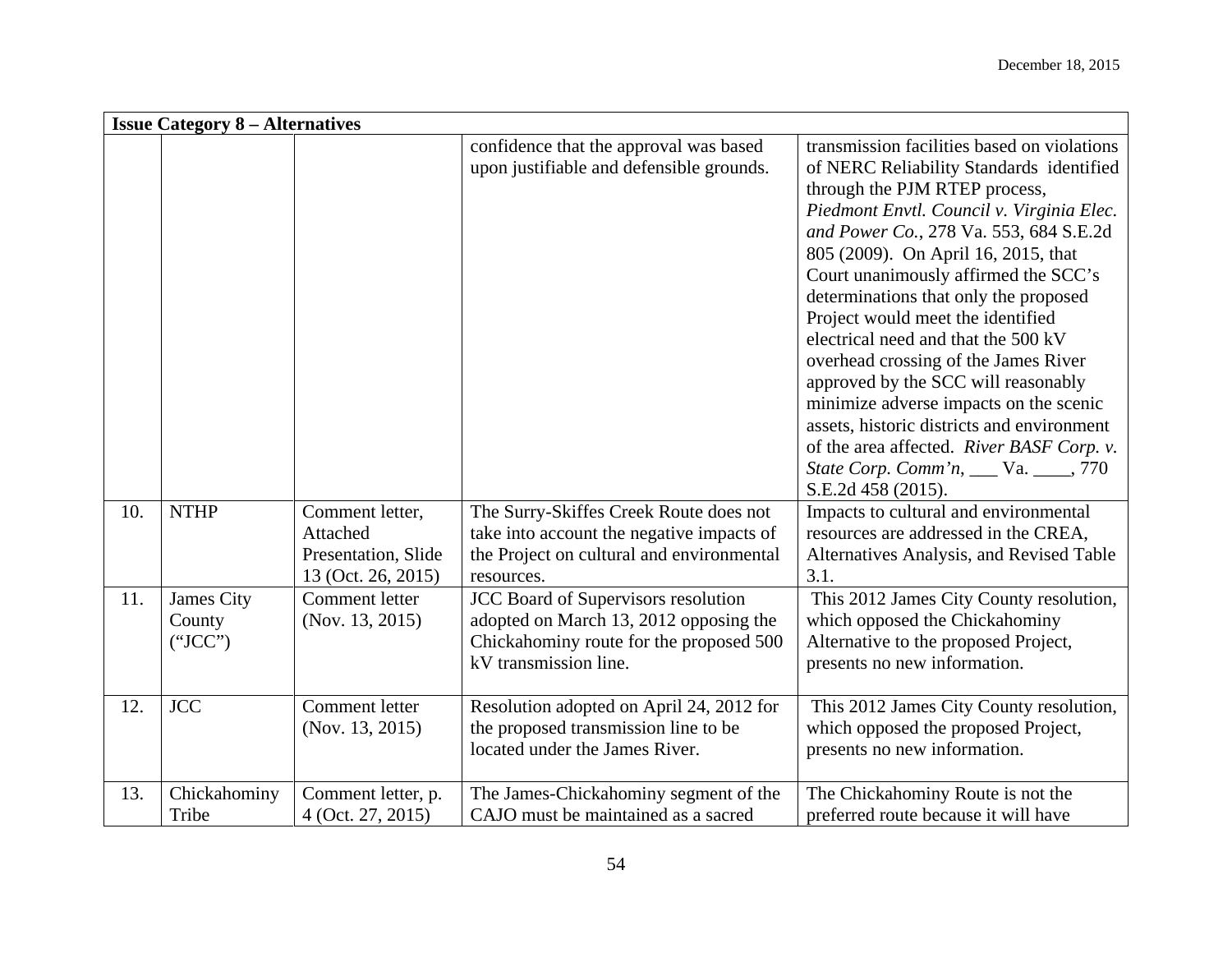| Issue Category 8 – Alternatives | | | | |
|---|---|---|---|---|
| | | | confidence that the approval was based upon justifiable and defensible grounds. | transmission facilities based on violations of NERC Reliability Standards identified through the PJM RTEP process, *Piedmont Envtl. Council v. Virginia Elec. and Power Co.*, 278 Va. 553, 684 S.E.2d 805 (2009). On April 16, 2015, that Court unanimously affirmed the SCC's determinations that only the proposed Project would meet the identified electrical need and that the 500 kV overhead crossing of the James River approved by the SCC will reasonably minimize adverse impacts on the scenic assets, historic districts and environment of the area affected. *River BASF Corp. v. State Corp. Comm'n*, ___ Va. ____, 770 S.E.2d 458 (2015). |
| 10. | NTHP | Comment letter, Attached Presentation, Slide 13 (Oct. 26, 2015) | The Surry-Skiffes Creek Route does not take into account the negative impacts of the Project on cultural and environmental resources. | Impacts to cultural and environmental resources are addressed in the CREA, Alternatives Analysis, and Revised Table 3.1. |
| 11. | James City County ("JCC") | Comment letter (Nov. 13, 2015) | JCC Board of Supervisors resolution adopted on March 13, 2012 opposing the Chickahominy route for the proposed 500 kV transmission line. | This 2012 James City County resolution, which opposed the Chickahominy Alternative to the proposed Project, presents no new information. |
| 12. | JCC | Comment letter (Nov. 13, 2015) | Resolution adopted on April 24, 2012 for the proposed transmission line to be located under the James River. | This 2012 James City County resolution, which opposed the proposed Project, presents no new information. |
| 13. | Chickahominy Tribe | Comment letter, p. 4 (Oct. 27, 2015) | The James-Chickahominy segment of the CAJO must be maintained as a sacred | The Chickahominy Route is not the preferred route because it will have |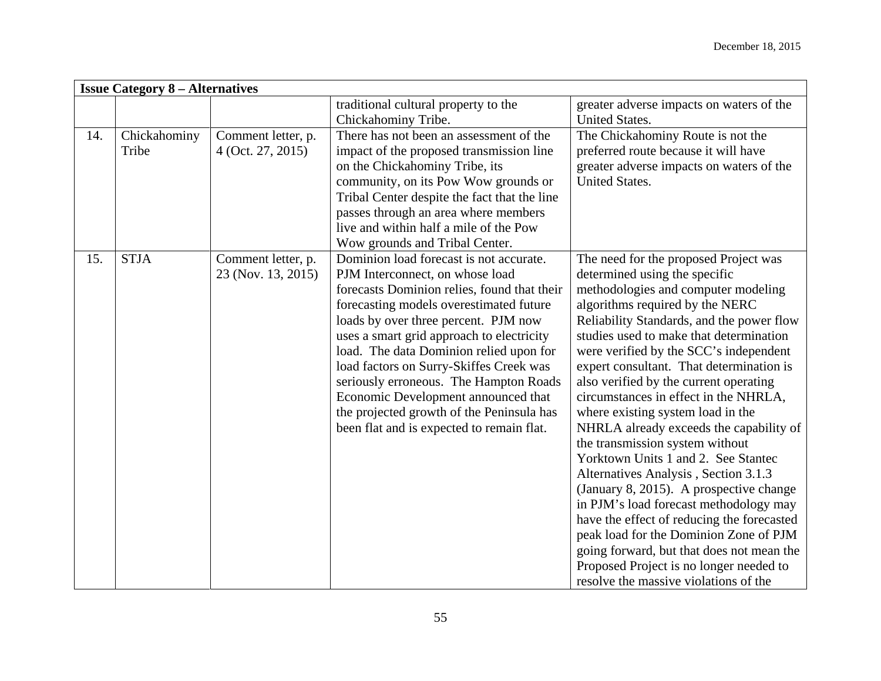| Issue Category 8 – Alternatives | | | | |
|---|---|---|---|---|
| | | | traditional cultural property to the Chickahominy Tribe. | greater adverse impacts on waters of the United States. |
| 14. | Chickahominy Tribe | Comment letter, p. 4 (Oct. 27, 2015) | There has not been an assessment of the impact of the proposed transmission line on the Chickahominy Tribe, its community, on its Pow Wow grounds or Tribal Center despite the fact that the line passes through an area where members live and within half a mile of the Pow Wow grounds and Tribal Center. | The Chickahominy Route is not the preferred route because it will have greater adverse impacts on waters of the United States. |
| 15. | STJA | Comment letter, p. 23 (Nov. 13, 2015) | Dominion load forecast is not accurate. PJM Interconnect, on whose load forecasts Dominion relies, found that their forecasting models overestimated future loads by over three percent. PJM now uses a smart grid approach to electricity load. The data Dominion relied upon for load factors on Surry-Skiffes Creek was seriously erroneous. The Hampton Roads Economic Development announced that the projected growth of the Peninsula has been flat and is expected to remain flat. | The need for the proposed Project was determined using the specific methodologies and computer modeling algorithms required by the NERC Reliability Standards, and the power flow studies used to make that determination were verified by the SCC's independent expert consultant. That determination is also verified by the current operating circumstances in effect in the NHRLA, where existing system load in the NHRLA already exceeds the capability of the transmission system without Yorktown Units 1 and 2. See Stantec Alternatives Analysis , Section 3.1.3 (January 8, 2015). A prospective change in PJM's load forecast methodology may have the effect of reducing the forecasted peak load for the Dominion Zone of PJM going forward, but that does not mean the Proposed Project is no longer needed to resolve the massive violations of the |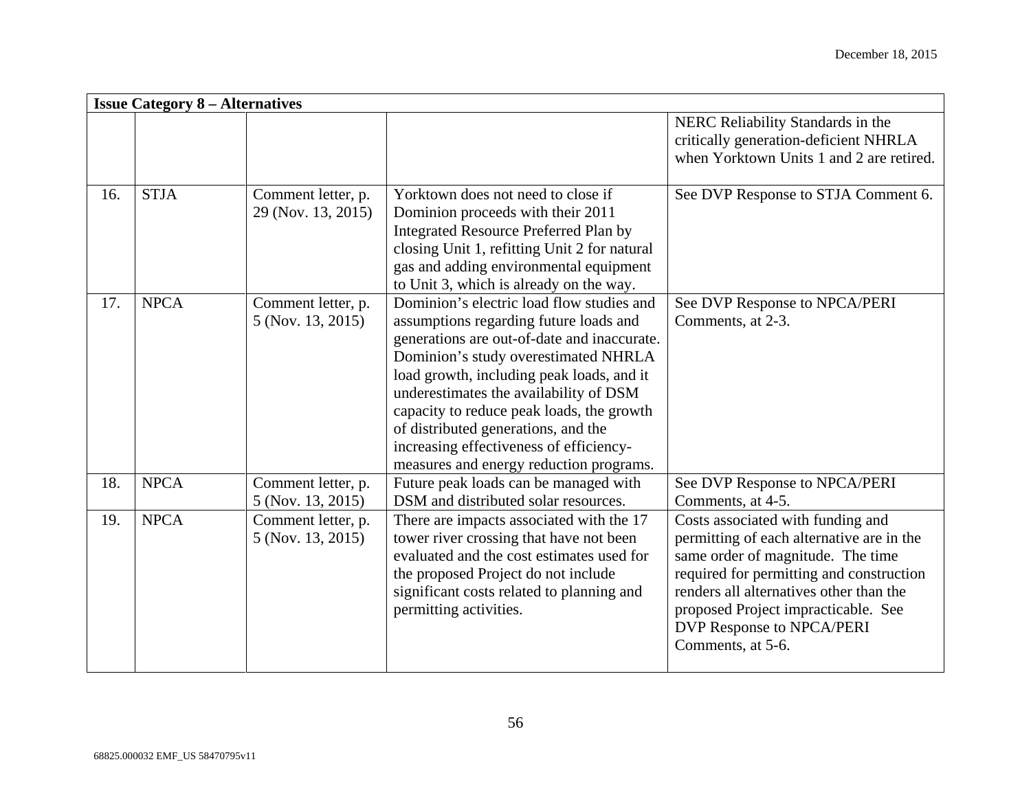| Issue Category 8 – Alternatives | | | | |
|---|---|---|---|---|
| | | | | NERC Reliability Standards in the critically generation-deficient NHRLA when Yorktown Units 1 and 2 are retired. |
| 16. | STJA | Comment letter, p. 29 (Nov. 13, 2015) | Yorktown does not need to close if Dominion proceeds with their 2011 Integrated Resource Preferred Plan by closing Unit 1, refitting Unit 2 for natural gas and adding environmental equipment to Unit 3, which is already on the way. | See DVP Response to STJA Comment 6. |
| 17. | NPCA | Comment letter, p. 5 (Nov. 13, 2015) | Dominion's electric load flow studies and assumptions regarding future loads and generations are out-of-date and inaccurate. Dominion's study overestimated NHRLA load growth, including peak loads, and it underestimates the availability of DSM capacity to reduce peak loads, the growth of distributed generations, and the increasing effectiveness of efficiency-measures and energy reduction programs. | See DVP Response to NPCA/PERI Comments, at 2-3. |
| 18. | NPCA | Comment letter, p. 5 (Nov. 13, 2015) | Future peak loads can be managed with DSM and distributed solar resources. | See DVP Response to NPCA/PERI Comments, at 4-5. |
| 19. | NPCA | Comment letter, p. 5 (Nov. 13, 2015) | There are impacts associated with the 17 tower river crossing that have not been evaluated and the cost estimates used for the proposed Project do not include significant costs related to planning and permitting activities. | Costs associated with funding and permitting of each alternative are in the same order of magnitude. The time required for permitting and construction renders all alternatives other than the proposed Project impracticable. See DVP Response to NPCA/PERI Comments, at 5-6. |